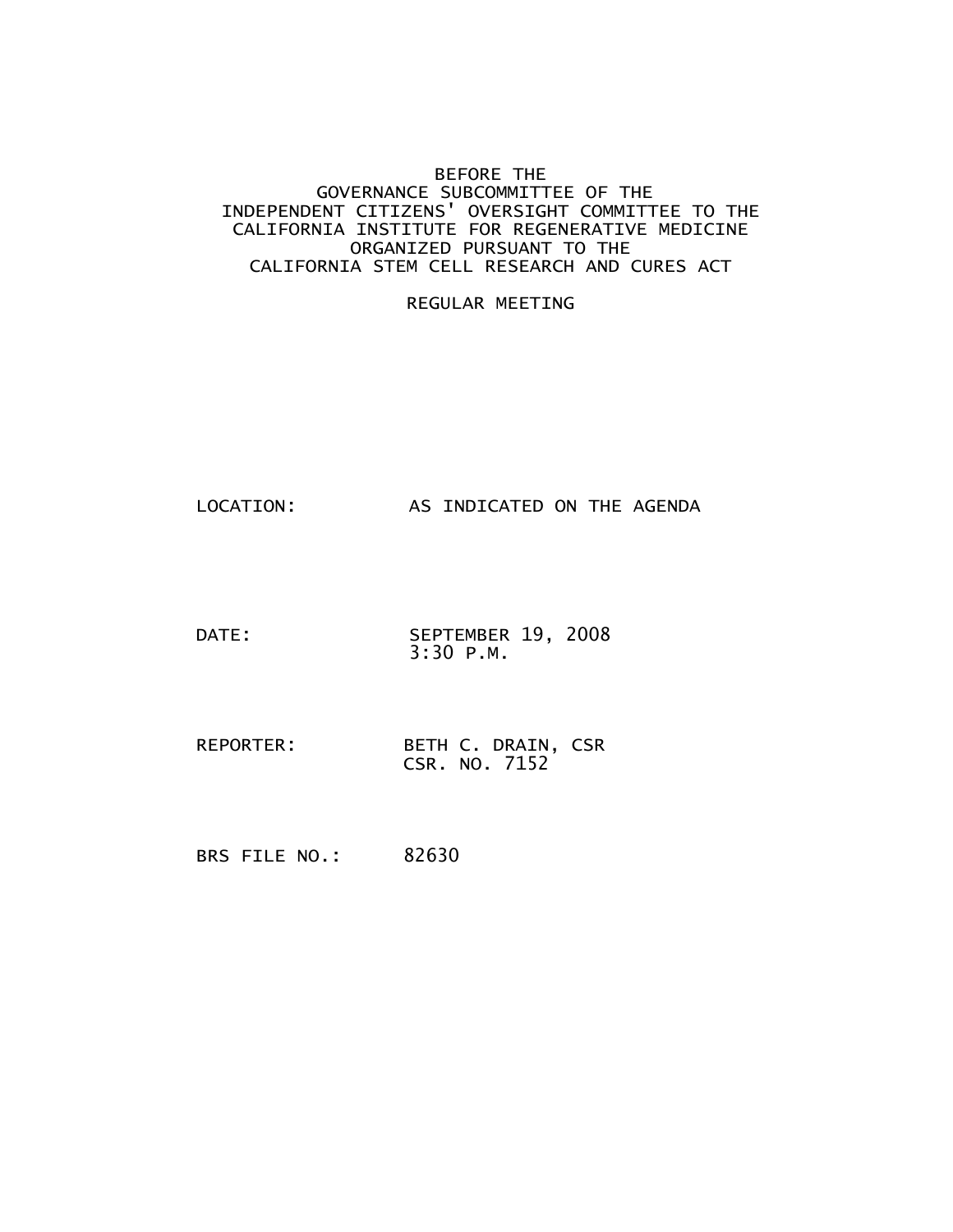BEFORE THE
GOVERNANCE SUBCOMMITTEE OF THE
INDEPENDENT CITIZENS' OVERSIGHT COMMITTEE TO THE
CALIFORNIA INSTITUTE FOR REGENERATIVE MEDICINE
ORGANIZED PURSUANT TO THE
CALIFORNIA STEM CELL RESEARCH AND CURES ACT

REGULAR MEETING

LOCATION: AS INDICATED ON THE AGENDA

DATE: SEPTEMBER 19, 2008
3:30 P.M.

REPORTER: BETH C. DRAIN, CSR
CSR. NO. 7152

BRS FILE NO.: 82630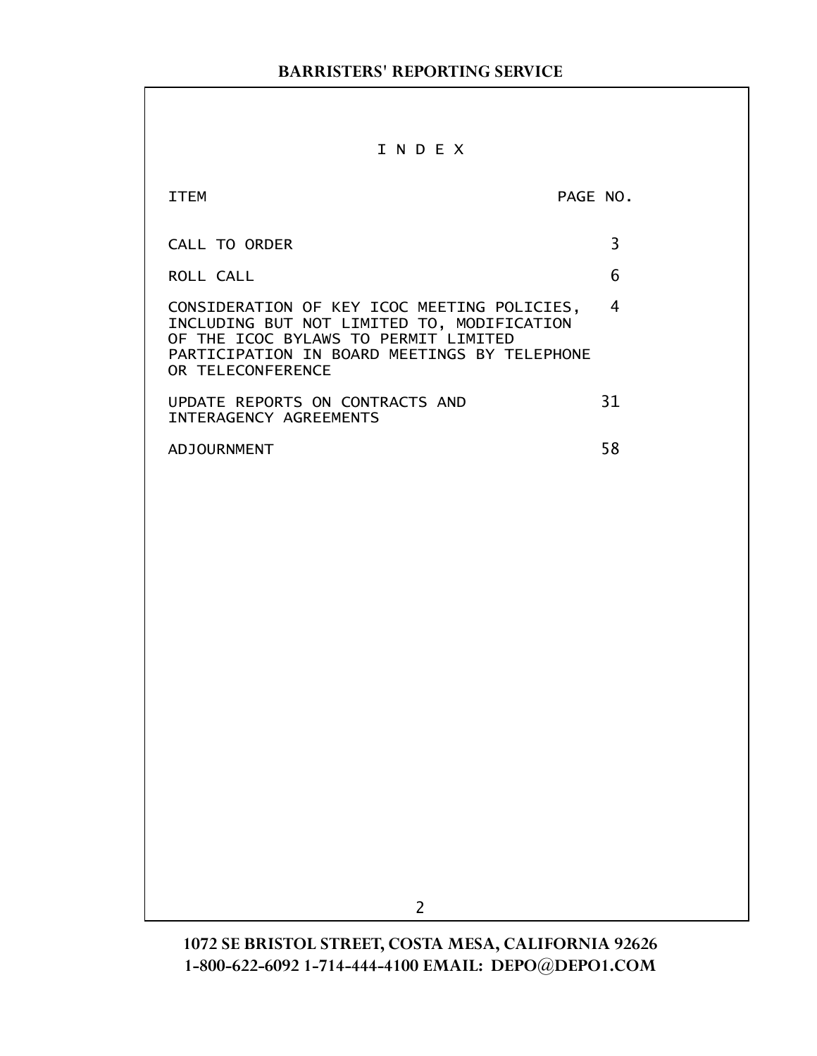# I N D E X

| ITEM | PAGE NO. |
|---|---|
| CALL TO ORDER | 3 |
| ROLL CALL | 6 |
| CONSIDERATION OF KEY ICOC MEETING POLICIES, INCLUDING BUT NOT LIMITED TO, MODIFICATION OF THE ICOC BYLAWS TO PERMIT LIMITED PARTICIPATION IN BOARD MEETINGS BY TELEPHONE OR TELECONFERENCE | 4 |
| UPDATE REPORTS ON CONTRACTS AND INTERAGENCY AGREEMENTS | 31 |
| ADJOURNMENT | 58 |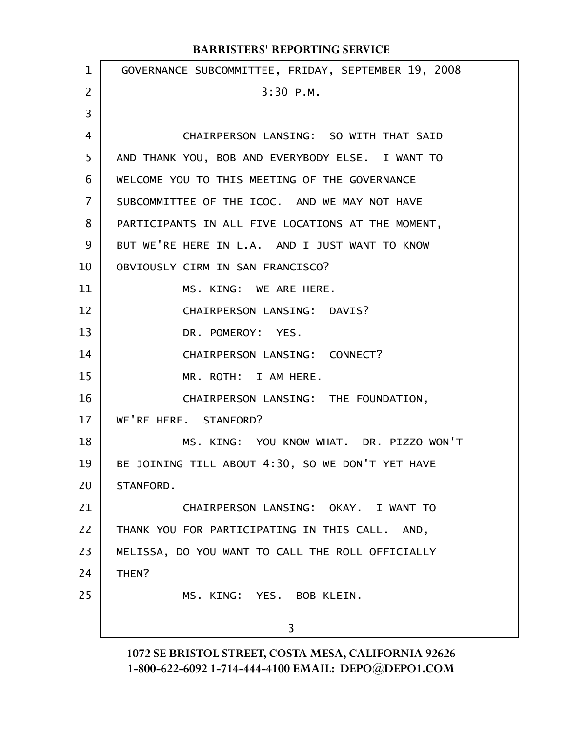GOVERNANCE SUBCOMMITTEE, FRIDAY, SEPTEMBER 19, 2008

3:30 P.M.

CHAIRPERSON LANSING: SO WITH THAT SAID AND THANK YOU, BOB AND EVERYBODY ELSE. I WANT TO WELCOME YOU TO THIS MEETING OF THE GOVERNANCE SUBCOMMITTEE OF THE ICOC. AND WE MAY NOT HAVE PARTICIPANTS IN ALL FIVE LOCATIONS AT THE MOMENT, BUT WE'RE HERE IN L.A. AND I JUST WANT TO KNOW OBVIOUSLY CIRM IN SAN FRANCISCO?

MS. KING: WE ARE HERE.

CHAIRPERSON LANSING: DAVIS?

DR. POMEROY: YES.

CHAIRPERSON LANSING: CONNECT?

MR. ROTH: I AM HERE.

CHAIRPERSON LANSING: THE FOUNDATION, WE'RE HERE. STANFORD?

MS. KING: YOU KNOW WHAT. DR. PIZZO WON'T BE JOINING TILL ABOUT 4:30, SO WE DON'T YET HAVE STANFORD.

CHAIRPERSON LANSING: OKAY. I WANT TO THANK YOU FOR PARTICIPATING IN THIS CALL. AND, MELISSA, DO YOU WANT TO CALL THE ROLL OFFICIALLY THEN?

MS. KING: YES. BOB KLEIN.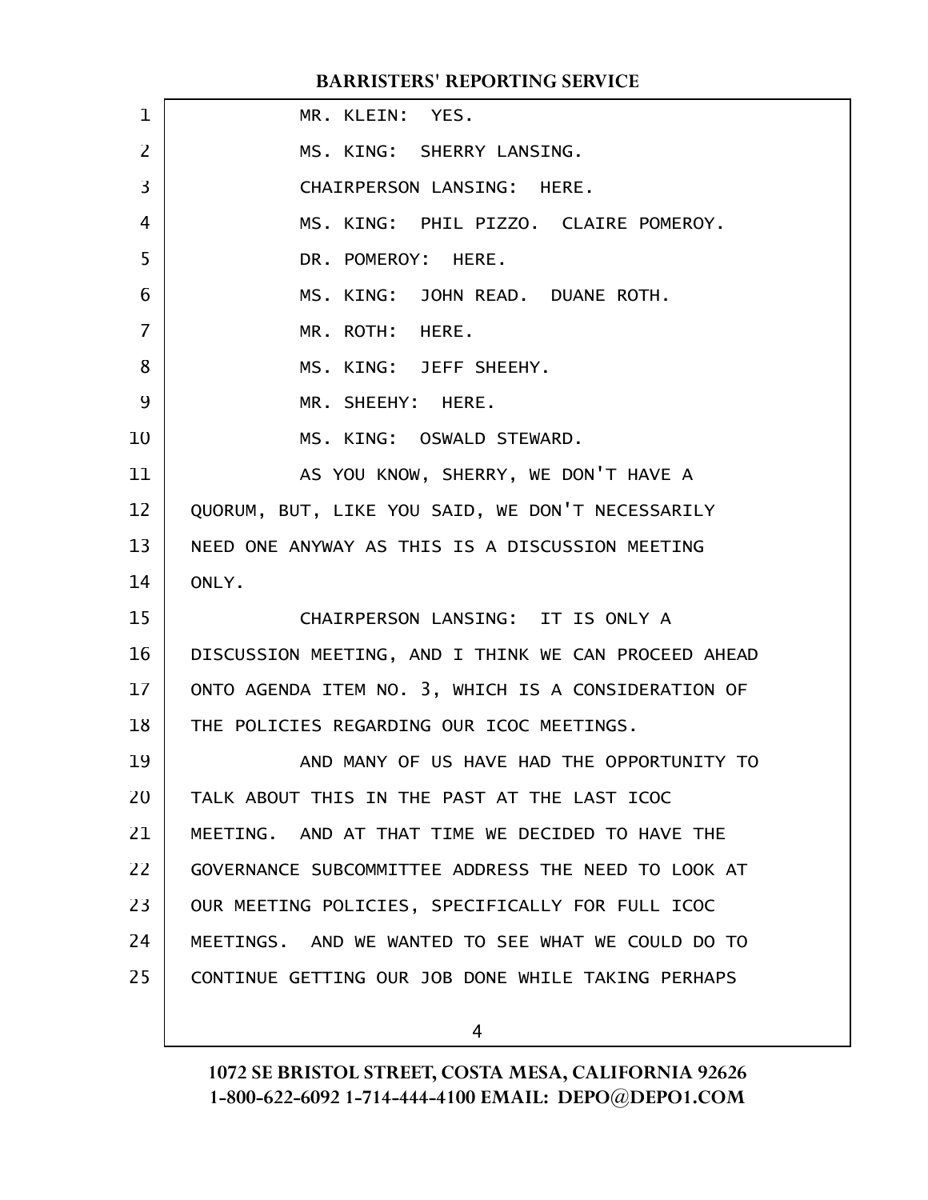MR. KLEIN: YES.

MS. KING: SHERRY LANSING.

CHAIRPERSON LANSING: HERE.

MS. KING: PHIL PIZZO. CLAIRE POMEROY.

DR. POMEROY: HERE.

MS. KING: JOHN READ. DUANE ROTH.

MR. ROTH: HERE.

MS. KING: JEFF SHEEHY.

MR. SHEEHY: HERE.

MS. KING: OSWALD STEWARD.

AS YOU KNOW, SHERRY, WE DON'T HAVE A QUORUM, BUT, LIKE YOU SAID, WE DON'T NECESSARILY NEED ONE ANYWAY AS THIS IS A DISCUSSION MEETING ONLY.

CHAIRPERSON LANSING: IT IS ONLY A DISCUSSION MEETING, AND I THINK WE CAN PROCEED AHEAD ONTO AGENDA ITEM NO. 3, WHICH IS A CONSIDERATION OF THE POLICIES REGARDING OUR ICOC MEETINGS.

AND MANY OF US HAVE HAD THE OPPORTUNITY TO TALK ABOUT THIS IN THE PAST AT THE LAST ICOC MEETING. AND AT THAT TIME WE DECIDED TO HAVE THE GOVERNANCE SUBCOMMITTEE ADDRESS THE NEED TO LOOK AT OUR MEETING POLICIES, SPECIFICALLY FOR FULL ICOC MEETINGS. AND WE WANTED TO SEE WHAT WE COULD DO TO CONTINUE GETTING OUR JOB DONE WHILE TAKING PERHAPS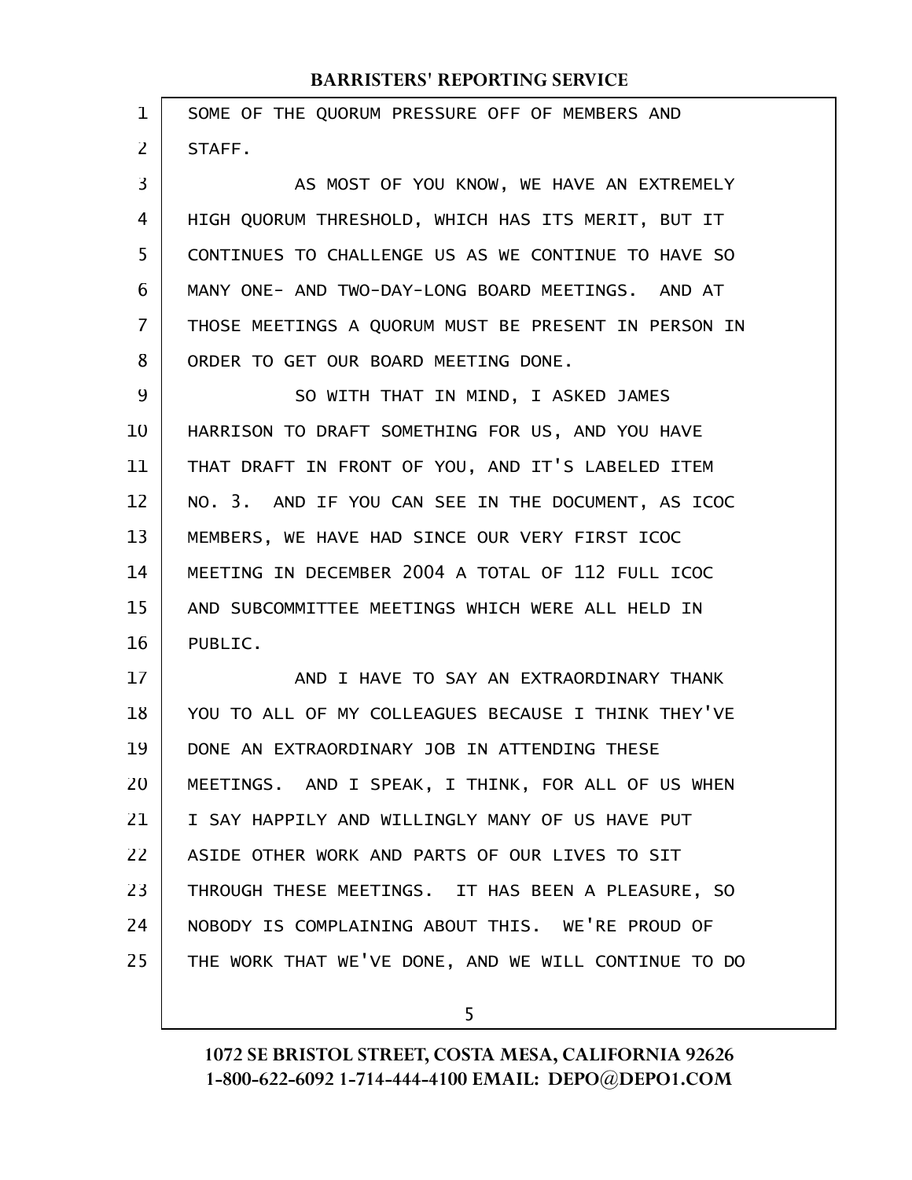SOME OF THE QUORUM PRESSURE OFF OF MEMBERS AND STAFF.

AS MOST OF YOU KNOW, WE HAVE AN EXTREMELY HIGH QUORUM THRESHOLD, WHICH HAS ITS MERIT, BUT IT CONTINUES TO CHALLENGE US AS WE CONTINUE TO HAVE SO MANY ONE- AND TWO-DAY-LONG BOARD MEETINGS. AND AT THOSE MEETINGS A QUORUM MUST BE PRESENT IN PERSON IN ORDER TO GET OUR BOARD MEETING DONE.

SO WITH THAT IN MIND, I ASKED JAMES HARRISON TO DRAFT SOMETHING FOR US, AND YOU HAVE THAT DRAFT IN FRONT OF YOU, AND IT'S LABELED ITEM NO. 3. AND IF YOU CAN SEE IN THE DOCUMENT, AS ICOC MEMBERS, WE HAVE HAD SINCE OUR VERY FIRST ICOC MEETING IN DECEMBER 2004 A TOTAL OF 112 FULL ICOC AND SUBCOMMITTEE MEETINGS WHICH WERE ALL HELD IN PUBLIC.

AND I HAVE TO SAY AN EXTRAORDINARY THANK YOU TO ALL OF MY COLLEAGUES BECAUSE I THINK THEY'VE DONE AN EXTRAORDINARY JOB IN ATTENDING THESE MEETINGS. AND I SPEAK, I THINK, FOR ALL OF US WHEN I SAY HAPPILY AND WILLINGLY MANY OF US HAVE PUT ASIDE OTHER WORK AND PARTS OF OUR LIVES TO SIT THROUGH THESE MEETINGS. IT HAS BEEN A PLEASURE, SO NOBODY IS COMPLAINING ABOUT THIS. WE'RE PROUD OF THE WORK THAT WE'VE DONE, AND WE WILL CONTINUE TO DO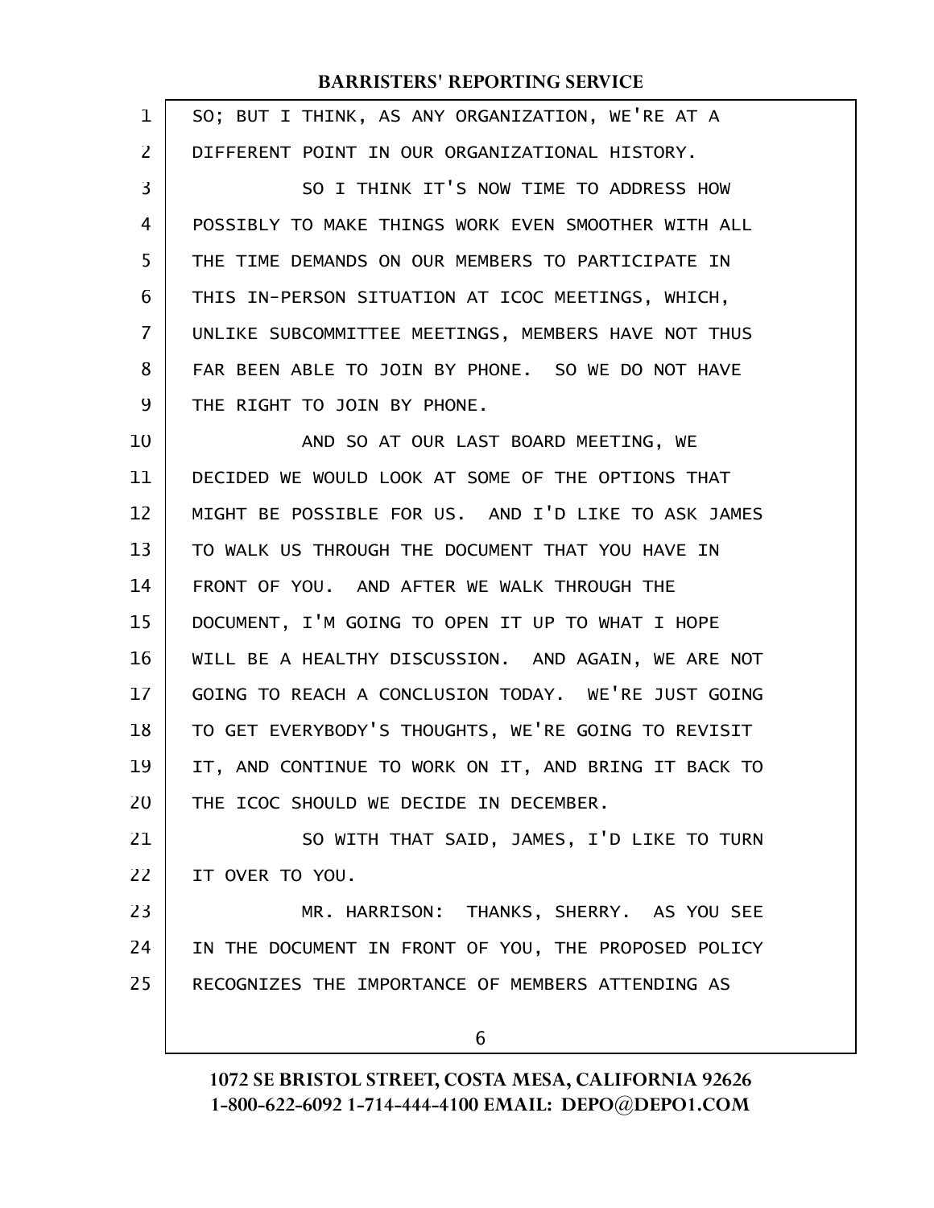SO; BUT I THINK, AS ANY ORGANIZATION, WE'RE AT A DIFFERENT POINT IN OUR ORGANIZATIONAL HISTORY.

SO I THINK IT'S NOW TIME TO ADDRESS HOW POSSIBLY TO MAKE THINGS WORK EVEN SMOOTHER WITH ALL THE TIME DEMANDS ON OUR MEMBERS TO PARTICIPATE IN THIS IN-PERSON SITUATION AT ICOC MEETINGS, WHICH, UNLIKE SUBCOMMITTEE MEETINGS, MEMBERS HAVE NOT THUS FAR BEEN ABLE TO JOIN BY PHONE. SO WE DO NOT HAVE THE RIGHT TO JOIN BY PHONE.

AND SO AT OUR LAST BOARD MEETING, WE DECIDED WE WOULD LOOK AT SOME OF THE OPTIONS THAT MIGHT BE POSSIBLE FOR US. AND I'D LIKE TO ASK JAMES TO WALK US THROUGH THE DOCUMENT THAT YOU HAVE IN FRONT OF YOU. AND AFTER WE WALK THROUGH THE DOCUMENT, I'M GOING TO OPEN IT UP TO WHAT I HOPE WILL BE A HEALTHY DISCUSSION. AND AGAIN, WE ARE NOT GOING TO REACH A CONCLUSION TODAY. WE'RE JUST GOING TO GET EVERYBODY'S THOUGHTS, WE'RE GOING TO REVISIT IT, AND CONTINUE TO WORK ON IT, AND BRING IT BACK TO THE ICOC SHOULD WE DECIDE IN DECEMBER.

SO WITH THAT SAID, JAMES, I'D LIKE TO TURN IT OVER TO YOU.

MR. HARRISON: THANKS, SHERRY. AS YOU SEE IN THE DOCUMENT IN FRONT OF YOU, THE PROPOSED POLICY RECOGNIZES THE IMPORTANCE OF MEMBERS ATTENDING AS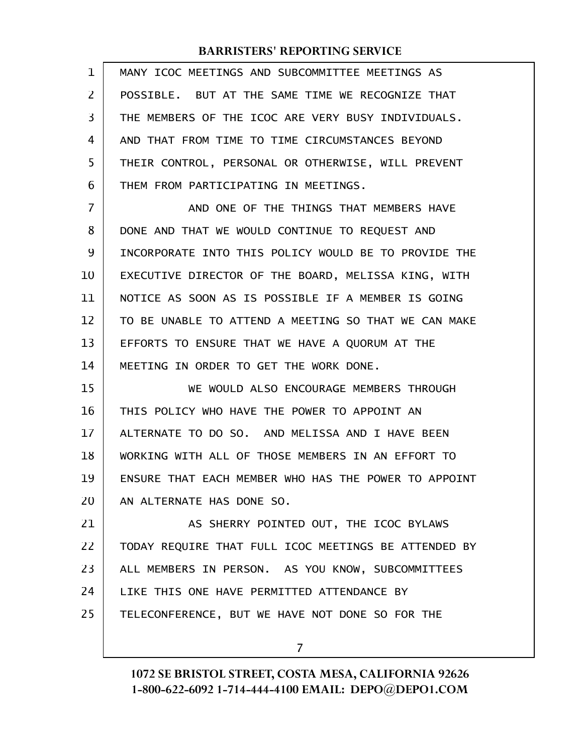MANY ICOC MEETINGS AND SUBCOMMITTEE MEETINGS AS POSSIBLE. BUT AT THE SAME TIME WE RECOGNIZE THAT THE MEMBERS OF THE ICOC ARE VERY BUSY INDIVIDUALS. AND THAT FROM TIME TO TIME CIRCUMSTANCES BEYOND THEIR CONTROL, PERSONAL OR OTHERWISE, WILL PREVENT THEM FROM PARTICIPATING IN MEETINGS.

AND ONE OF THE THINGS THAT MEMBERS HAVE DONE AND THAT WE WOULD CONTINUE TO REQUEST AND INCORPORATE INTO THIS POLICY WOULD BE TO PROVIDE THE EXECUTIVE DIRECTOR OF THE BOARD, MELISSA KING, WITH NOTICE AS SOON AS IS POSSIBLE IF A MEMBER IS GOING TO BE UNABLE TO ATTEND A MEETING SO THAT WE CAN MAKE EFFORTS TO ENSURE THAT WE HAVE A QUORUM AT THE MEETING IN ORDER TO GET THE WORK DONE.

WE WOULD ALSO ENCOURAGE MEMBERS THROUGH THIS POLICY WHO HAVE THE POWER TO APPOINT AN ALTERNATE TO DO SO. AND MELISSA AND I HAVE BEEN WORKING WITH ALL OF THOSE MEMBERS IN AN EFFORT TO ENSURE THAT EACH MEMBER WHO HAS THE POWER TO APPOINT AN ALTERNATE HAS DONE SO.

AS SHERRY POINTED OUT, THE ICOC BYLAWS TODAY REQUIRE THAT FULL ICOC MEETINGS BE ATTENDED BY ALL MEMBERS IN PERSON. AS YOU KNOW, SUBCOMMITTEES LIKE THIS ONE HAVE PERMITTED ATTENDANCE BY TELECONFERENCE, BUT WE HAVE NOT DONE SO FOR THE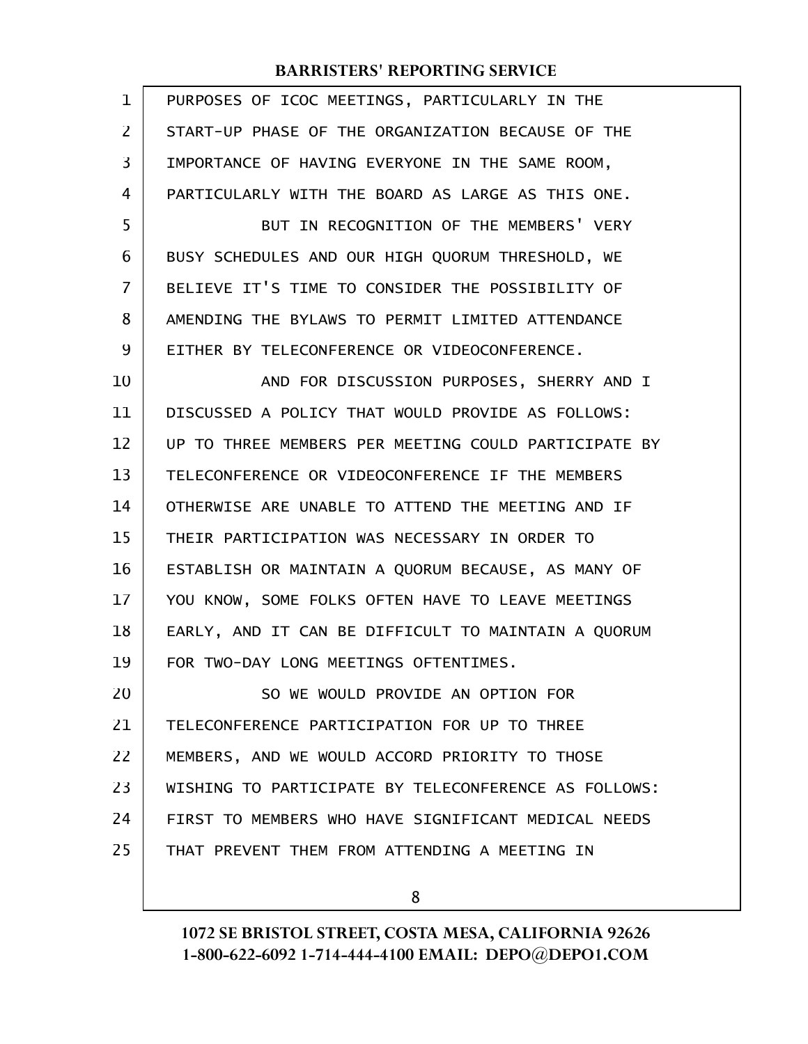PURPOSES OF ICOC MEETINGS, PARTICULARLY IN THE START-UP PHASE OF THE ORGANIZATION BECAUSE OF THE IMPORTANCE OF HAVING EVERYONE IN THE SAME ROOM, PARTICULARLY WITH THE BOARD AS LARGE AS THIS ONE.

BUT IN RECOGNITION OF THE MEMBERS' VERY BUSY SCHEDULES AND OUR HIGH QUORUM THRESHOLD, WE BELIEVE IT'S TIME TO CONSIDER THE POSSIBILITY OF AMENDING THE BYLAWS TO PERMIT LIMITED ATTENDANCE EITHER BY TELECONFERENCE OR VIDEOCONFERENCE.

AND FOR DISCUSSION PURPOSES, SHERRY AND I DISCUSSED A POLICY THAT WOULD PROVIDE AS FOLLOWS: UP TO THREE MEMBERS PER MEETING COULD PARTICIPATE BY TELECONFERENCE OR VIDEOCONFERENCE IF THE MEMBERS OTHERWISE ARE UNABLE TO ATTEND THE MEETING AND IF THEIR PARTICIPATION WAS NECESSARY IN ORDER TO ESTABLISH OR MAINTAIN A QUORUM BECAUSE, AS MANY OF YOU KNOW, SOME FOLKS OFTEN HAVE TO LEAVE MEETINGS EARLY, AND IT CAN BE DIFFICULT TO MAINTAIN A QUORUM FOR TWO-DAY LONG MEETINGS OFTENTIMES.

SO WE WOULD PROVIDE AN OPTION FOR TELECONFERENCE PARTICIPATION FOR UP TO THREE MEMBERS, AND WE WOULD ACCORD PRIORITY TO THOSE WISHING TO PARTICIPATE BY TELECONFERENCE AS FOLLOWS: FIRST TO MEMBERS WHO HAVE SIGNIFICANT MEDICAL NEEDS THAT PREVENT THEM FROM ATTENDING A MEETING IN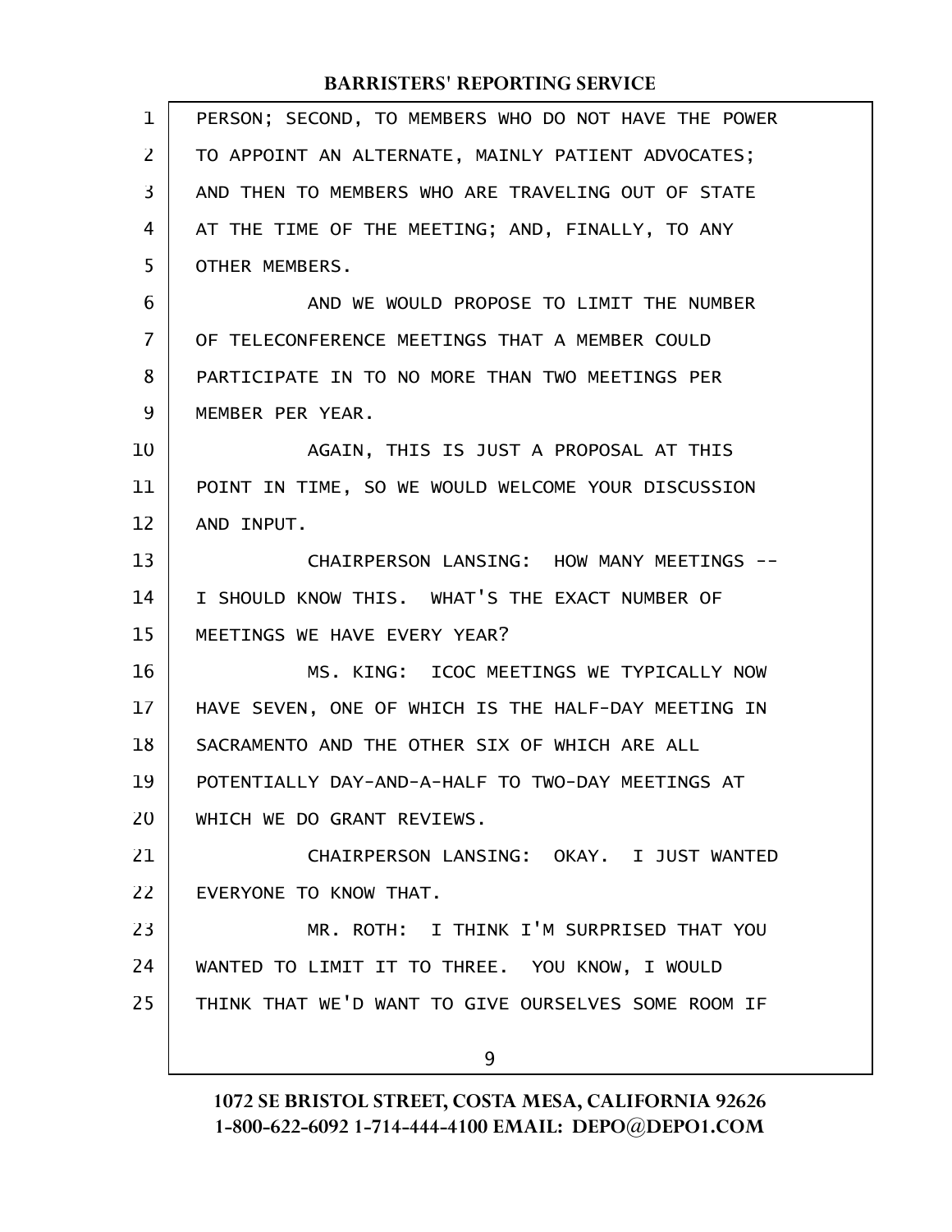PERSON; SECOND, TO MEMBERS WHO DO NOT HAVE THE POWER TO APPOINT AN ALTERNATE, MAINLY PATIENT ADVOCATES; AND THEN TO MEMBERS WHO ARE TRAVELING OUT OF STATE AT THE TIME OF THE MEETING; AND, FINALLY, TO ANY OTHER MEMBERS.

AND WE WOULD PROPOSE TO LIMIT THE NUMBER OF TELECONFERENCE MEETINGS THAT A MEMBER COULD PARTICIPATE IN TO NO MORE THAN TWO MEETINGS PER MEMBER PER YEAR.

AGAIN, THIS IS JUST A PROPOSAL AT THIS POINT IN TIME, SO WE WOULD WELCOME YOUR DISCUSSION AND INPUT.

CHAIRPERSON LANSING: HOW MANY MEETINGS -- I SHOULD KNOW THIS. WHAT'S THE EXACT NUMBER OF MEETINGS WE HAVE EVERY YEAR?

MS. KING: ICOC MEETINGS WE TYPICALLY NOW HAVE SEVEN, ONE OF WHICH IS THE HALF-DAY MEETING IN SACRAMENTO AND THE OTHER SIX OF WHICH ARE ALL POTENTIALLY DAY-AND-A-HALF TO TWO-DAY MEETINGS AT WHICH WE DO GRANT REVIEWS.

CHAIRPERSON LANSING: OKAY. I JUST WANTED EVERYONE TO KNOW THAT.

MR. ROTH: I THINK I'M SURPRISED THAT YOU WANTED TO LIMIT IT TO THREE. YOU KNOW, I WOULD THINK THAT WE'D WANT TO GIVE OURSELVES SOME ROOM IF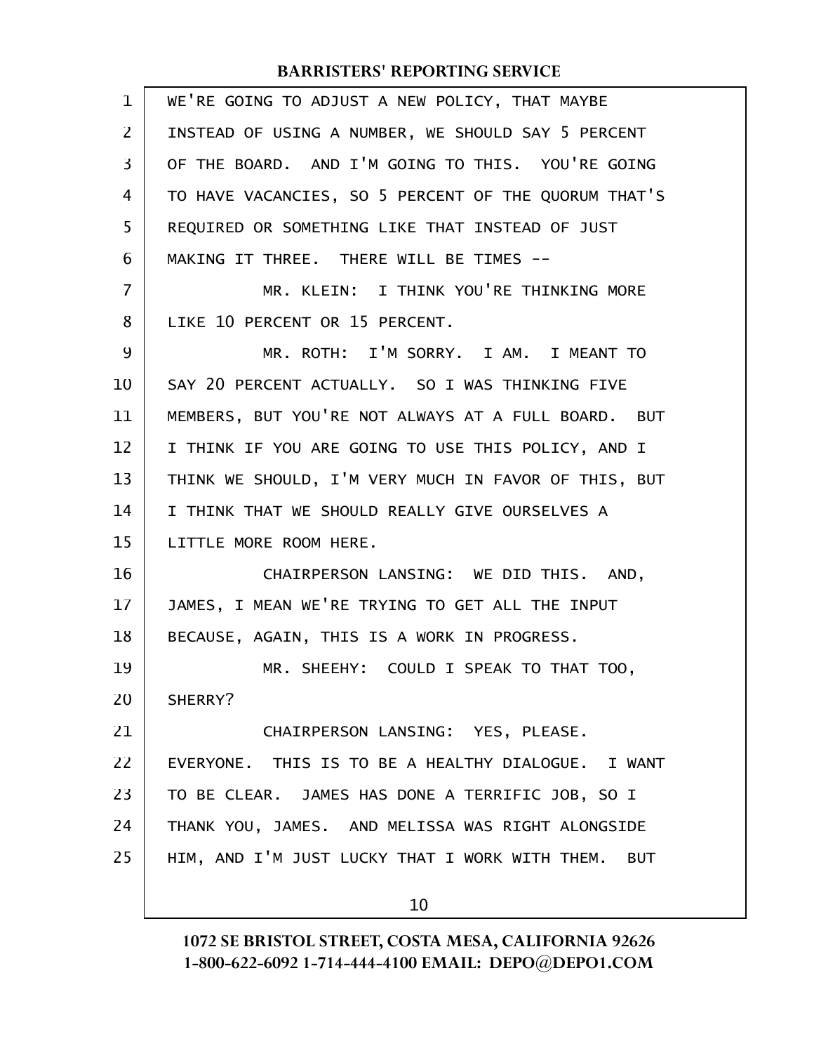WE'RE GOING TO ADJUST A NEW POLICY, THAT MAYBE INSTEAD OF USING A NUMBER, WE SHOULD SAY 5 PERCENT OF THE BOARD. AND I'M GOING TO THIS. YOU'RE GOING TO HAVE VACANCIES, SO 5 PERCENT OF THE QUORUM THAT'S REQUIRED OR SOMETHING LIKE THAT INSTEAD OF JUST MAKING IT THREE. THERE WILL BE TIMES --

MR. KLEIN: I THINK YOU'RE THINKING MORE LIKE 10 PERCENT OR 15 PERCENT.

MR. ROTH: I'M SORRY. I AM. I MEANT TO SAY 20 PERCENT ACTUALLY. SO I WAS THINKING FIVE MEMBERS, BUT YOU'RE NOT ALWAYS AT A FULL BOARD. BUT I THINK IF YOU ARE GOING TO USE THIS POLICY, AND I THINK WE SHOULD, I'M VERY MUCH IN FAVOR OF THIS, BUT I THINK THAT WE SHOULD REALLY GIVE OURSELVES A LITTLE MORE ROOM HERE.

CHAIRPERSON LANSING: WE DID THIS. AND, JAMES, I MEAN WE'RE TRYING TO GET ALL THE INPUT BECAUSE, AGAIN, THIS IS A WORK IN PROGRESS.

MR. SHEEHY: COULD I SPEAK TO THAT TOO, SHERRY?

CHAIRPERSON LANSING: YES, PLEASE. EVERYONE. THIS IS TO BE A HEALTHY DIALOGUE. I WANT TO BE CLEAR. JAMES HAS DONE A TERRIFIC JOB, SO I THANK YOU, JAMES. AND MELISSA WAS RIGHT ALONGSIDE HIM, AND I'M JUST LUCKY THAT I WORK WITH THEM. BUT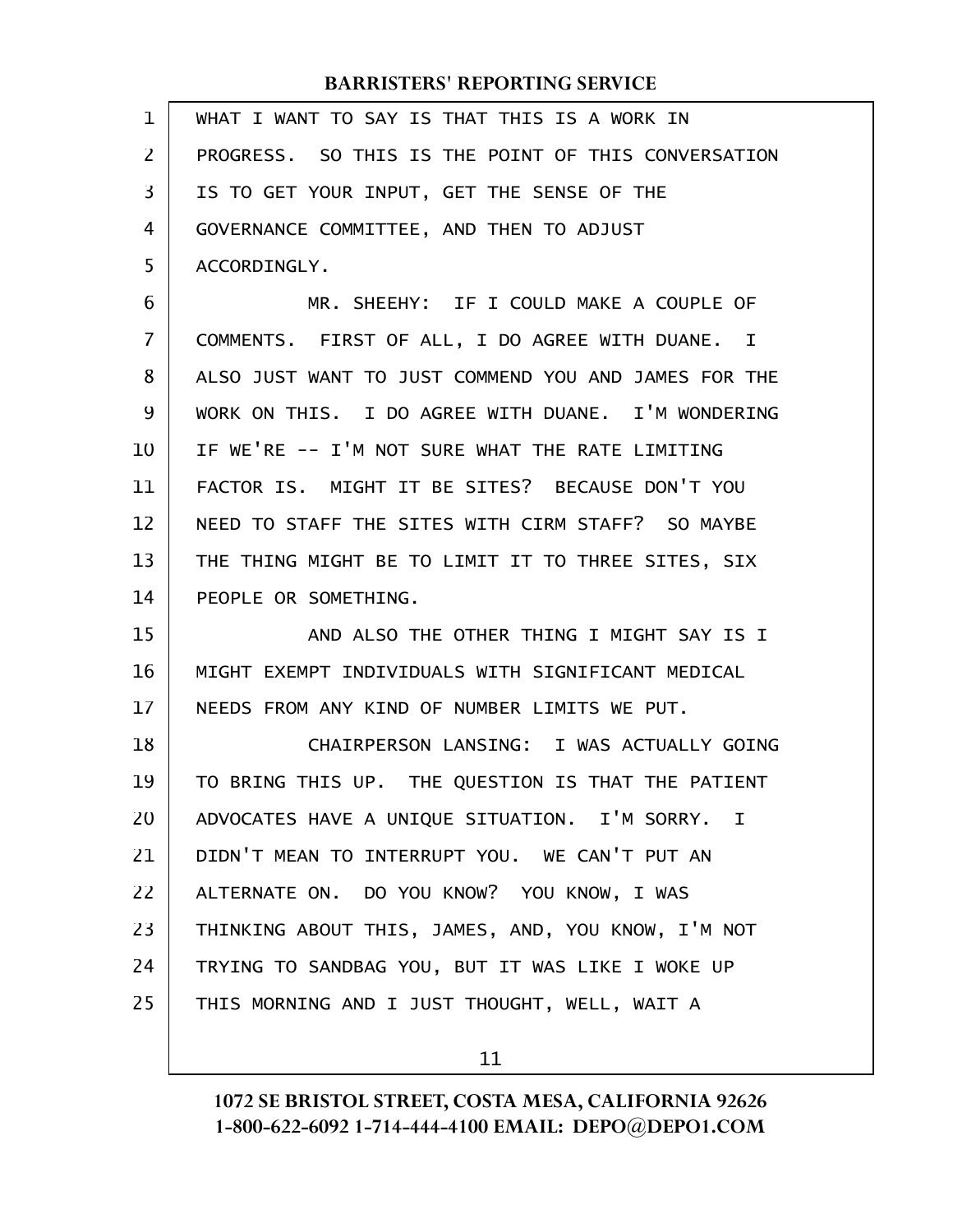WHAT I WANT TO SAY IS THAT THIS IS A WORK IN PROGRESS. SO THIS IS THE POINT OF THIS CONVERSATION IS TO GET YOUR INPUT, GET THE SENSE OF THE GOVERNANCE COMMITTEE, AND THEN TO ADJUST ACCORDINGLY.

MR. SHEEHY: IF I COULD MAKE A COUPLE OF COMMENTS. FIRST OF ALL, I DO AGREE WITH DUANE. I ALSO JUST WANT TO JUST COMMEND YOU AND JAMES FOR THE WORK ON THIS. I DO AGREE WITH DUANE. I'M WONDERING IF WE'RE -- I'M NOT SURE WHAT THE RATE LIMITING FACTOR IS. MIGHT IT BE SITES? BECAUSE DON'T YOU NEED TO STAFF THE SITES WITH CIRM STAFF? SO MAYBE THE THING MIGHT BE TO LIMIT IT TO THREE SITES, SIX PEOPLE OR SOMETHING.

AND ALSO THE OTHER THING I MIGHT SAY IS I MIGHT EXEMPT INDIVIDUALS WITH SIGNIFICANT MEDICAL NEEDS FROM ANY KIND OF NUMBER LIMITS WE PUT.

CHAIRPERSON LANSING: I WAS ACTUALLY GOING TO BRING THIS UP. THE QUESTION IS THAT THE PATIENT ADVOCATES HAVE A UNIQUE SITUATION. I'M SORRY. I DIDN'T MEAN TO INTERRUPT YOU. WE CAN'T PUT AN ALTERNATE ON. DO YOU KNOW? YOU KNOW, I WAS THINKING ABOUT THIS, JAMES, AND, YOU KNOW, I'M NOT TRYING TO SANDBAG YOU, BUT IT WAS LIKE I WOKE UP THIS MORNING AND I JUST THOUGHT, WELL, WAIT A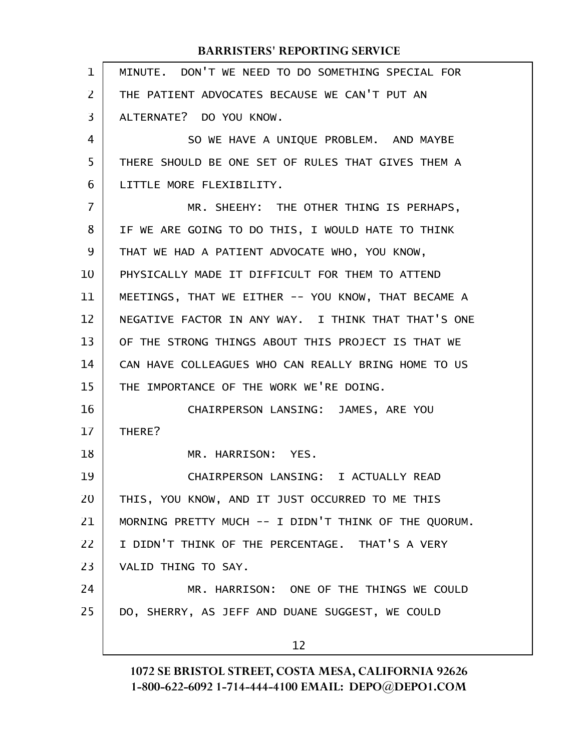MINUTE. DON'T WE NEED TO DO SOMETHING SPECIAL FOR THE PATIENT ADVOCATES BECAUSE WE CAN'T PUT AN ALTERNATE? DO YOU KNOW.

SO WE HAVE A UNIQUE PROBLEM. AND MAYBE THERE SHOULD BE ONE SET OF RULES THAT GIVES THEM A LITTLE MORE FLEXIBILITY.

MR. SHEEHY: THE OTHER THING IS PERHAPS, IF WE ARE GOING TO DO THIS, I WOULD HATE TO THINK THAT WE HAD A PATIENT ADVOCATE WHO, YOU KNOW, PHYSICALLY MADE IT DIFFICULT FOR THEM TO ATTEND MEETINGS, THAT WE EITHER -- YOU KNOW, THAT BECAME A NEGATIVE FACTOR IN ANY WAY. I THINK THAT THAT'S ONE OF THE STRONG THINGS ABOUT THIS PROJECT IS THAT WE CAN HAVE COLLEAGUES WHO CAN REALLY BRING HOME TO US THE IMPORTANCE OF THE WORK WE'RE DOING.

CHAIRPERSON LANSING: JAMES, ARE YOU THERE?

MR. HARRISON: YES.

CHAIRPERSON LANSING: I ACTUALLY READ THIS, YOU KNOW, AND IT JUST OCCURRED TO ME THIS MORNING PRETTY MUCH -- I DIDN'T THINK OF THE QUORUM. I DIDN'T THINK OF THE PERCENTAGE. THAT'S A VERY VALID THING TO SAY.

MR. HARRISON: ONE OF THE THINGS WE COULD DO, SHERRY, AS JEFF AND DUANE SUGGEST, WE COULD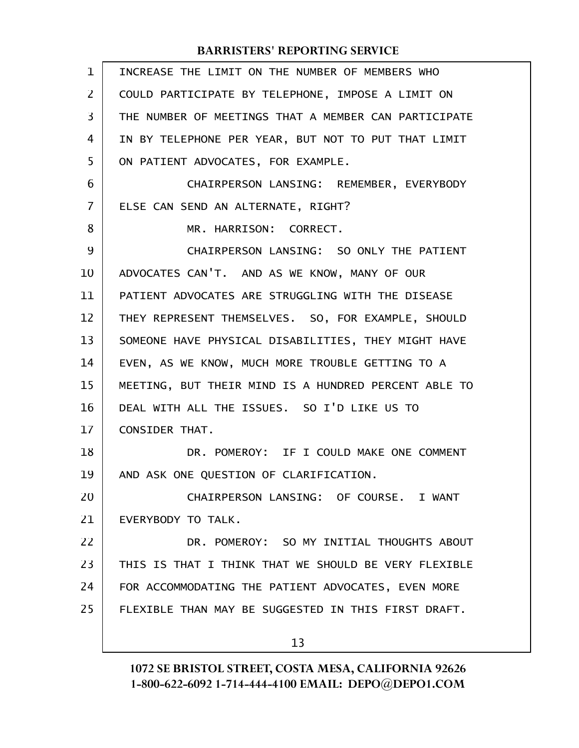INCREASE THE LIMIT ON THE NUMBER OF MEMBERS WHO COULD PARTICIPATE BY TELEPHONE, IMPOSE A LIMIT ON THE NUMBER OF MEETINGS THAT A MEMBER CAN PARTICIPATE IN BY TELEPHONE PER YEAR, BUT NOT TO PUT THAT LIMIT ON PATIENT ADVOCATES, FOR EXAMPLE.

CHAIRPERSON LANSING: REMEMBER, EVERYBODY ELSE CAN SEND AN ALTERNATE, RIGHT?

MR. HARRISON: CORRECT.

CHAIRPERSON LANSING: SO ONLY THE PATIENT ADVOCATES CAN'T. AND AS WE KNOW, MANY OF OUR PATIENT ADVOCATES ARE STRUGGLING WITH THE DISEASE THEY REPRESENT THEMSELVES. SO, FOR EXAMPLE, SHOULD SOMEONE HAVE PHYSICAL DISABILITIES, THEY MIGHT HAVE EVEN, AS WE KNOW, MUCH MORE TROUBLE GETTING TO A MEETING, BUT THEIR MIND IS A HUNDRED PERCENT ABLE TO DEAL WITH ALL THE ISSUES. SO I'D LIKE US TO CONSIDER THAT.

DR. POMEROY: IF I COULD MAKE ONE COMMENT AND ASK ONE QUESTION OF CLARIFICATION.

CHAIRPERSON LANSING: OF COURSE. I WANT EVERYBODY TO TALK.

DR. POMEROY: SO MY INITIAL THOUGHTS ABOUT THIS IS THAT I THINK THAT WE SHOULD BE VERY FLEXIBLE FOR ACCOMMODATING THE PATIENT ADVOCATES, EVEN MORE FLEXIBLE THAN MAY BE SUGGESTED IN THIS FIRST DRAFT.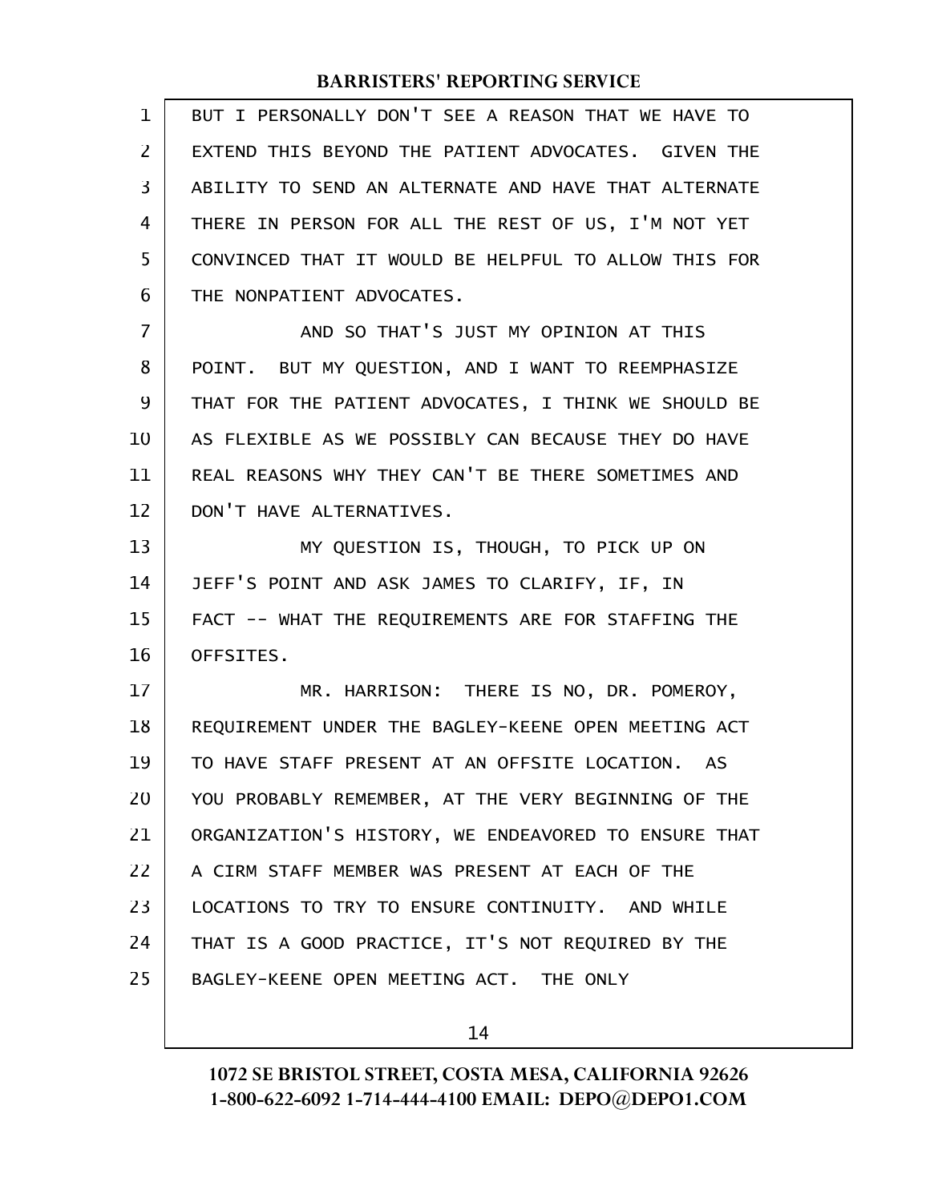BUT I PERSONALLY DON'T SEE A REASON THAT WE HAVE TO EXTEND THIS BEYOND THE PATIENT ADVOCATES. GIVEN THE ABILITY TO SEND AN ALTERNATE AND HAVE THAT ALTERNATE THERE IN PERSON FOR ALL THE REST OF US, I'M NOT YET CONVINCED THAT IT WOULD BE HELPFUL TO ALLOW THIS FOR THE NONPATIENT ADVOCATES.

AND SO THAT'S JUST MY OPINION AT THIS POINT. BUT MY QUESTION, AND I WANT TO REEMPHASIZE THAT FOR THE PATIENT ADVOCATES, I THINK WE SHOULD BE AS FLEXIBLE AS WE POSSIBLY CAN BECAUSE THEY DO HAVE REAL REASONS WHY THEY CAN'T BE THERE SOMETIMES AND DON'T HAVE ALTERNATIVES.

MY QUESTION IS, THOUGH, TO PICK UP ON JEFF'S POINT AND ASK JAMES TO CLARIFY, IF, IN FACT -- WHAT THE REQUIREMENTS ARE FOR STAFFING THE OFFSITES.

MR. HARRISON: THERE IS NO, DR. POMEROY, REQUIREMENT UNDER THE BAGLEY-KEENE OPEN MEETING ACT TO HAVE STAFF PRESENT AT AN OFFSITE LOCATION. AS YOU PROBABLY REMEMBER, AT THE VERY BEGINNING OF THE ORGANIZATION'S HISTORY, WE ENDEAVORED TO ENSURE THAT A CIRM STAFF MEMBER WAS PRESENT AT EACH OF THE LOCATIONS TO TRY TO ENSURE CONTINUITY. AND WHILE THAT IS A GOOD PRACTICE, IT'S NOT REQUIRED BY THE BAGLEY-KEENE OPEN MEETING ACT. THE ONLY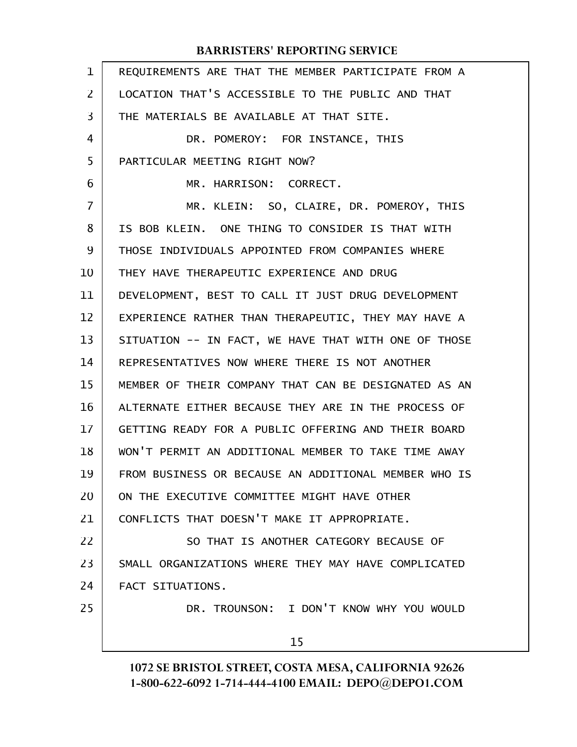REQUIREMENTS ARE THAT THE MEMBER PARTICIPATE FROM A LOCATION THAT'S ACCESSIBLE TO THE PUBLIC AND THAT THE MATERIALS BE AVAILABLE AT THAT SITE.

DR. POMEROY: FOR INSTANCE, THIS PARTICULAR MEETING RIGHT NOW?

MR. HARRISON: CORRECT.

MR. KLEIN: SO, CLAIRE, DR. POMEROY, THIS IS BOB KLEIN. ONE THING TO CONSIDER IS THAT WITH THOSE INDIVIDUALS APPOINTED FROM COMPANIES WHERE THEY HAVE THERAPEUTIC EXPERIENCE AND DRUG DEVELOPMENT, BEST TO CALL IT JUST DRUG DEVELOPMENT EXPERIENCE RATHER THAN THERAPEUTIC, THEY MAY HAVE A SITUATION -- IN FACT, WE HAVE THAT WITH ONE OF THOSE REPRESENTATIVES NOW WHERE THERE IS NOT ANOTHER MEMBER OF THEIR COMPANY THAT CAN BE DESIGNATED AS AN ALTERNATE EITHER BECAUSE THEY ARE IN THE PROCESS OF GETTING READY FOR A PUBLIC OFFERING AND THEIR BOARD WON'T PERMIT AN ADDITIONAL MEMBER TO TAKE TIME AWAY FROM BUSINESS OR BECAUSE AN ADDITIONAL MEMBER WHO IS ON THE EXECUTIVE COMMITTEE MIGHT HAVE OTHER CONFLICTS THAT DOESN'T MAKE IT APPROPRIATE.

SO THAT IS ANOTHER CATEGORY BECAUSE OF SMALL ORGANIZATIONS WHERE THEY MAY HAVE COMPLICATED FACT SITUATIONS.

DR. TROUNSON: I DON'T KNOW WHY YOU WOULD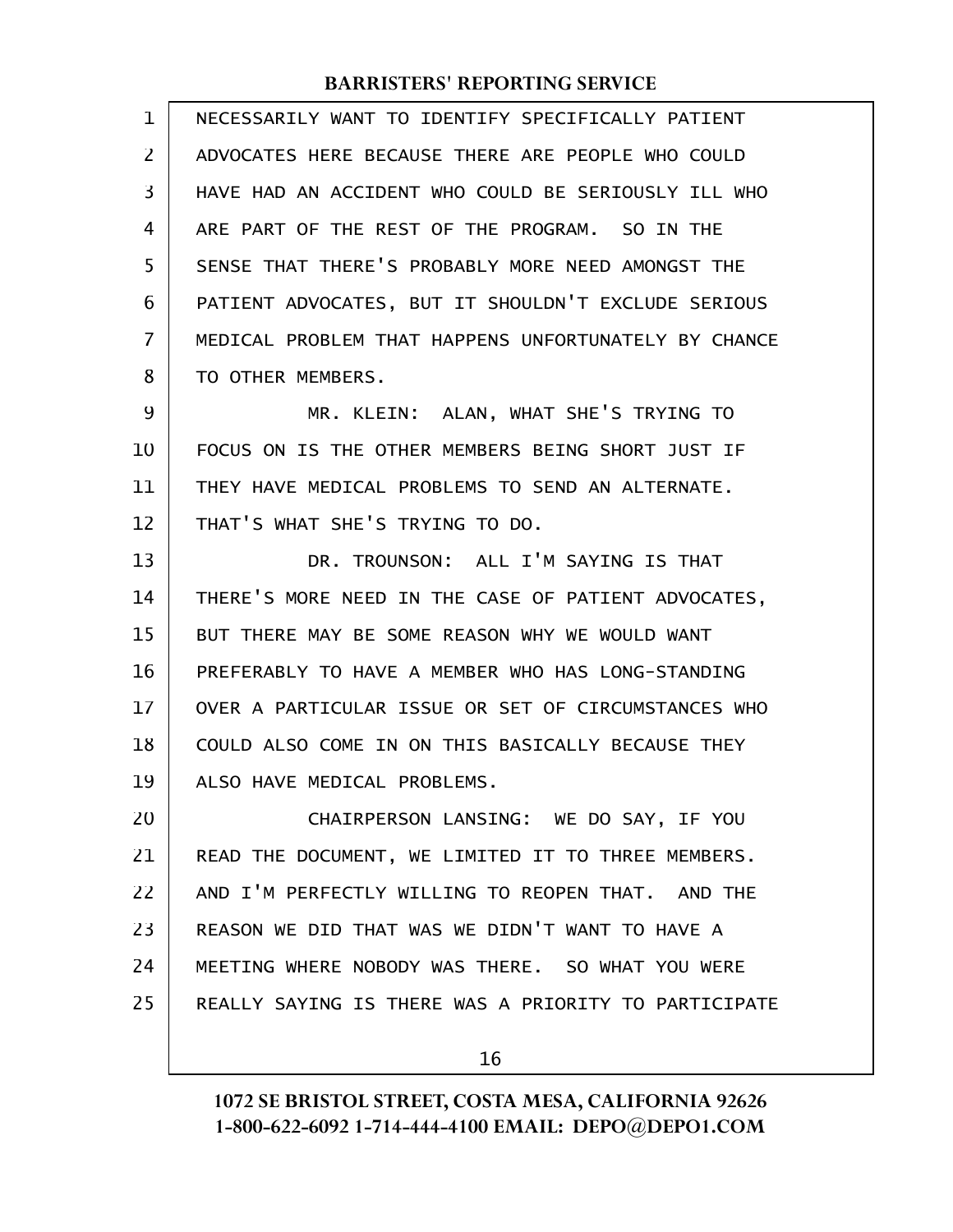NECESSARILY WANT TO IDENTIFY SPECIFICALLY PATIENT ADVOCATES HERE BECAUSE THERE ARE PEOPLE WHO COULD HAVE HAD AN ACCIDENT WHO COULD BE SERIOUSLY ILL WHO ARE PART OF THE REST OF THE PROGRAM. SO IN THE SENSE THAT THERE'S PROBABLY MORE NEED AMONGST THE PATIENT ADVOCATES, BUT IT SHOULDN'T EXCLUDE SERIOUS MEDICAL PROBLEM THAT HAPPENS UNFORTUNATELY BY CHANCE TO OTHER MEMBERS.

MR. KLEIN: ALAN, WHAT SHE'S TRYING TO FOCUS ON IS THE OTHER MEMBERS BEING SHORT JUST IF THEY HAVE MEDICAL PROBLEMS TO SEND AN ALTERNATE. THAT'S WHAT SHE'S TRYING TO DO.

DR. TROUNSON: ALL I'M SAYING IS THAT THERE'S MORE NEED IN THE CASE OF PATIENT ADVOCATES, BUT THERE MAY BE SOME REASON WHY WE WOULD WANT PREFERABLY TO HAVE A MEMBER WHO HAS LONG-STANDING OVER A PARTICULAR ISSUE OR SET OF CIRCUMSTANCES WHO COULD ALSO COME IN ON THIS BASICALLY BECAUSE THEY ALSO HAVE MEDICAL PROBLEMS.

CHAIRPERSON LANSING: WE DO SAY, IF YOU READ THE DOCUMENT, WE LIMITED IT TO THREE MEMBERS. AND I'M PERFECTLY WILLING TO REOPEN THAT. AND THE REASON WE DID THAT WAS WE DIDN'T WANT TO HAVE A MEETING WHERE NOBODY WAS THERE. SO WHAT YOU WERE REALLY SAYING IS THERE WAS A PRIORITY TO PARTICIPATE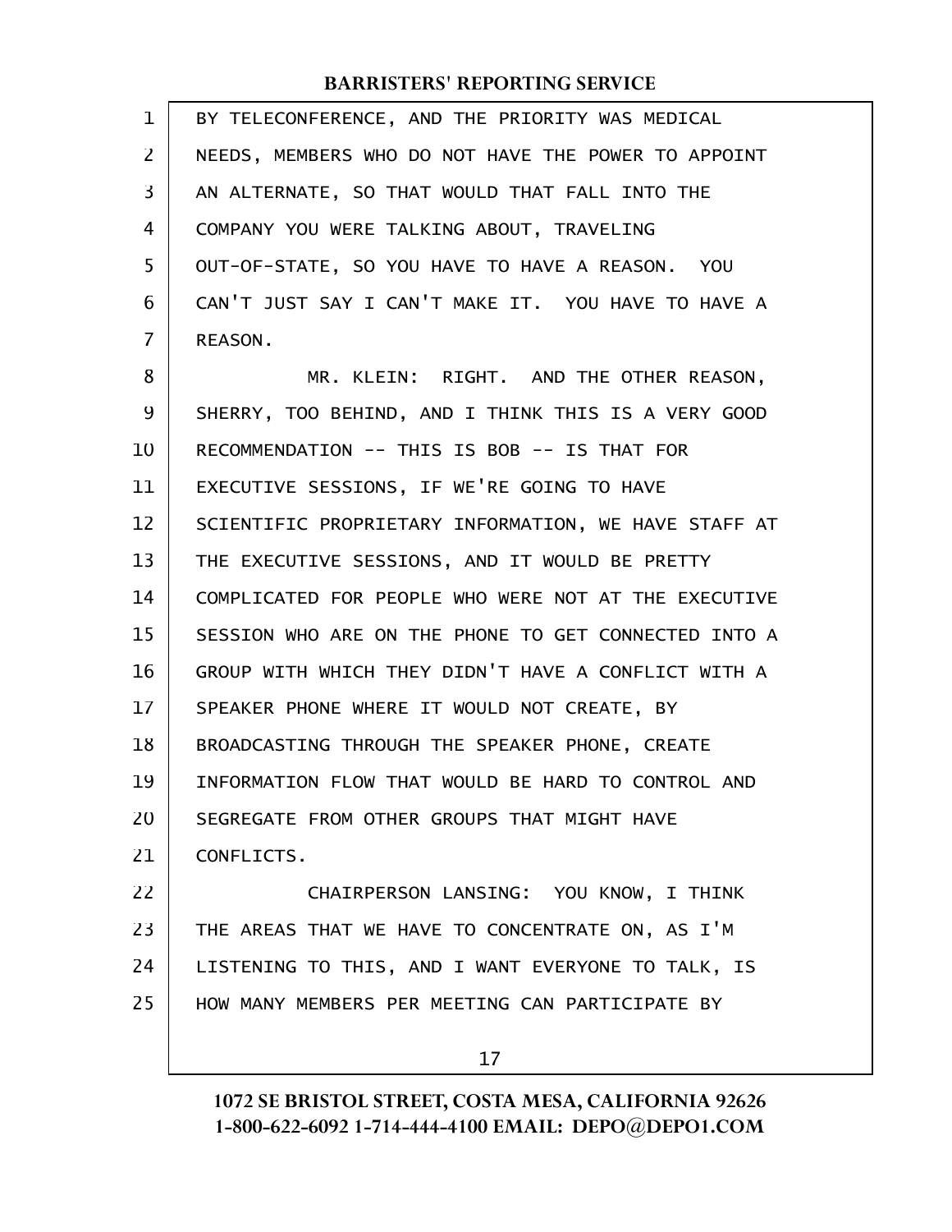BY TELECONFERENCE, AND THE PRIORITY WAS MEDICAL NEEDS, MEMBERS WHO DO NOT HAVE THE POWER TO APPOINT AN ALTERNATE, SO THAT WOULD THAT FALL INTO THE COMPANY YOU WERE TALKING ABOUT, TRAVELING OUT-OF-STATE, SO YOU HAVE TO HAVE A REASON. YOU CAN'T JUST SAY I CAN'T MAKE IT. YOU HAVE TO HAVE A REASON.

MR. KLEIN: RIGHT. AND THE OTHER REASON, SHERRY, TOO BEHIND, AND I THINK THIS IS A VERY GOOD RECOMMENDATION -- THIS IS BOB -- IS THAT FOR EXECUTIVE SESSIONS, IF WE'RE GOING TO HAVE SCIENTIFIC PROPRIETARY INFORMATION, WE HAVE STAFF AT THE EXECUTIVE SESSIONS, AND IT WOULD BE PRETTY COMPLICATED FOR PEOPLE WHO WERE NOT AT THE EXECUTIVE SESSION WHO ARE ON THE PHONE TO GET CONNECTED INTO A GROUP WITH WHICH THEY DIDN'T HAVE A CONFLICT WITH A SPEAKER PHONE WHERE IT WOULD NOT CREATE, BY BROADCASTING THROUGH THE SPEAKER PHONE, CREATE INFORMATION FLOW THAT WOULD BE HARD TO CONTROL AND SEGREGATE FROM OTHER GROUPS THAT MIGHT HAVE CONFLICTS.

CHAIRPERSON LANSING: YOU KNOW, I THINK THE AREAS THAT WE HAVE TO CONCENTRATE ON, AS I'M LISTENING TO THIS, AND I WANT EVERYONE TO TALK, IS HOW MANY MEMBERS PER MEETING CAN PARTICIPATE BY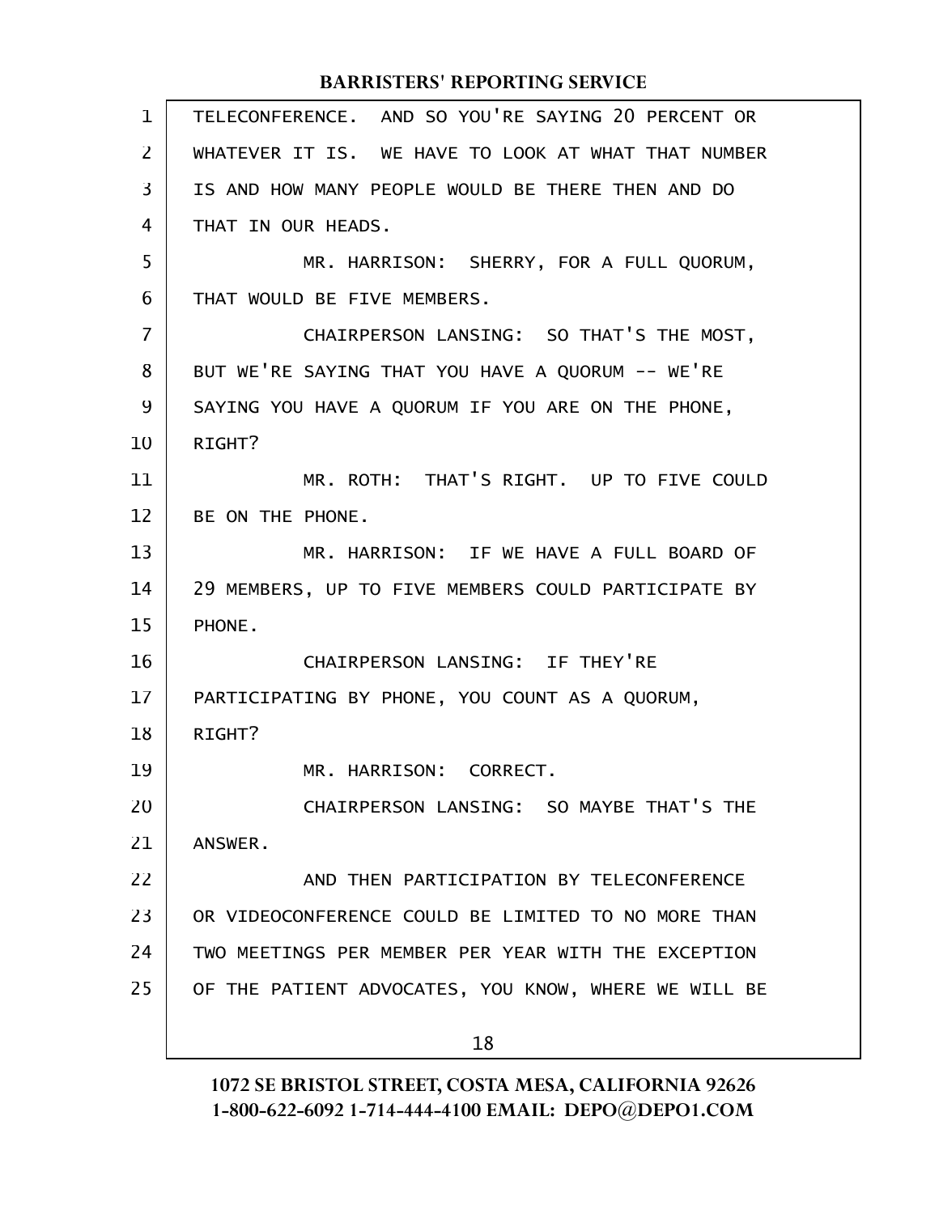TELECONFERENCE. AND SO YOU'RE SAYING 20 PERCENT OR WHATEVER IT IS. WE HAVE TO LOOK AT WHAT THAT NUMBER IS AND HOW MANY PEOPLE WOULD BE THERE THEN AND DO THAT IN OUR HEADS.

MR. HARRISON: SHERRY, FOR A FULL QUORUM, THAT WOULD BE FIVE MEMBERS.

CHAIRPERSON LANSING: SO THAT'S THE MOST, BUT WE'RE SAYING THAT YOU HAVE A QUORUM -- WE'RE SAYING YOU HAVE A QUORUM IF YOU ARE ON THE PHONE, RIGHT?

MR. ROTH: THAT'S RIGHT. UP TO FIVE COULD BE ON THE PHONE.

MR. HARRISON: IF WE HAVE A FULL BOARD OF 29 MEMBERS, UP TO FIVE MEMBERS COULD PARTICIPATE BY PHONE.

CHAIRPERSON LANSING: IF THEY'RE PARTICIPATING BY PHONE, YOU COUNT AS A QUORUM, RIGHT?

MR. HARRISON: CORRECT.

CHAIRPERSON LANSING: SO MAYBE THAT'S THE ANSWER.

AND THEN PARTICIPATION BY TELECONFERENCE OR VIDEOCONFERENCE COULD BE LIMITED TO NO MORE THAN TWO MEETINGS PER MEMBER PER YEAR WITH THE EXCEPTION OF THE PATIENT ADVOCATES, YOU KNOW, WHERE WE WILL BE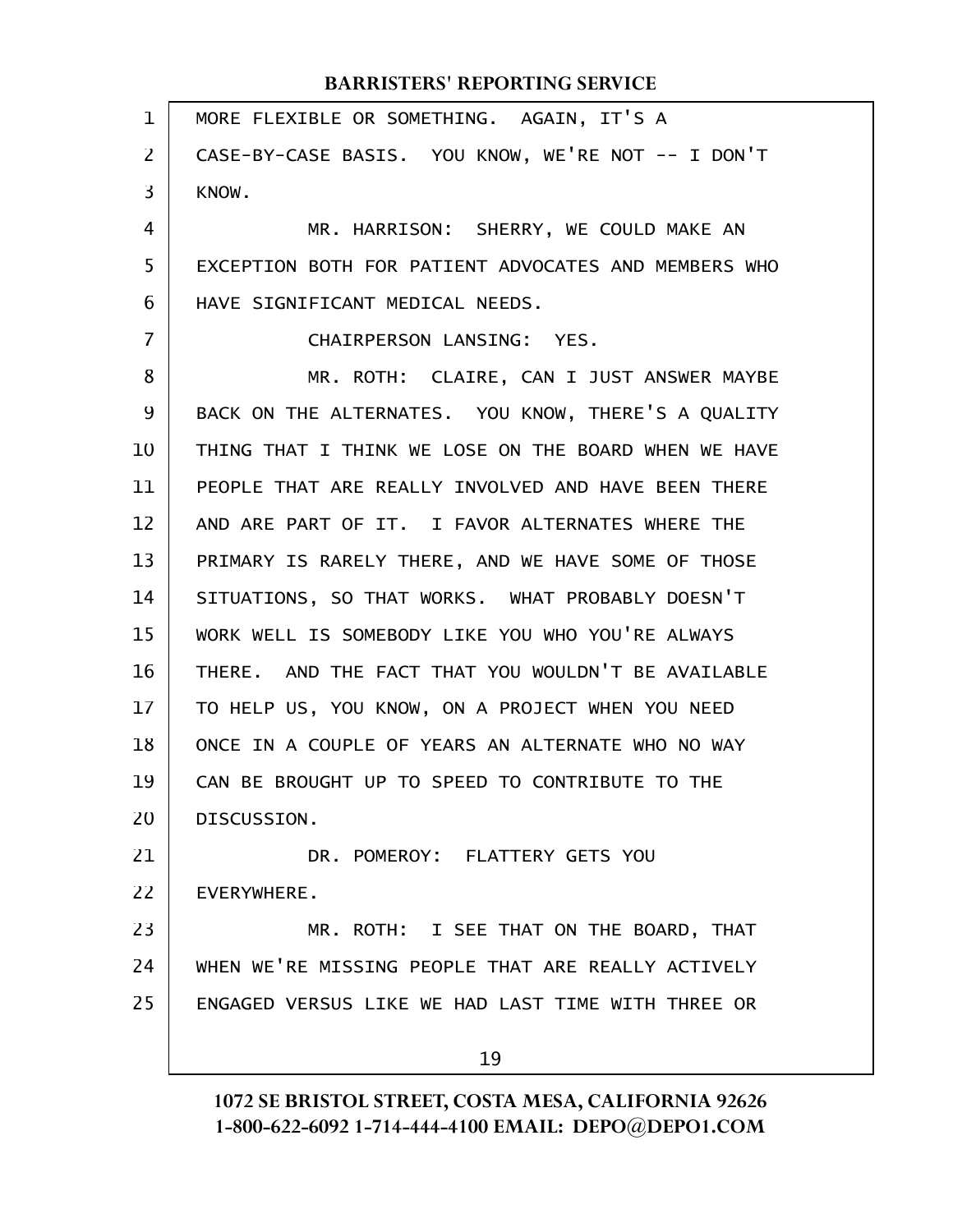MORE FLEXIBLE OR SOMETHING. AGAIN, IT'S A CASE-BY-CASE BASIS. YOU KNOW, WE'RE NOT -- I DON'T KNOW.

MR. HARRISON: SHERRY, WE COULD MAKE AN EXCEPTION BOTH FOR PATIENT ADVOCATES AND MEMBERS WHO HAVE SIGNIFICANT MEDICAL NEEDS.

CHAIRPERSON LANSING: YES.

MR. ROTH: CLAIRE, CAN I JUST ANSWER MAYBE BACK ON THE ALTERNATES. YOU KNOW, THERE'S A QUALITY THING THAT I THINK WE LOSE ON THE BOARD WHEN WE HAVE PEOPLE THAT ARE REALLY INVOLVED AND HAVE BEEN THERE AND ARE PART OF IT. I FAVOR ALTERNATES WHERE THE PRIMARY IS RARELY THERE, AND WE HAVE SOME OF THOSE SITUATIONS, SO THAT WORKS. WHAT PROBABLY DOESN'T WORK WELL IS SOMEBODY LIKE YOU WHO YOU'RE ALWAYS THERE. AND THE FACT THAT YOU WOULDN'T BE AVAILABLE TO HELP US, YOU KNOW, ON A PROJECT WHEN YOU NEED ONCE IN A COUPLE OF YEARS AN ALTERNATE WHO NO WAY CAN BE BROUGHT UP TO SPEED TO CONTRIBUTE TO THE DISCUSSION.

DR. POMEROY: FLATTERY GETS YOU EVERYWHERE.

MR. ROTH: I SEE THAT ON THE BOARD, THAT WHEN WE'RE MISSING PEOPLE THAT ARE REALLY ACTIVELY ENGAGED VERSUS LIKE WE HAD LAST TIME WITH THREE OR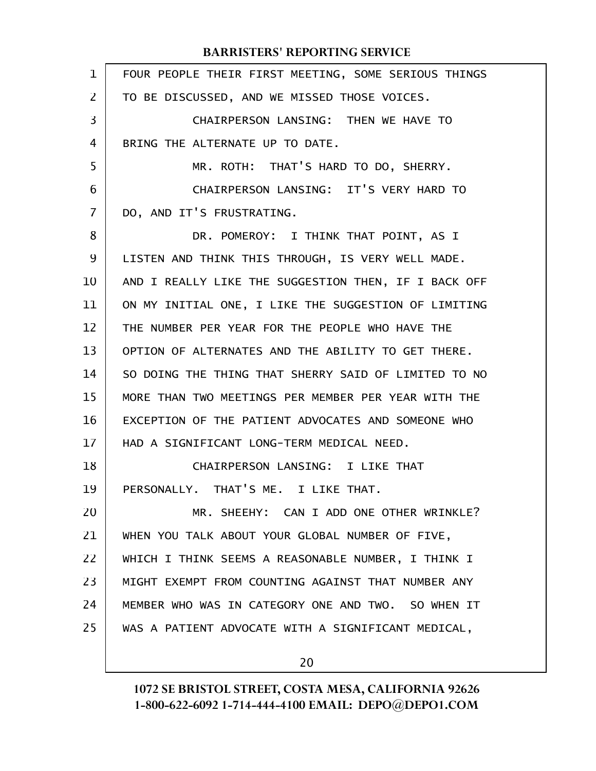FOUR PEOPLE THEIR FIRST MEETING, SOME SERIOUS THINGS TO BE DISCUSSED, AND WE MISSED THOSE VOICES.

CHAIRPERSON LANSING: THEN WE HAVE TO BRING THE ALTERNATE UP TO DATE.

MR. ROTH: THAT'S HARD TO DO, SHERRY.

CHAIRPERSON LANSING: IT'S VERY HARD TO DO, AND IT'S FRUSTRATING.

DR. POMEROY: I THINK THAT POINT, AS I LISTEN AND THINK THIS THROUGH, IS VERY WELL MADE. AND I REALLY LIKE THE SUGGESTION THEN, IF I BACK OFF ON MY INITIAL ONE, I LIKE THE SUGGESTION OF LIMITING THE NUMBER PER YEAR FOR THE PEOPLE WHO HAVE THE OPTION OF ALTERNATES AND THE ABILITY TO GET THERE. SO DOING THE THING THAT SHERRY SAID OF LIMITED TO NO MORE THAN TWO MEETINGS PER MEMBER PER YEAR WITH THE EXCEPTION OF THE PATIENT ADVOCATES AND SOMEONE WHO HAD A SIGNIFICANT LONG-TERM MEDICAL NEED.

CHAIRPERSON LANSING: I LIKE THAT PERSONALLY. THAT'S ME. I LIKE THAT.

MR. SHEEHY: CAN I ADD ONE OTHER WRINKLE? WHEN YOU TALK ABOUT YOUR GLOBAL NUMBER OF FIVE, WHICH I THINK SEEMS A REASONABLE NUMBER, I THINK I MIGHT EXEMPT FROM COUNTING AGAINST THAT NUMBER ANY MEMBER WHO WAS IN CATEGORY ONE AND TWO. SO WHEN IT WAS A PATIENT ADVOCATE WITH A SIGNIFICANT MEDICAL,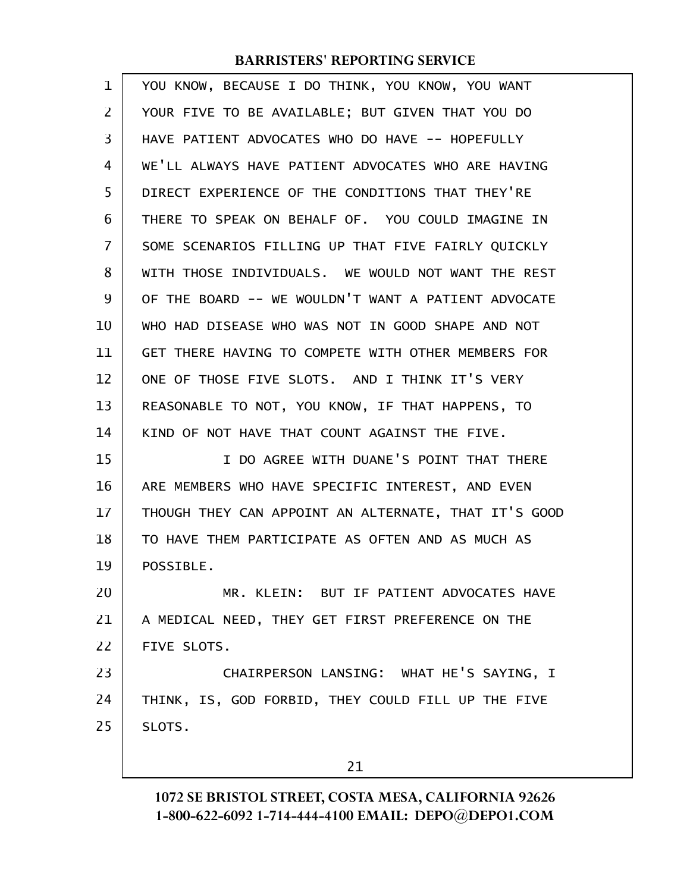YOU KNOW, BECAUSE I DO THINK, YOU KNOW, YOU WANT YOUR FIVE TO BE AVAILABLE; BUT GIVEN THAT YOU DO HAVE PATIENT ADVOCATES WHO DO HAVE -- HOPEFULLY WE'LL ALWAYS HAVE PATIENT ADVOCATES WHO ARE HAVING DIRECT EXPERIENCE OF THE CONDITIONS THAT THEY'RE THERE TO SPEAK ON BEHALF OF. YOU COULD IMAGINE IN SOME SCENARIOS FILLING UP THAT FIVE FAIRLY QUICKLY WITH THOSE INDIVIDUALS. WE WOULD NOT WANT THE REST OF THE BOARD -- WE WOULDN'T WANT A PATIENT ADVOCATE WHO HAD DISEASE WHO WAS NOT IN GOOD SHAPE AND NOT GET THERE HAVING TO COMPETE WITH OTHER MEMBERS FOR ONE OF THOSE FIVE SLOTS. AND I THINK IT'S VERY REASONABLE TO NOT, YOU KNOW, IF THAT HAPPENS, TO KIND OF NOT HAVE THAT COUNT AGAINST THE FIVE.

I DO AGREE WITH DUANE'S POINT THAT THERE ARE MEMBERS WHO HAVE SPECIFIC INTEREST, AND EVEN THOUGH THEY CAN APPOINT AN ALTERNATE, THAT IT'S GOOD TO HAVE THEM PARTICIPATE AS OFTEN AND AS MUCH AS POSSIBLE.

MR. KLEIN: BUT IF PATIENT ADVOCATES HAVE A MEDICAL NEED, THEY GET FIRST PREFERENCE ON THE FIVE SLOTS.

CHAIRPERSON LANSING: WHAT HE'S SAYING, I THINK, IS, GOD FORBID, THEY COULD FILL UP THE FIVE SLOTS.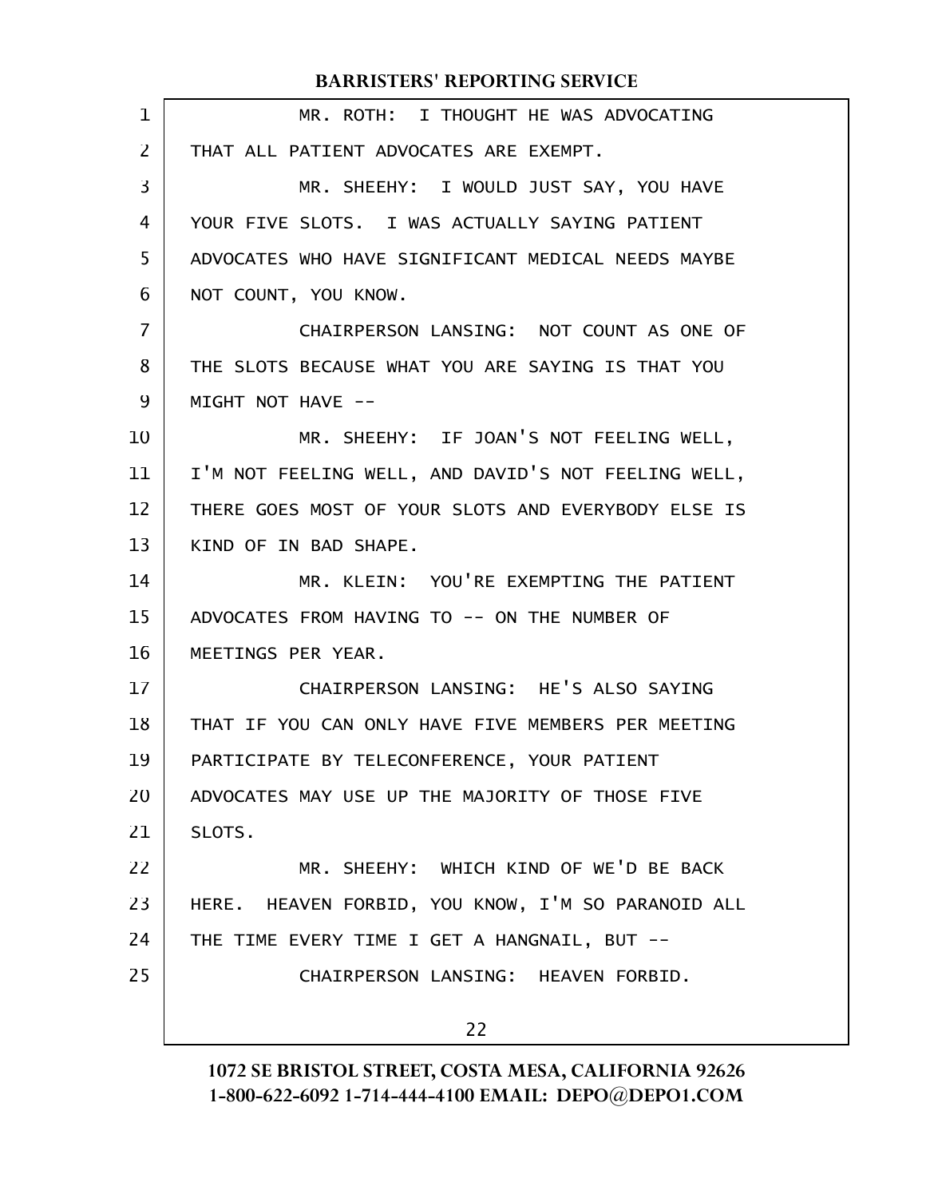MR. ROTH: I THOUGHT HE WAS ADVOCATING THAT ALL PATIENT ADVOCATES ARE EXEMPT.

MR. SHEEHY: I WOULD JUST SAY, YOU HAVE YOUR FIVE SLOTS. I WAS ACTUALLY SAYING PATIENT ADVOCATES WHO HAVE SIGNIFICANT MEDICAL NEEDS MAYBE NOT COUNT, YOU KNOW.

CHAIRPERSON LANSING: NOT COUNT AS ONE OF THE SLOTS BECAUSE WHAT YOU ARE SAYING IS THAT YOU MIGHT NOT HAVE --

MR. SHEEHY: IF JOAN'S NOT FEELING WELL, I'M NOT FEELING WELL, AND DAVID'S NOT FEELING WELL, THERE GOES MOST OF YOUR SLOTS AND EVERYBODY ELSE IS KIND OF IN BAD SHAPE.

MR. KLEIN: YOU'RE EXEMPTING THE PATIENT ADVOCATES FROM HAVING TO -- ON THE NUMBER OF MEETINGS PER YEAR.

CHAIRPERSON LANSING: HE'S ALSO SAYING THAT IF YOU CAN ONLY HAVE FIVE MEMBERS PER MEETING PARTICIPATE BY TELECONFERENCE, YOUR PATIENT ADVOCATES MAY USE UP THE MAJORITY OF THOSE FIVE SLOTS.

MR. SHEEHY: WHICH KIND OF WE'D BE BACK HERE. HEAVEN FORBID, YOU KNOW, I'M SO PARANOID ALL THE TIME EVERY TIME I GET A HANGNAIL, BUT --

CHAIRPERSON LANSING: HEAVEN FORBID.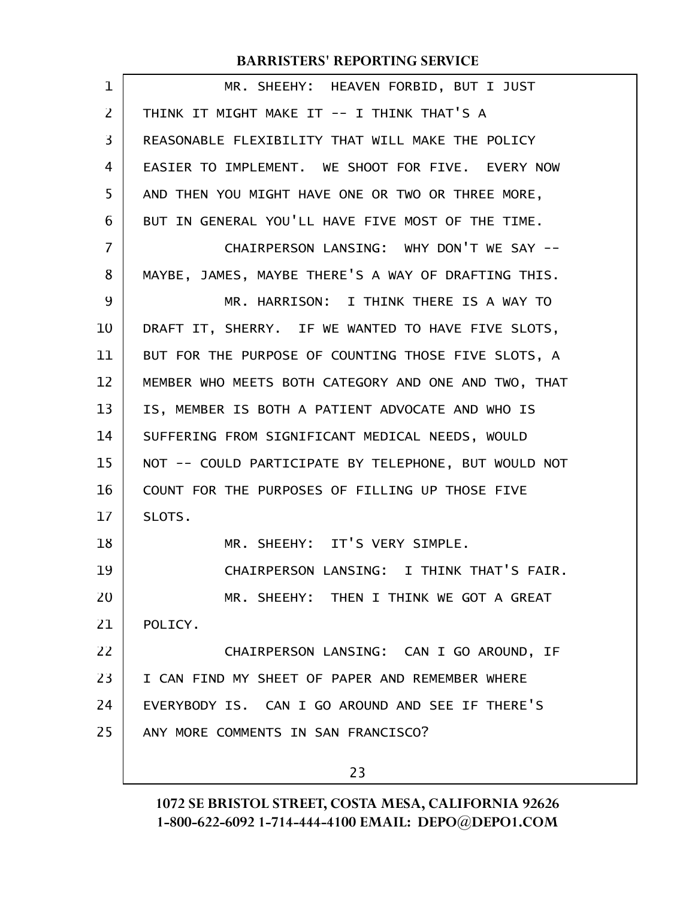MR. SHEEHY: HEAVEN FORBID, BUT I JUST THINK IT MIGHT MAKE IT -- I THINK THAT'S A REASONABLE FLEXIBILITY THAT WILL MAKE THE POLICY EASIER TO IMPLEMENT. WE SHOOT FOR FIVE. EVERY NOW AND THEN YOU MIGHT HAVE ONE OR TWO OR THREE MORE, BUT IN GENERAL YOU'LL HAVE FIVE MOST OF THE TIME.

CHAIRPERSON LANSING: WHY DON'T WE SAY -- MAYBE, JAMES, MAYBE THERE'S A WAY OF DRAFTING THIS.

MR. HARRISON: I THINK THERE IS A WAY TO DRAFT IT, SHERRY. IF WE WANTED TO HAVE FIVE SLOTS, BUT FOR THE PURPOSE OF COUNTING THOSE FIVE SLOTS, A MEMBER WHO MEETS BOTH CATEGORY AND ONE AND TWO, THAT IS, MEMBER IS BOTH A PATIENT ADVOCATE AND WHO IS SUFFERING FROM SIGNIFICANT MEDICAL NEEDS, WOULD NOT -- COULD PARTICIPATE BY TELEPHONE, BUT WOULD NOT COUNT FOR THE PURPOSES OF FILLING UP THOSE FIVE SLOTS.

MR. SHEEHY: IT'S VERY SIMPLE.

CHAIRPERSON LANSING: I THINK THAT'S FAIR.

MR. SHEEHY: THEN I THINK WE GOT A GREAT POLICY.

CHAIRPERSON LANSING: CAN I GO AROUND, IF I CAN FIND MY SHEET OF PAPER AND REMEMBER WHERE EVERYBODY IS. CAN I GO AROUND AND SEE IF THERE'S ANY MORE COMMENTS IN SAN FRANCISCO?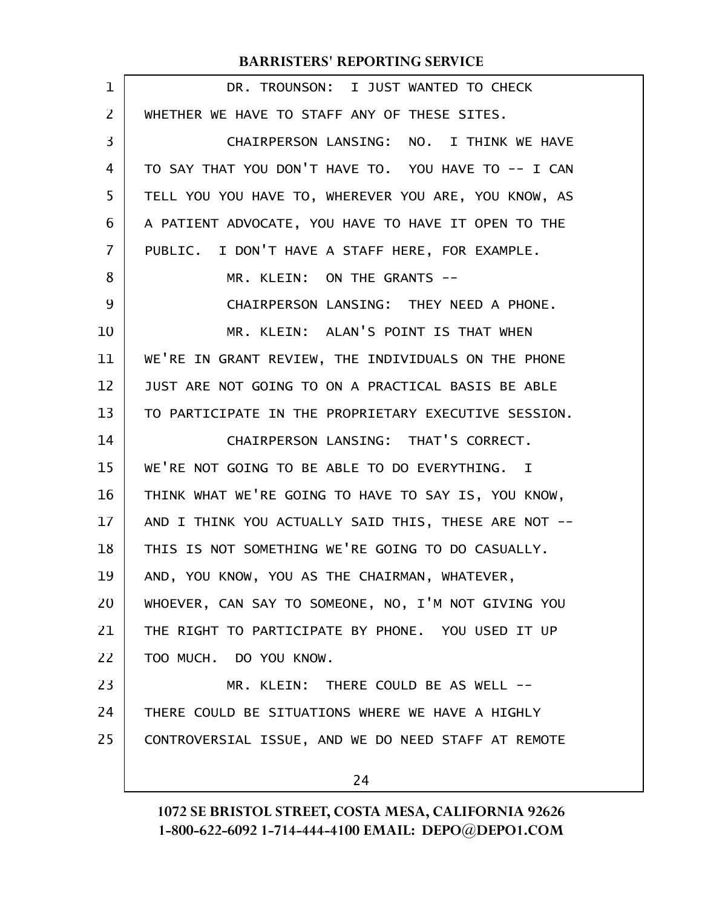DR. TROUNSON: I JUST WANTED TO CHECK WHETHER WE HAVE TO STAFF ANY OF THESE SITES.

CHAIRPERSON LANSING: NO. I THINK WE HAVE TO SAY THAT YOU DON'T HAVE TO. YOU HAVE TO -- I CAN TELL YOU YOU HAVE TO, WHEREVER YOU ARE, YOU KNOW, AS A PATIENT ADVOCATE, YOU HAVE TO HAVE IT OPEN TO THE PUBLIC. I DON'T HAVE A STAFF HERE, FOR EXAMPLE.

MR. KLEIN: ON THE GRANTS --

CHAIRPERSON LANSING: THEY NEED A PHONE.

MR. KLEIN: ALAN'S POINT IS THAT WHEN WE'RE IN GRANT REVIEW, THE INDIVIDUALS ON THE PHONE JUST ARE NOT GOING TO ON A PRACTICAL BASIS BE ABLE TO PARTICIPATE IN THE PROPRIETARY EXECUTIVE SESSION.

CHAIRPERSON LANSING: THAT'S CORRECT. WE'RE NOT GOING TO BE ABLE TO DO EVERYTHING. I THINK WHAT WE'RE GOING TO HAVE TO SAY IS, YOU KNOW, AND I THINK YOU ACTUALLY SAID THIS, THESE ARE NOT -- THIS IS NOT SOMETHING WE'RE GOING TO DO CASUALLY. AND, YOU KNOW, YOU AS THE CHAIRMAN, WHATEVER, WHOEVER, CAN SAY TO SOMEONE, NO, I'M NOT GIVING YOU THE RIGHT TO PARTICIPATE BY PHONE. YOU USED IT UP TOO MUCH. DO YOU KNOW.

MR. KLEIN: THERE COULD BE AS WELL -- THERE COULD BE SITUATIONS WHERE WE HAVE A HIGHLY CONTROVERSIAL ISSUE, AND WE DO NEED STAFF AT REMOTE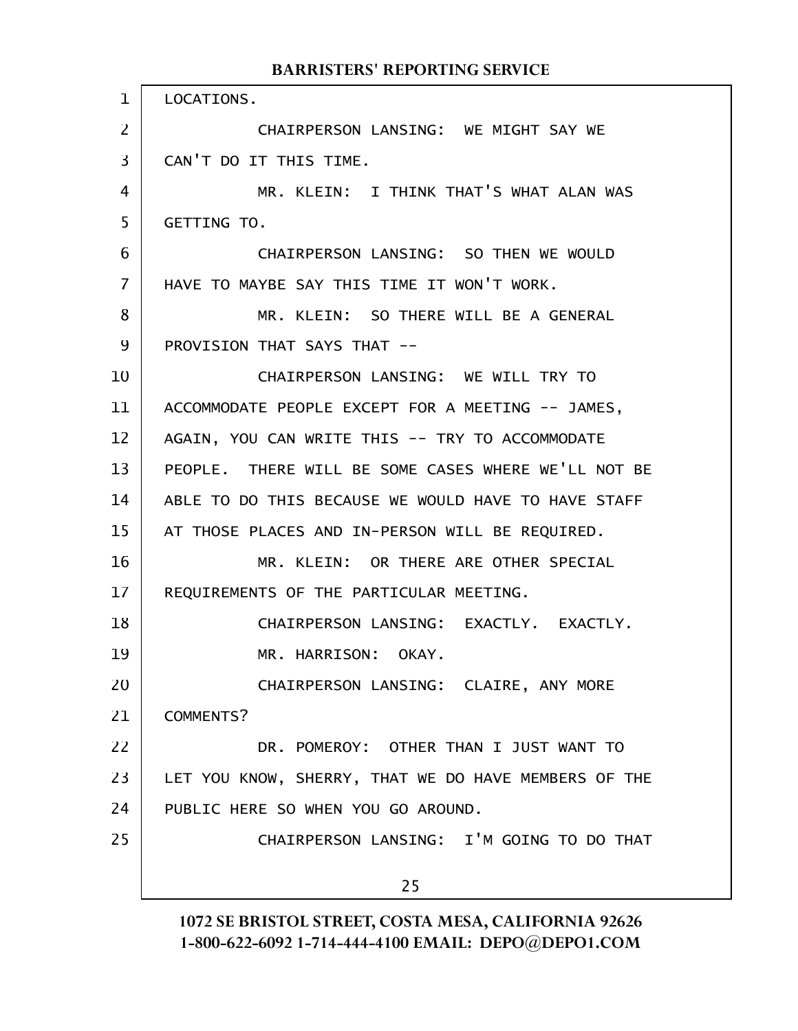LOCATIONS.

CHAIRPERSON LANSING: WE MIGHT SAY WE CAN'T DO IT THIS TIME.

MR. KLEIN: I THINK THAT'S WHAT ALAN WAS GETTING TO.

CHAIRPERSON LANSING: SO THEN WE WOULD HAVE TO MAYBE SAY THIS TIME IT WON'T WORK.

MR. KLEIN: SO THERE WILL BE A GENERAL PROVISION THAT SAYS THAT --

CHAIRPERSON LANSING: WE WILL TRY TO ACCOMMODATE PEOPLE EXCEPT FOR A MEETING -- JAMES, AGAIN, YOU CAN WRITE THIS -- TRY TO ACCOMMODATE PEOPLE. THERE WILL BE SOME CASES WHERE WE'LL NOT BE ABLE TO DO THIS BECAUSE WE WOULD HAVE TO HAVE STAFF AT THOSE PLACES AND IN-PERSON WILL BE REQUIRED.

MR. KLEIN: OR THERE ARE OTHER SPECIAL REQUIREMENTS OF THE PARTICULAR MEETING.

CHAIRPERSON LANSING: EXACTLY. EXACTLY.

MR. HARRISON: OKAY.

CHAIRPERSON LANSING: CLAIRE, ANY MORE COMMENTS?

DR. POMEROY: OTHER THAN I JUST WANT TO LET YOU KNOW, SHERRY, THAT WE DO HAVE MEMBERS OF THE PUBLIC HERE SO WHEN YOU GO AROUND.

CHAIRPERSON LANSING: I'M GOING TO DO THAT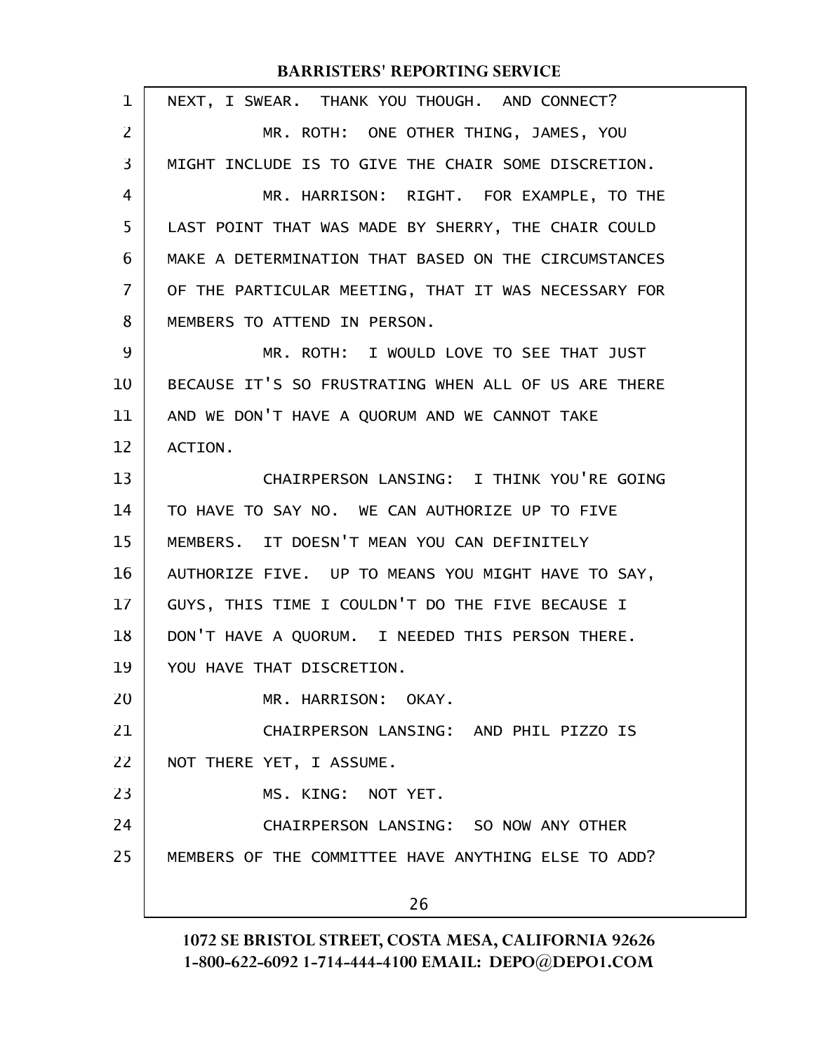NEXT, I SWEAR. THANK YOU THOUGH. AND CONNECT?

MR. ROTH: ONE OTHER THING, JAMES, YOU MIGHT INCLUDE IS TO GIVE THE CHAIR SOME DISCRETION.

MR. HARRISON: RIGHT. FOR EXAMPLE, TO THE LAST POINT THAT WAS MADE BY SHERRY, THE CHAIR COULD MAKE A DETERMINATION THAT BASED ON THE CIRCUMSTANCES OF THE PARTICULAR MEETING, THAT IT WAS NECESSARY FOR MEMBERS TO ATTEND IN PERSON.

MR. ROTH: I WOULD LOVE TO SEE THAT JUST BECAUSE IT'S SO FRUSTRATING WHEN ALL OF US ARE THERE AND WE DON'T HAVE A QUORUM AND WE CANNOT TAKE ACTION.

CHAIRPERSON LANSING: I THINK YOU'RE GOING TO HAVE TO SAY NO. WE CAN AUTHORIZE UP TO FIVE MEMBERS. IT DOESN'T MEAN YOU CAN DEFINITELY AUTHORIZE FIVE. UP TO MEANS YOU MIGHT HAVE TO SAY, GUYS, THIS TIME I COULDN'T DO THE FIVE BECAUSE I DON'T HAVE A QUORUM. I NEEDED THIS PERSON THERE. YOU HAVE THAT DISCRETION.

MR. HARRISON: OKAY.

CHAIRPERSON LANSING: AND PHIL PIZZO IS NOT THERE YET, I ASSUME.

MS. KING: NOT YET.

CHAIRPERSON LANSING: SO NOW ANY OTHER MEMBERS OF THE COMMITTEE HAVE ANYTHING ELSE TO ADD?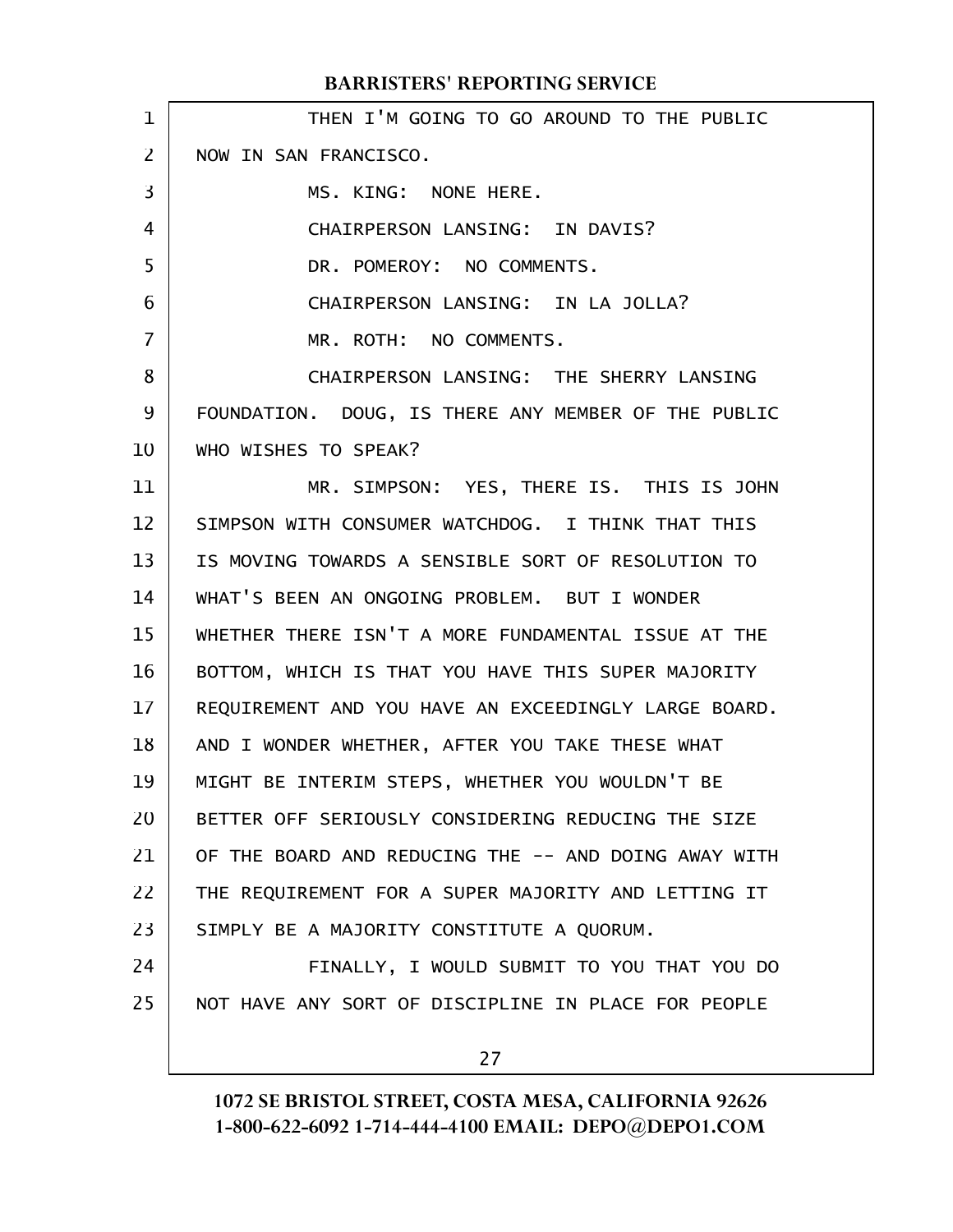THEN I'M GOING TO GO AROUND TO THE PUBLIC NOW IN SAN FRANCISCO.

MS. KING: NONE HERE.

CHAIRPERSON LANSING: IN DAVIS?

DR. POMEROY: NO COMMENTS.

CHAIRPERSON LANSING: IN LA JOLLA?

MR. ROTH: NO COMMENTS.

CHAIRPERSON LANSING: THE SHERRY LANSING FOUNDATION. DOUG, IS THERE ANY MEMBER OF THE PUBLIC WHO WISHES TO SPEAK?

MR. SIMPSON: YES, THERE IS. THIS IS JOHN SIMPSON WITH CONSUMER WATCHDOG. I THINK THAT THIS IS MOVING TOWARDS A SENSIBLE SORT OF RESOLUTION TO WHAT'S BEEN AN ONGOING PROBLEM. BUT I WONDER WHETHER THERE ISN'T A MORE FUNDAMENTAL ISSUE AT THE BOTTOM, WHICH IS THAT YOU HAVE THIS SUPER MAJORITY REQUIREMENT AND YOU HAVE AN EXCEEDINGLY LARGE BOARD. AND I WONDER WHETHER, AFTER YOU TAKE THESE WHAT MIGHT BE INTERIM STEPS, WHETHER YOU WOULDN'T BE BETTER OFF SERIOUSLY CONSIDERING REDUCING THE SIZE OF THE BOARD AND REDUCING THE -- AND DOING AWAY WITH THE REQUIREMENT FOR A SUPER MAJORITY AND LETTING IT SIMPLY BE A MAJORITY CONSTITUTE A QUORUM.

FINALLY, I WOULD SUBMIT TO YOU THAT YOU DO NOT HAVE ANY SORT OF DISCIPLINE IN PLACE FOR PEOPLE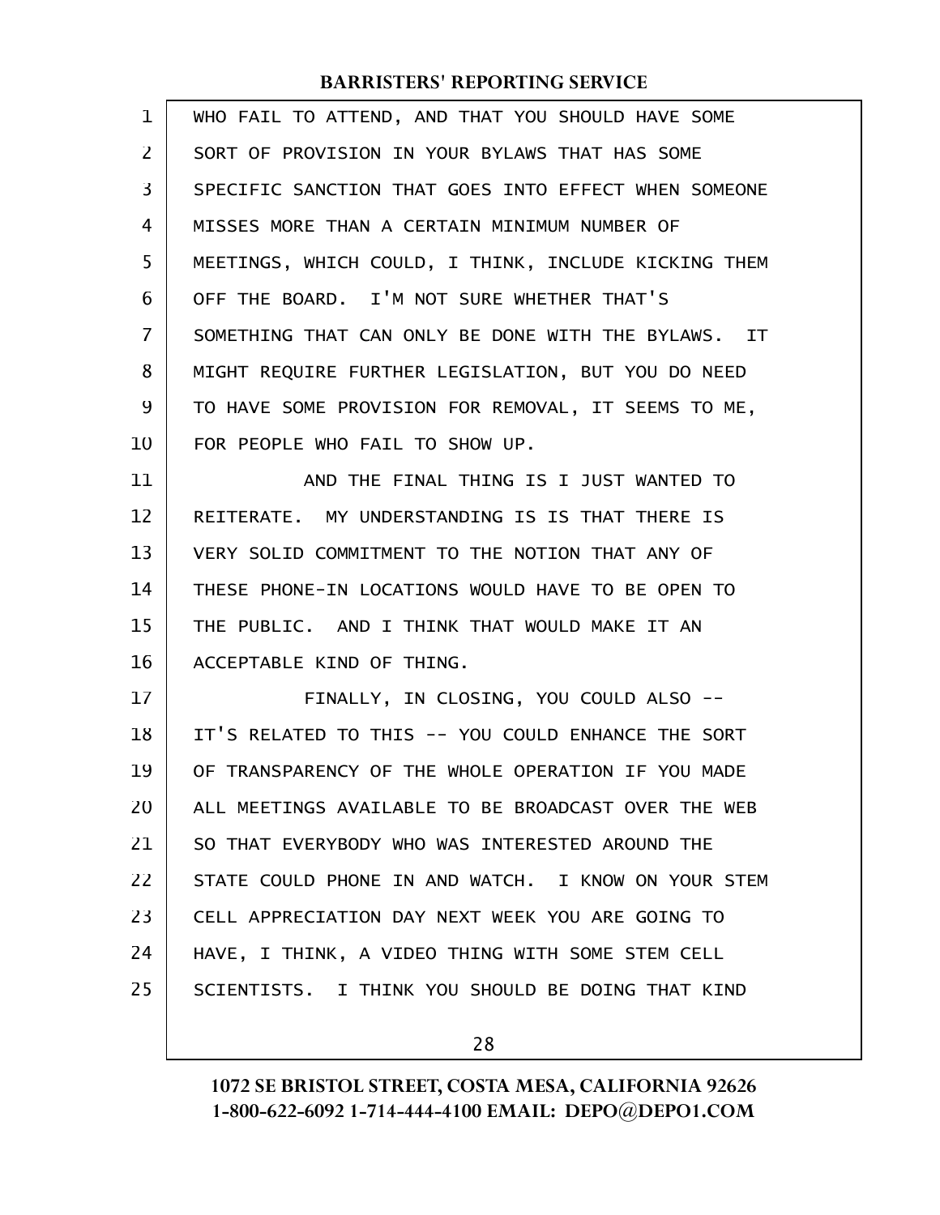WHO FAIL TO ATTEND, AND THAT YOU SHOULD HAVE SOME SORT OF PROVISION IN YOUR BYLAWS THAT HAS SOME SPECIFIC SANCTION THAT GOES INTO EFFECT WHEN SOMEONE MISSES MORE THAN A CERTAIN MINIMUM NUMBER OF MEETINGS, WHICH COULD, I THINK, INCLUDE KICKING THEM OFF THE BOARD. I'M NOT SURE WHETHER THAT'S SOMETHING THAT CAN ONLY BE DONE WITH THE BYLAWS. IT MIGHT REQUIRE FURTHER LEGISLATION, BUT YOU DO NEED TO HAVE SOME PROVISION FOR REMOVAL, IT SEEMS TO ME, FOR PEOPLE WHO FAIL TO SHOW UP.

AND THE FINAL THING IS I JUST WANTED TO REITERATE. MY UNDERSTANDING IS IS THAT THERE IS VERY SOLID COMMITMENT TO THE NOTION THAT ANY OF THESE PHONE-IN LOCATIONS WOULD HAVE TO BE OPEN TO THE PUBLIC. AND I THINK THAT WOULD MAKE IT AN ACCEPTABLE KIND OF THING.

FINALLY, IN CLOSING, YOU COULD ALSO -- IT'S RELATED TO THIS -- YOU COULD ENHANCE THE SORT OF TRANSPARENCY OF THE WHOLE OPERATION IF YOU MADE ALL MEETINGS AVAILABLE TO BE BROADCAST OVER THE WEB SO THAT EVERYBODY WHO WAS INTERESTED AROUND THE STATE COULD PHONE IN AND WATCH. I KNOW ON YOUR STEM CELL APPRECIATION DAY NEXT WEEK YOU ARE GOING TO HAVE, I THINK, A VIDEO THING WITH SOME STEM CELL SCIENTISTS. I THINK YOU SHOULD BE DOING THAT KIND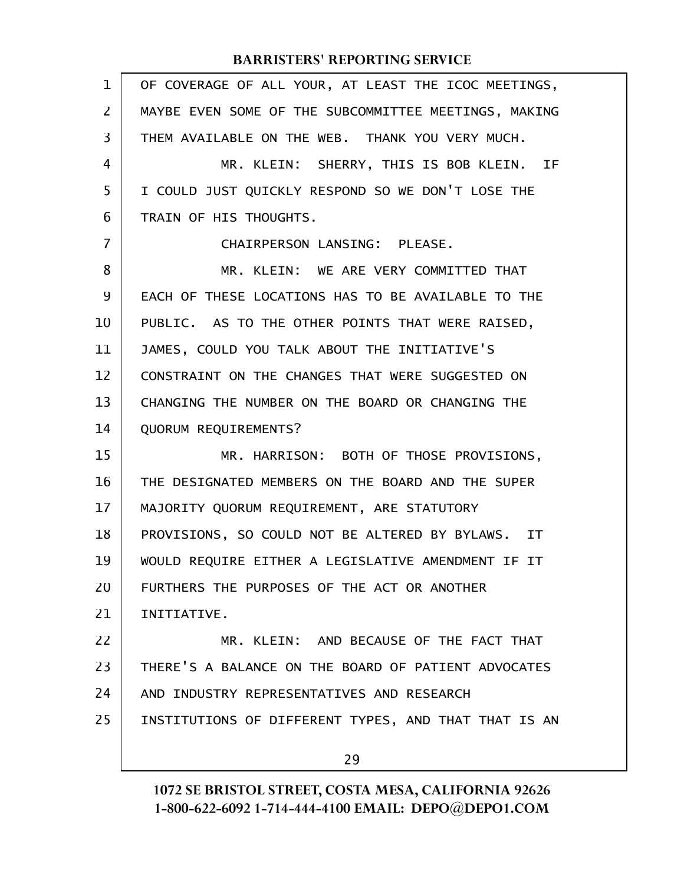OF COVERAGE OF ALL YOUR, AT LEAST THE ICOC MEETINGS, MAYBE EVEN SOME OF THE SUBCOMMITTEE MEETINGS, MAKING THEM AVAILABLE ON THE WEB. THANK YOU VERY MUCH.

MR. KLEIN: SHERRY, THIS IS BOB KLEIN. IF I COULD JUST QUICKLY RESPOND SO WE DON'T LOSE THE TRAIN OF HIS THOUGHTS.

CHAIRPERSON LANSING: PLEASE.

MR. KLEIN: WE ARE VERY COMMITTED THAT EACH OF THESE LOCATIONS HAS TO BE AVAILABLE TO THE PUBLIC. AS TO THE OTHER POINTS THAT WERE RAISED, JAMES, COULD YOU TALK ABOUT THE INITIATIVE'S CONSTRAINT ON THE CHANGES THAT WERE SUGGESTED ON CHANGING THE NUMBER ON THE BOARD OR CHANGING THE QUORUM REQUIREMENTS?

MR. HARRISON: BOTH OF THOSE PROVISIONS, THE DESIGNATED MEMBERS ON THE BOARD AND THE SUPER MAJORITY QUORUM REQUIREMENT, ARE STATUTORY PROVISIONS, SO COULD NOT BE ALTERED BY BYLAWS. IT WOULD REQUIRE EITHER A LEGISLATIVE AMENDMENT IF IT FURTHERS THE PURPOSES OF THE ACT OR ANOTHER INITIATIVE.

MR. KLEIN: AND BECAUSE OF THE FACT THAT THERE'S A BALANCE ON THE BOARD OF PATIENT ADVOCATES AND INDUSTRY REPRESENTATIVES AND RESEARCH INSTITUTIONS OF DIFFERENT TYPES, AND THAT THAT IS AN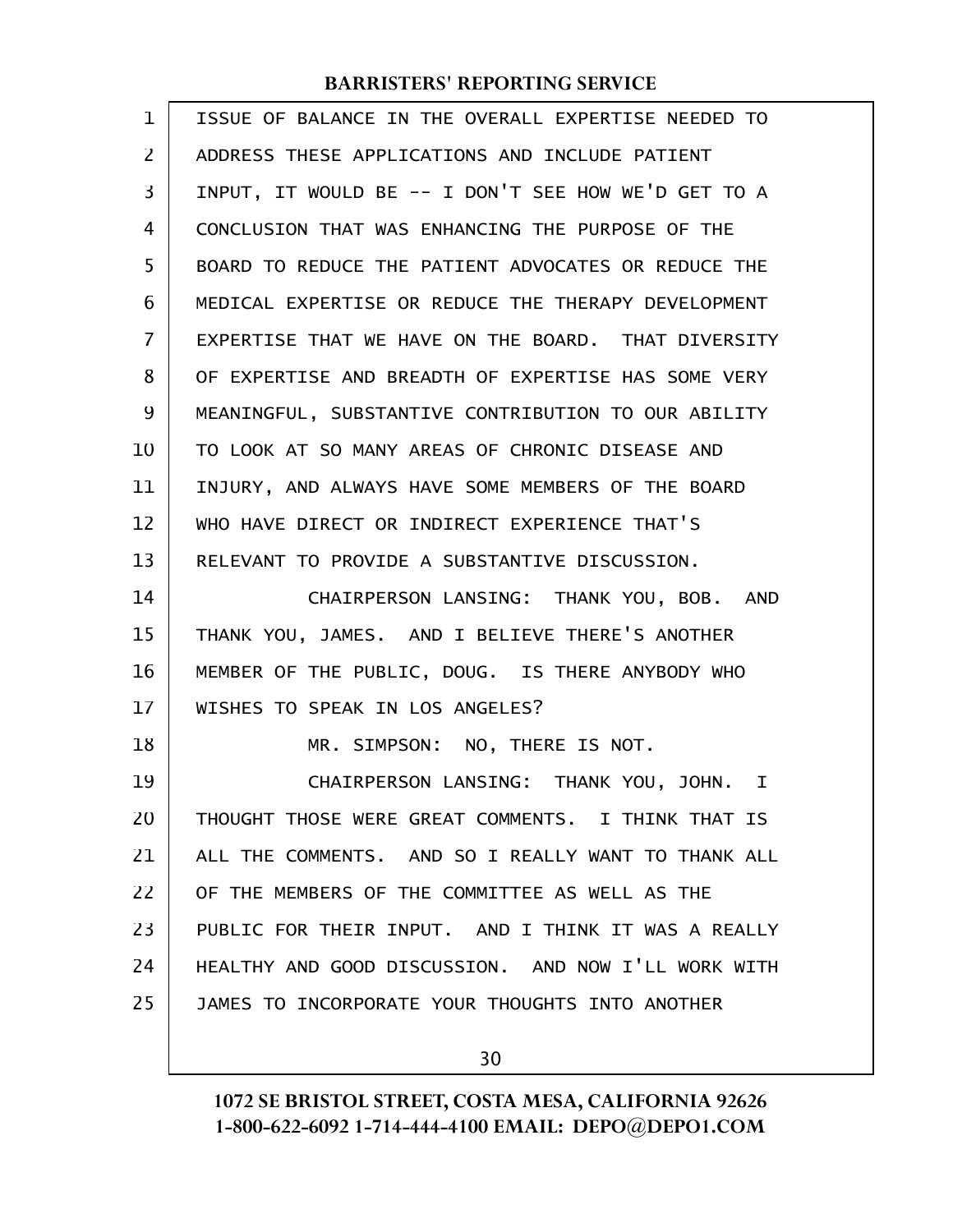ISSUE OF BALANCE IN THE OVERALL EXPERTISE NEEDED TO ADDRESS THESE APPLICATIONS AND INCLUDE PATIENT INPUT, IT WOULD BE -- I DON'T SEE HOW WE'D GET TO A CONCLUSION THAT WAS ENHANCING THE PURPOSE OF THE BOARD TO REDUCE THE PATIENT ADVOCATES OR REDUCE THE MEDICAL EXPERTISE OR REDUCE THE THERAPY DEVELOPMENT EXPERTISE THAT WE HAVE ON THE BOARD. THAT DIVERSITY OF EXPERTISE AND BREADTH OF EXPERTISE HAS SOME VERY MEANINGFUL, SUBSTANTIVE CONTRIBUTION TO OUR ABILITY TO LOOK AT SO MANY AREAS OF CHRONIC DISEASE AND INJURY, AND ALWAYS HAVE SOME MEMBERS OF THE BOARD WHO HAVE DIRECT OR INDIRECT EXPERIENCE THAT'S RELEVANT TO PROVIDE A SUBSTANTIVE DISCUSSION.

CHAIRPERSON LANSING: THANK YOU, BOB. AND THANK YOU, JAMES. AND I BELIEVE THERE'S ANOTHER MEMBER OF THE PUBLIC, DOUG. IS THERE ANYBODY WHO WISHES TO SPEAK IN LOS ANGELES?

MR. SIMPSON: NO, THERE IS NOT.

CHAIRPERSON LANSING: THANK YOU, JOHN. I THOUGHT THOSE WERE GREAT COMMENTS. I THINK THAT IS ALL THE COMMENTS. AND SO I REALLY WANT TO THANK ALL OF THE MEMBERS OF THE COMMITTEE AS WELL AS THE PUBLIC FOR THEIR INPUT. AND I THINK IT WAS A REALLY HEALTHY AND GOOD DISCUSSION. AND NOW I'LL WORK WITH JAMES TO INCORPORATE YOUR THOUGHTS INTO ANOTHER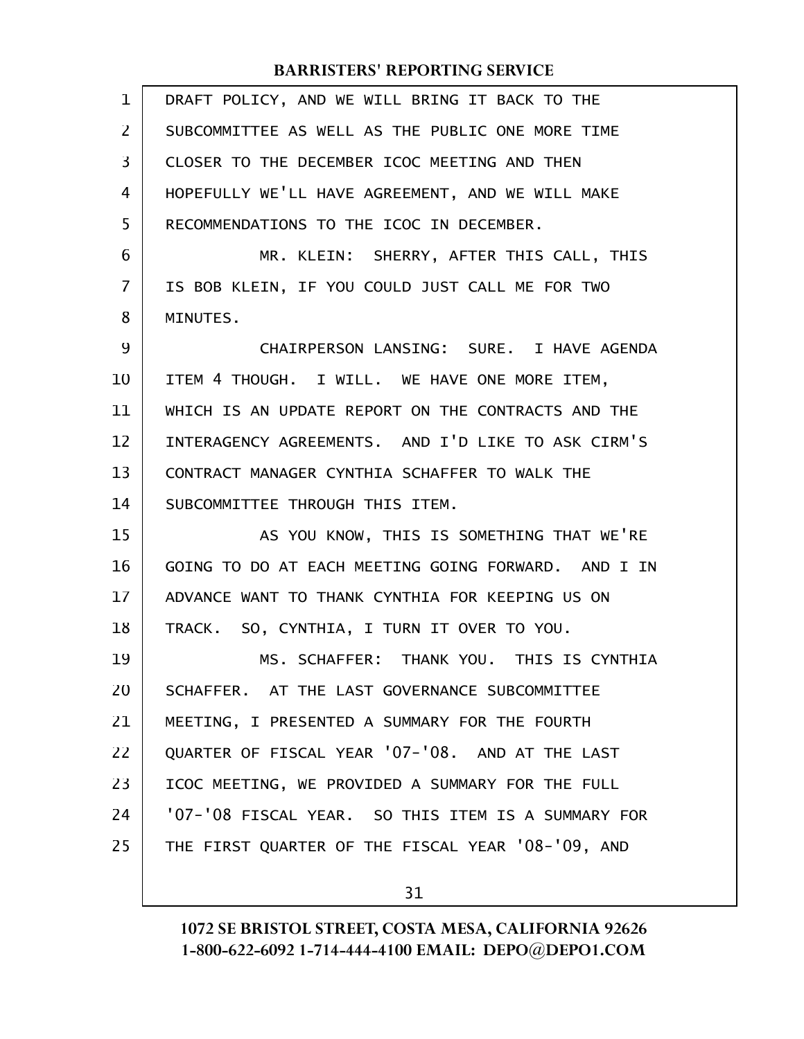DRAFT POLICY, AND WE WILL BRING IT BACK TO THE SUBCOMMITTEE AS WELL AS THE PUBLIC ONE MORE TIME CLOSER TO THE DECEMBER ICOC MEETING AND THEN HOPEFULLY WE'LL HAVE AGREEMENT, AND WE WILL MAKE RECOMMENDATIONS TO THE ICOC IN DECEMBER.

MR. KLEIN: SHERRY, AFTER THIS CALL, THIS IS BOB KLEIN, IF YOU COULD JUST CALL ME FOR TWO MINUTES.

CHAIRPERSON LANSING: SURE. I HAVE AGENDA ITEM 4 THOUGH. I WILL. WE HAVE ONE MORE ITEM, WHICH IS AN UPDATE REPORT ON THE CONTRACTS AND THE INTERAGENCY AGREEMENTS. AND I'D LIKE TO ASK CIRM'S CONTRACT MANAGER CYNTHIA SCHAFFER TO WALK THE SUBCOMMITTEE THROUGH THIS ITEM.

AS YOU KNOW, THIS IS SOMETHING THAT WE'RE GOING TO DO AT EACH MEETING GOING FORWARD. AND I IN ADVANCE WANT TO THANK CYNTHIA FOR KEEPING US ON TRACK. SO, CYNTHIA, I TURN IT OVER TO YOU.

MS. SCHAFFER: THANK YOU. THIS IS CYNTHIA SCHAFFER. AT THE LAST GOVERNANCE SUBCOMMITTEE MEETING, I PRESENTED A SUMMARY FOR THE FOURTH QUARTER OF FISCAL YEAR '07-'08. AND AT THE LAST ICOC MEETING, WE PROVIDED A SUMMARY FOR THE FULL '07-'08 FISCAL YEAR. SO THIS ITEM IS A SUMMARY FOR THE FIRST QUARTER OF THE FISCAL YEAR '08-'09, AND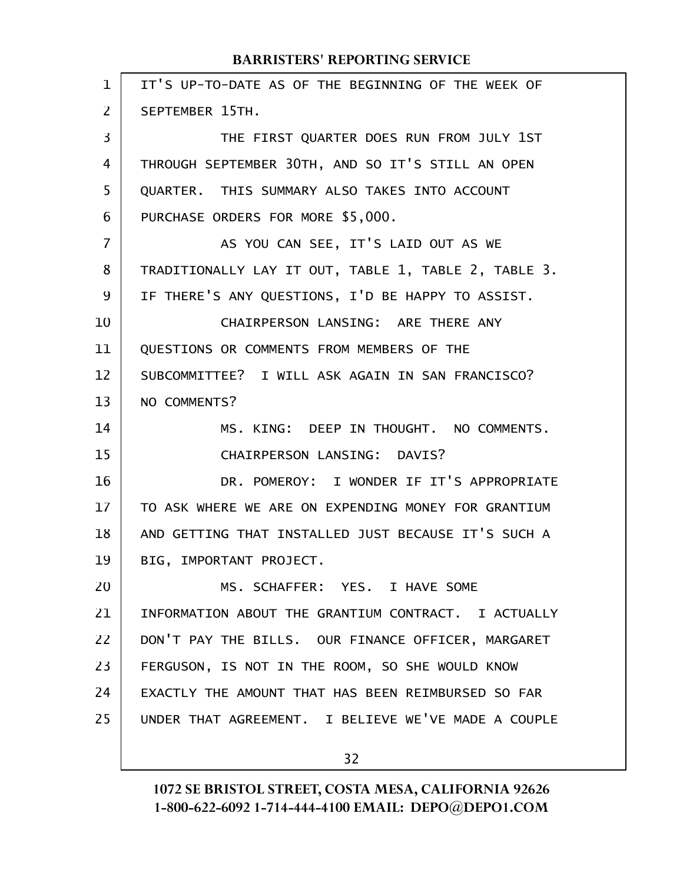IT'S UP-TO-DATE AS OF THE BEGINNING OF THE WEEK OF SEPTEMBER 15TH.

THE FIRST QUARTER DOES RUN FROM JULY 1ST THROUGH SEPTEMBER 30TH, AND SO IT'S STILL AN OPEN QUARTER. THIS SUMMARY ALSO TAKES INTO ACCOUNT PURCHASE ORDERS FOR MORE $5,000.

AS YOU CAN SEE, IT'S LAID OUT AS WE TRADITIONALLY LAY IT OUT, TABLE 1, TABLE 2, TABLE 3. IF THERE'S ANY QUESTIONS, I'D BE HAPPY TO ASSIST.

CHAIRPERSON LANSING: ARE THERE ANY QUESTIONS OR COMMENTS FROM MEMBERS OF THE SUBCOMMITTEE? I WILL ASK AGAIN IN SAN FRANCISCO? NO COMMENTS?

MS. KING: DEEP IN THOUGHT. NO COMMENTS.

CHAIRPERSON LANSING: DAVIS?

DR. POMEROY: I WONDER IF IT'S APPROPRIATE TO ASK WHERE WE ARE ON EXPENDING MONEY FOR GRANTIUM AND GETTING THAT INSTALLED JUST BECAUSE IT'S SUCH A BIG, IMPORTANT PROJECT.

MS. SCHAFFER: YES. I HAVE SOME INFORMATION ABOUT THE GRANTIUM CONTRACT. I ACTUALLY DON'T PAY THE BILLS. OUR FINANCE OFFICER, MARGARET FERGUSON, IS NOT IN THE ROOM, SO SHE WOULD KNOW EXACTLY THE AMOUNT THAT HAS BEEN REIMBURSED SO FAR UNDER THAT AGREEMENT. I BELIEVE WE'VE MADE A COUPLE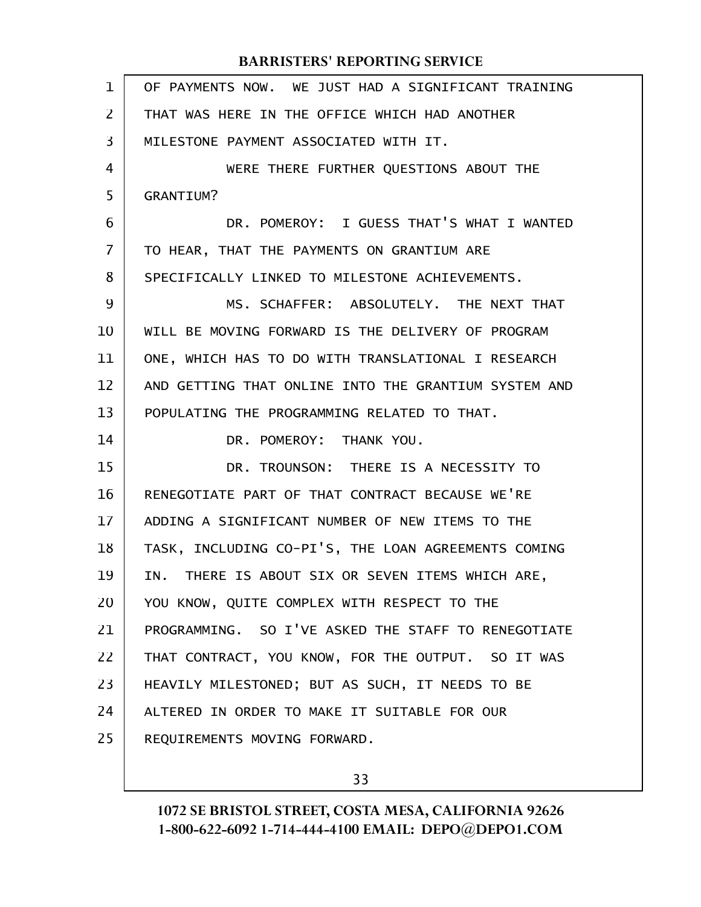OF PAYMENTS NOW. WE JUST HAD A SIGNIFICANT TRAINING THAT WAS HERE IN THE OFFICE WHICH HAD ANOTHER MILESTONE PAYMENT ASSOCIATED WITH IT.

WERE THERE FURTHER QUESTIONS ABOUT THE GRANTIUM?

DR. POMEROY: I GUESS THAT'S WHAT I WANTED TO HEAR, THAT THE PAYMENTS ON GRANTIUM ARE SPECIFICALLY LINKED TO MILESTONE ACHIEVEMENTS.

MS. SCHAFFER: ABSOLUTELY. THE NEXT THAT WILL BE MOVING FORWARD IS THE DELIVERY OF PROGRAM ONE, WHICH HAS TO DO WITH TRANSLATIONAL I RESEARCH AND GETTING THAT ONLINE INTO THE GRANTIUM SYSTEM AND POPULATING THE PROGRAMMING RELATED TO THAT.

DR. POMEROY: THANK YOU.

DR. TROUNSON: THERE IS A NECESSITY TO RENEGOTIATE PART OF THAT CONTRACT BECAUSE WE'RE ADDING A SIGNIFICANT NUMBER OF NEW ITEMS TO THE TASK, INCLUDING CO-PI'S, THE LOAN AGREEMENTS COMING IN. THERE IS ABOUT SIX OR SEVEN ITEMS WHICH ARE, YOU KNOW, QUITE COMPLEX WITH RESPECT TO THE PROGRAMMING. SO I'VE ASKED THE STAFF TO RENEGOTIATE THAT CONTRACT, YOU KNOW, FOR THE OUTPUT. SO IT WAS HEAVILY MILESTONED; BUT AS SUCH, IT NEEDS TO BE ALTERED IN ORDER TO MAKE IT SUITABLE FOR OUR REQUIREMENTS MOVING FORWARD.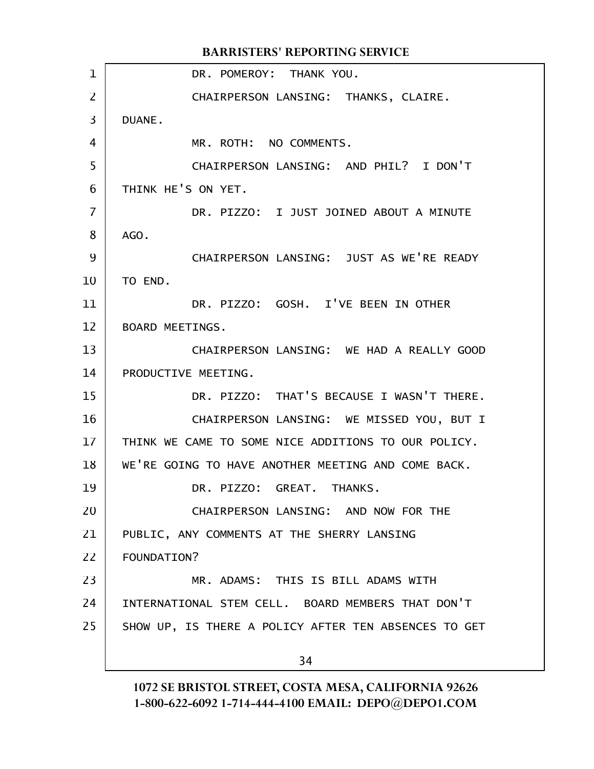DR. POMEROY: THANK YOU.

CHAIRPERSON LANSING: THANKS, CLAIRE. DUANE.

MR. ROTH: NO COMMENTS.

CHAIRPERSON LANSING: AND PHIL? I DON'T THINK HE'S ON YET.

DR. PIZZO: I JUST JOINED ABOUT A MINUTE AGO.

CHAIRPERSON LANSING: JUST AS WE'RE READY TO END.

DR. PIZZO: GOSH. I'VE BEEN IN OTHER BOARD MEETINGS.

CHAIRPERSON LANSING: WE HAD A REALLY GOOD PRODUCTIVE MEETING.

DR. PIZZO: THAT'S BECAUSE I WASN'T THERE.

CHAIRPERSON LANSING: WE MISSED YOU, BUT I THINK WE CAME TO SOME NICE ADDITIONS TO OUR POLICY. WE'RE GOING TO HAVE ANOTHER MEETING AND COME BACK.

DR. PIZZO: GREAT. THANKS.

CHAIRPERSON LANSING: AND NOW FOR THE PUBLIC, ANY COMMENTS AT THE SHERRY LANSING FOUNDATION?

MR. ADAMS: THIS IS BILL ADAMS WITH INTERNATIONAL STEM CELL. BOARD MEMBERS THAT DON'T SHOW UP, IS THERE A POLICY AFTER TEN ABSENCES TO GET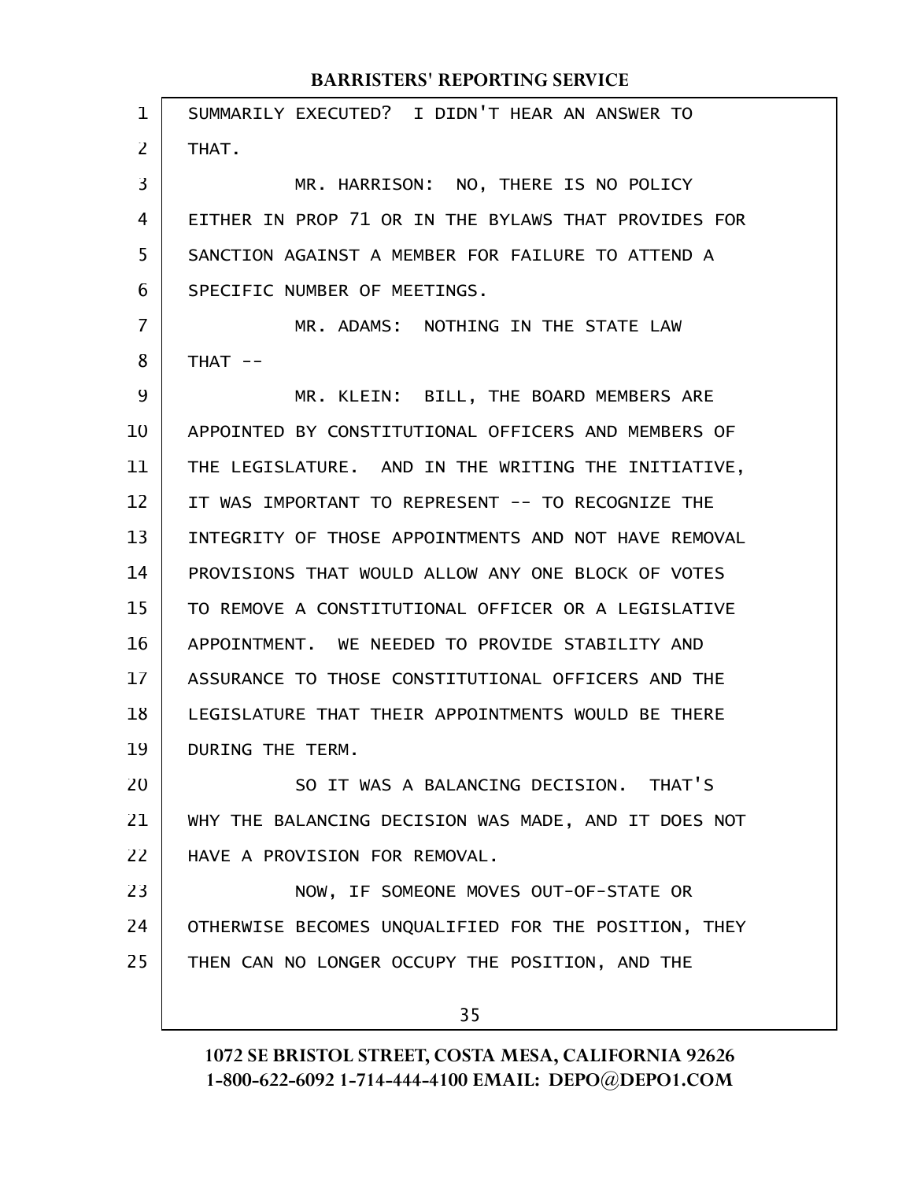SUMMARILY EXECUTED? I DIDN'T HEAR AN ANSWER TO THAT.

MR. HARRISON: NO, THERE IS NO POLICY EITHER IN PROP 71 OR IN THE BYLAWS THAT PROVIDES FOR SANCTION AGAINST A MEMBER FOR FAILURE TO ATTEND A SPECIFIC NUMBER OF MEETINGS.

MR. ADAMS: NOTHING IN THE STATE LAW THAT --

MR. KLEIN: BILL, THE BOARD MEMBERS ARE APPOINTED BY CONSTITUTIONAL OFFICERS AND MEMBERS OF THE LEGISLATURE. AND IN THE WRITING THE INITIATIVE, IT WAS IMPORTANT TO REPRESENT -- TO RECOGNIZE THE INTEGRITY OF THOSE APPOINTMENTS AND NOT HAVE REMOVAL PROVISIONS THAT WOULD ALLOW ANY ONE BLOCK OF VOTES TO REMOVE A CONSTITUTIONAL OFFICER OR A LEGISLATIVE APPOINTMENT. WE NEEDED TO PROVIDE STABILITY AND ASSURANCE TO THOSE CONSTITUTIONAL OFFICERS AND THE LEGISLATURE THAT THEIR APPOINTMENTS WOULD BE THERE DURING THE TERM.

SO IT WAS A BALANCING DECISION. THAT'S WHY THE BALANCING DECISION WAS MADE, AND IT DOES NOT HAVE A PROVISION FOR REMOVAL.

NOW, IF SOMEONE MOVES OUT-OF-STATE OR OTHERWISE BECOMES UNQUALIFIED FOR THE POSITION, THEY THEN CAN NO LONGER OCCUPY THE POSITION, AND THE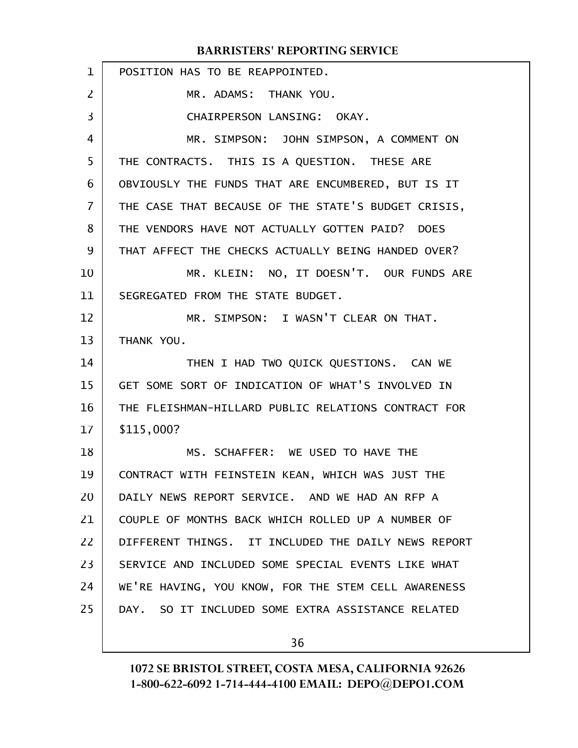POSITION HAS TO BE REAPPOINTED.

MR. ADAMS: THANK YOU.

CHAIRPERSON LANSING: OKAY.

MR. SIMPSON: JOHN SIMPSON, A COMMENT ON THE CONTRACTS. THIS IS A QUESTION. THESE ARE OBVIOUSLY THE FUNDS THAT ARE ENCUMBERED, BUT IS IT THE CASE THAT BECAUSE OF THE STATE'S BUDGET CRISIS, THE VENDORS HAVE NOT ACTUALLY GOTTEN PAID? DOES THAT AFFECT THE CHECKS ACTUALLY BEING HANDED OVER?

MR. KLEIN: NO, IT DOESN'T. OUR FUNDS ARE SEGREGATED FROM THE STATE BUDGET.

MR. SIMPSON: I WASN'T CLEAR ON THAT. THANK YOU.

THEN I HAD TWO QUICK QUESTIONS. CAN WE GET SOME SORT OF INDICATION OF WHAT'S INVOLVED IN THE FLEISHMAN-HILLARD PUBLIC RELATIONS CONTRACT FOR $115,000?

MS. SCHAFFER: WE USED TO HAVE THE CONTRACT WITH FEINSTEIN KEAN, WHICH WAS JUST THE DAILY NEWS REPORT SERVICE. AND WE HAD AN RFP A COUPLE OF MONTHS BACK WHICH ROLLED UP A NUMBER OF DIFFERENT THINGS. IT INCLUDED THE DAILY NEWS REPORT SERVICE AND INCLUDED SOME SPECIAL EVENTS LIKE WHAT WE'RE HAVING, YOU KNOW, FOR THE STEM CELL AWARENESS DAY. SO IT INCLUDED SOME EXTRA ASSISTANCE RELATED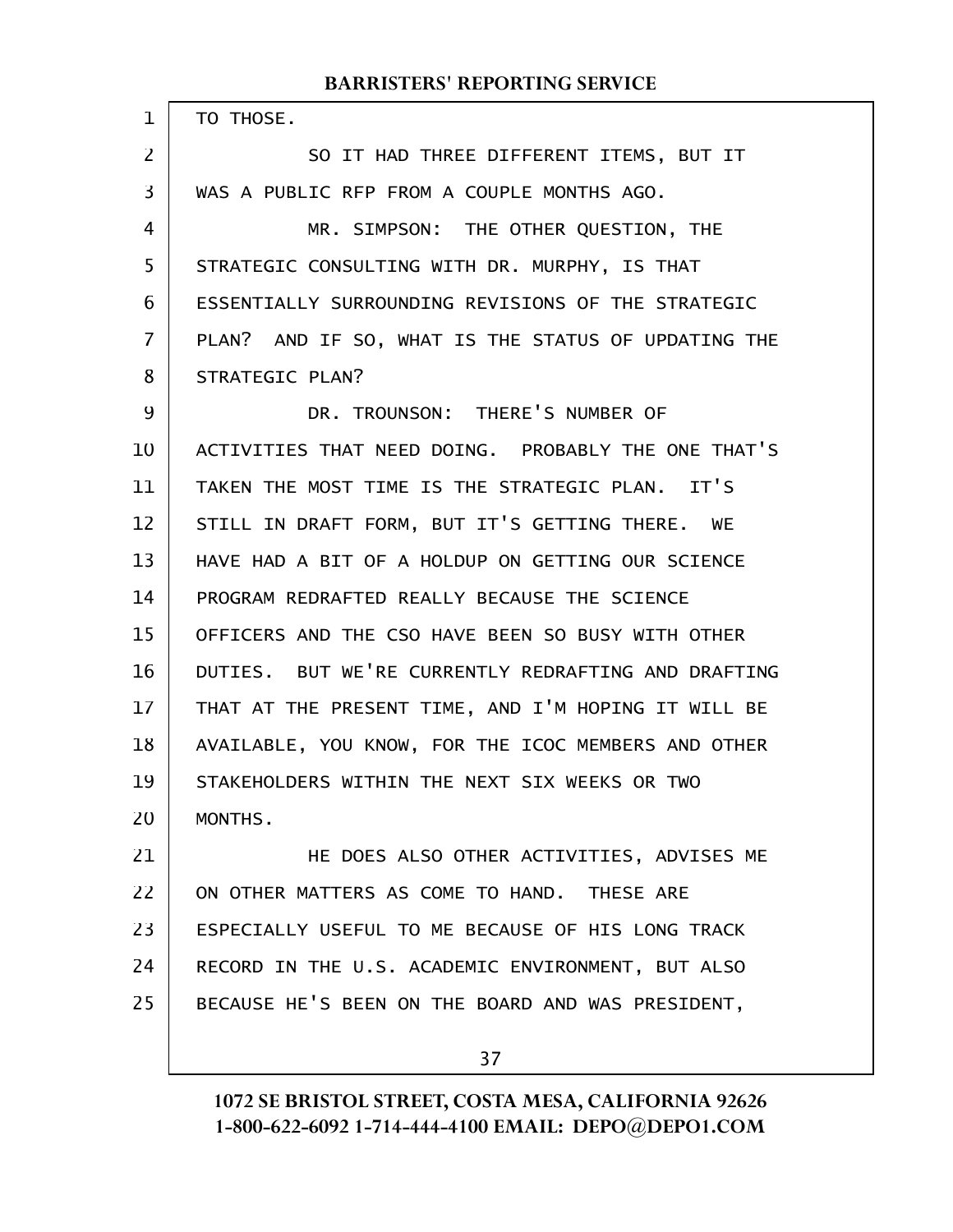TO THOSE.

SO IT HAD THREE DIFFERENT ITEMS, BUT IT WAS A PUBLIC RFP FROM A COUPLE MONTHS AGO.

MR. SIMPSON: THE OTHER QUESTION, THE STRATEGIC CONSULTING WITH DR. MURPHY, IS THAT ESSENTIALLY SURROUNDING REVISIONS OF THE STRATEGIC PLAN? AND IF SO, WHAT IS THE STATUS OF UPDATING THE STRATEGIC PLAN?

DR. TROUNSON: THERE'S NUMBER OF ACTIVITIES THAT NEED DOING. PROBABLY THE ONE THAT'S TAKEN THE MOST TIME IS THE STRATEGIC PLAN. IT'S STILL IN DRAFT FORM, BUT IT'S GETTING THERE. WE HAVE HAD A BIT OF A HOLDUP ON GETTING OUR SCIENCE PROGRAM REDRAFTED REALLY BECAUSE THE SCIENCE OFFICERS AND THE CSO HAVE BEEN SO BUSY WITH OTHER DUTIES. BUT WE'RE CURRENTLY REDRAFTING AND DRAFTING THAT AT THE PRESENT TIME, AND I'M HOPING IT WILL BE AVAILABLE, YOU KNOW, FOR THE ICOC MEMBERS AND OTHER STAKEHOLDERS WITHIN THE NEXT SIX WEEKS OR TWO MONTHS.

HE DOES ALSO OTHER ACTIVITIES, ADVISES ME ON OTHER MATTERS AS COME TO HAND. THESE ARE ESPECIALLY USEFUL TO ME BECAUSE OF HIS LONG TRACK RECORD IN THE U.S. ACADEMIC ENVIRONMENT, BUT ALSO BECAUSE HE'S BEEN ON THE BOARD AND WAS PRESIDENT,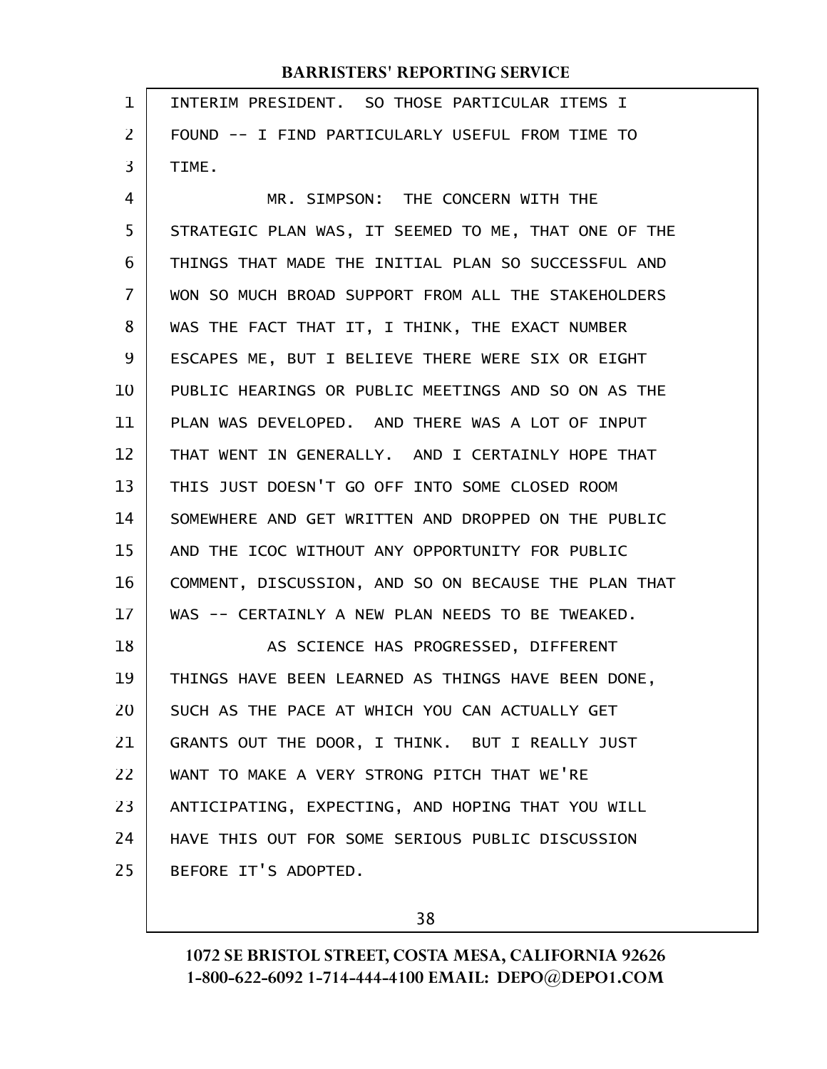INTERIM PRESIDENT. SO THOSE PARTICULAR ITEMS I FOUND -- I FIND PARTICULARLY USEFUL FROM TIME TO TIME.

MR. SIMPSON: THE CONCERN WITH THE STRATEGIC PLAN WAS, IT SEEMED TO ME, THAT ONE OF THE THINGS THAT MADE THE INITIAL PLAN SO SUCCESSFUL AND WON SO MUCH BROAD SUPPORT FROM ALL THE STAKEHOLDERS WAS THE FACT THAT IT, I THINK, THE EXACT NUMBER ESCAPES ME, BUT I BELIEVE THERE WERE SIX OR EIGHT PUBLIC HEARINGS OR PUBLIC MEETINGS AND SO ON AS THE PLAN WAS DEVELOPED. AND THERE WAS A LOT OF INPUT THAT WENT IN GENERALLY. AND I CERTAINLY HOPE THAT THIS JUST DOESN'T GO OFF INTO SOME CLOSED ROOM SOMEWHERE AND GET WRITTEN AND DROPPED ON THE PUBLIC AND THE ICOC WITHOUT ANY OPPORTUNITY FOR PUBLIC COMMENT, DISCUSSION, AND SO ON BECAUSE THE PLAN THAT WAS -- CERTAINLY A NEW PLAN NEEDS TO BE TWEAKED.

AS SCIENCE HAS PROGRESSED, DIFFERENT THINGS HAVE BEEN LEARNED AS THINGS HAVE BEEN DONE, SUCH AS THE PACE AT WHICH YOU CAN ACTUALLY GET GRANTS OUT THE DOOR, I THINK. BUT I REALLY JUST WANT TO MAKE A VERY STRONG PITCH THAT WE'RE ANTICIPATING, EXPECTING, AND HOPING THAT YOU WILL HAVE THIS OUT FOR SOME SERIOUS PUBLIC DISCUSSION BEFORE IT'S ADOPTED.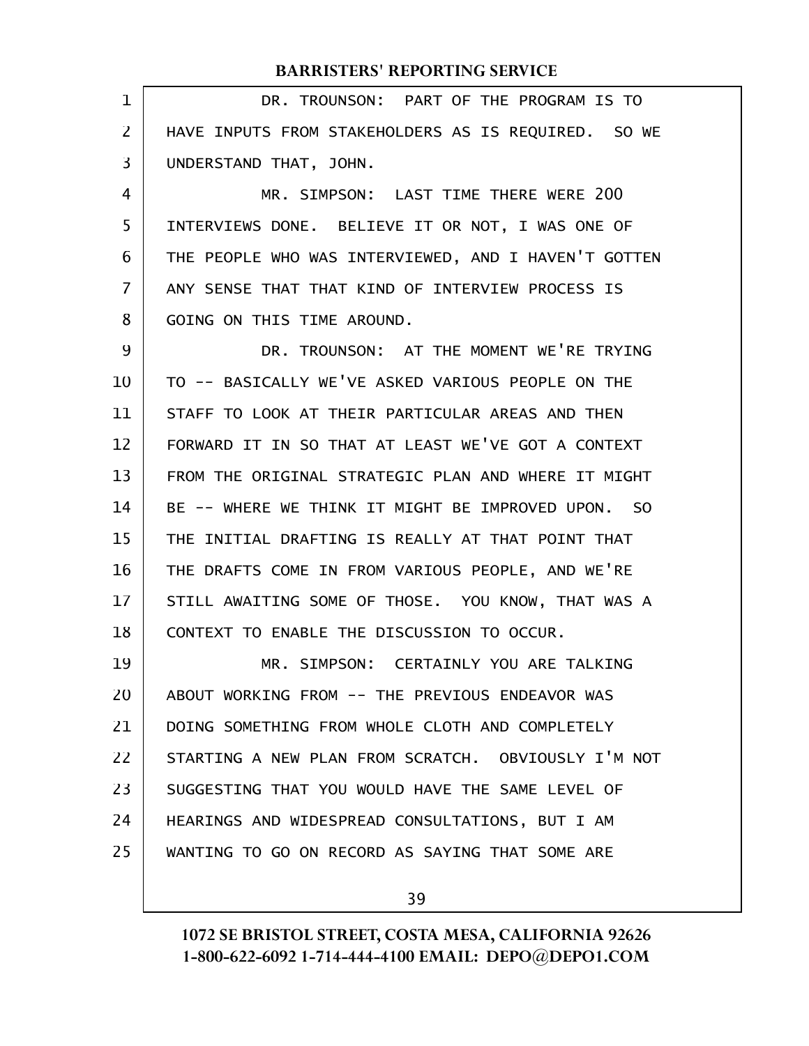DR. TROUNSON: PART OF THE PROGRAM IS TO HAVE INPUTS FROM STAKEHOLDERS AS IS REQUIRED. SO WE UNDERSTAND THAT, JOHN.

MR. SIMPSON: LAST TIME THERE WERE 200 INTERVIEWS DONE. BELIEVE IT OR NOT, I WAS ONE OF THE PEOPLE WHO WAS INTERVIEWED, AND I HAVEN'T GOTTEN ANY SENSE THAT THAT KIND OF INTERVIEW PROCESS IS GOING ON THIS TIME AROUND.

DR. TROUNSON: AT THE MOMENT WE'RE TRYING TO -- BASICALLY WE'VE ASKED VARIOUS PEOPLE ON THE STAFF TO LOOK AT THEIR PARTICULAR AREAS AND THEN FORWARD IT IN SO THAT AT LEAST WE'VE GOT A CONTEXT FROM THE ORIGINAL STRATEGIC PLAN AND WHERE IT MIGHT BE -- WHERE WE THINK IT MIGHT BE IMPROVED UPON. SO THE INITIAL DRAFTING IS REALLY AT THAT POINT THAT THE DRAFTS COME IN FROM VARIOUS PEOPLE, AND WE'RE STILL AWAITING SOME OF THOSE. YOU KNOW, THAT WAS A CONTEXT TO ENABLE THE DISCUSSION TO OCCUR.

MR. SIMPSON: CERTAINLY YOU ARE TALKING ABOUT WORKING FROM -- THE PREVIOUS ENDEAVOR WAS DOING SOMETHING FROM WHOLE CLOTH AND COMPLETELY STARTING A NEW PLAN FROM SCRATCH. OBVIOUSLY I'M NOT SUGGESTING THAT YOU WOULD HAVE THE SAME LEVEL OF HEARINGS AND WIDESPREAD CONSULTATIONS, BUT I AM WANTING TO GO ON RECORD AS SAYING THAT SOME ARE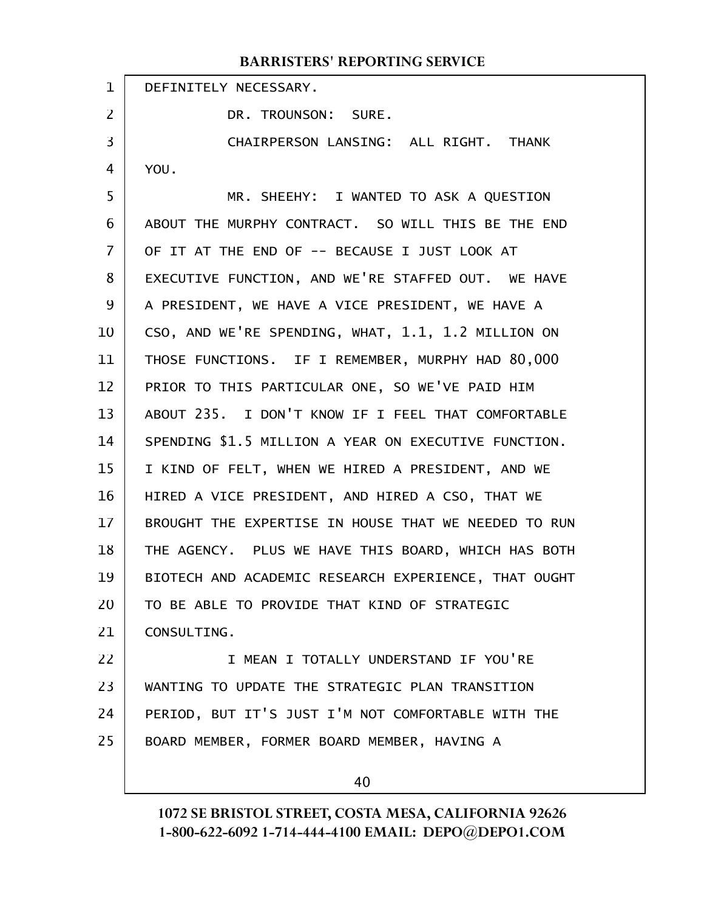DEFINITELY NECESSARY.

DR. TROUNSON: SURE.

CHAIRPERSON LANSING: ALL RIGHT. THANK YOU.

MR. SHEEHY: I WANTED TO ASK A QUESTION ABOUT THE MURPHY CONTRACT. SO WILL THIS BE THE END OF IT AT THE END OF -- BECAUSE I JUST LOOK AT EXECUTIVE FUNCTION, AND WE'RE STAFFED OUT. WE HAVE A PRESIDENT, WE HAVE A VICE PRESIDENT, WE HAVE A CSO, AND WE'RE SPENDING, WHAT, 1.1, 1.2 MILLION ON THOSE FUNCTIONS. IF I REMEMBER, MURPHY HAD 80,000 PRIOR TO THIS PARTICULAR ONE, SO WE'VE PAID HIM ABOUT 235. I DON'T KNOW IF I FEEL THAT COMFORTABLE SPENDING $1.5 MILLION A YEAR ON EXECUTIVE FUNCTION. I KIND OF FELT, WHEN WE HIRED A PRESIDENT, AND WE HIRED A VICE PRESIDENT, AND HIRED A CSO, THAT WE BROUGHT THE EXPERTISE IN HOUSE THAT WE NEEDED TO RUN THE AGENCY. PLUS WE HAVE THIS BOARD, WHICH HAS BOTH BIOTECH AND ACADEMIC RESEARCH EXPERIENCE, THAT OUGHT TO BE ABLE TO PROVIDE THAT KIND OF STRATEGIC CONSULTING.

I MEAN I TOTALLY UNDERSTAND IF YOU'RE WANTING TO UPDATE THE STRATEGIC PLAN TRANSITION PERIOD, BUT IT'S JUST I'M NOT COMFORTABLE WITH THE BOARD MEMBER, FORMER BOARD MEMBER, HAVING A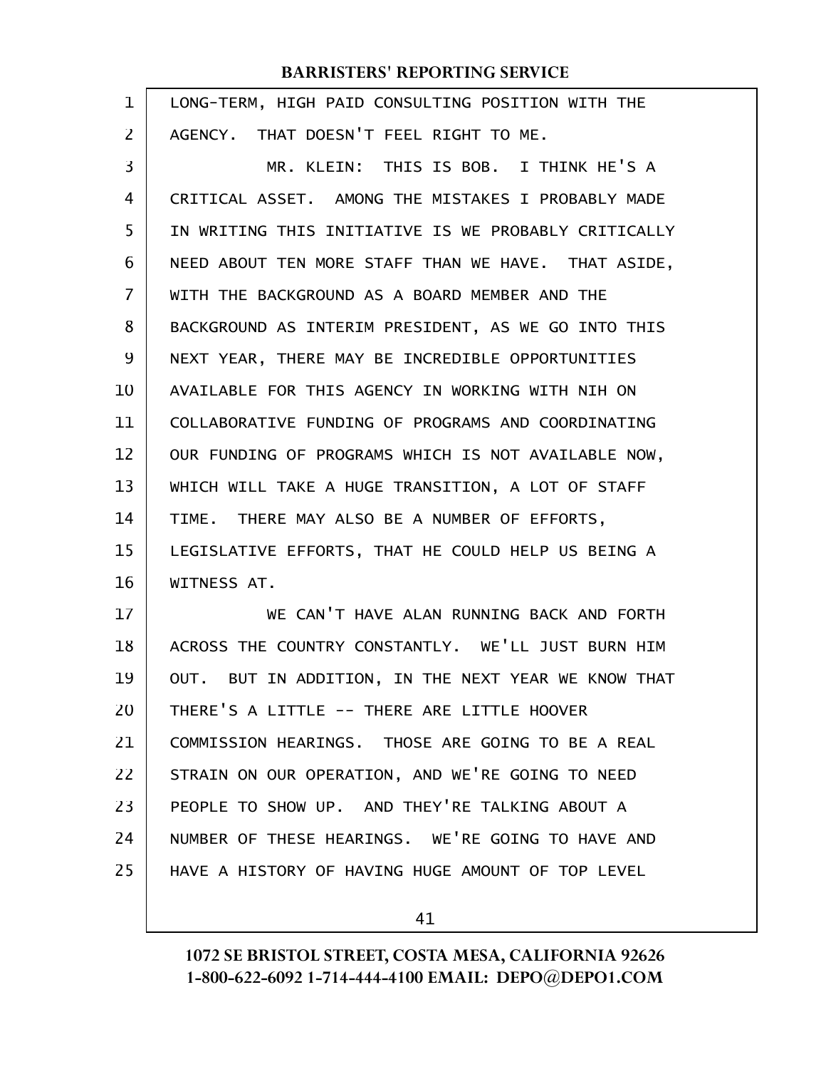LONG-TERM, HIGH PAID CONSULTING POSITION WITH THE AGENCY. THAT DOESN'T FEEL RIGHT TO ME.

MR. KLEIN: THIS IS BOB. I THINK HE'S A CRITICAL ASSET. AMONG THE MISTAKES I PROBABLY MADE IN WRITING THIS INITIATIVE IS WE PROBABLY CRITICALLY NEED ABOUT TEN MORE STAFF THAN WE HAVE. THAT ASIDE, WITH THE BACKGROUND AS A BOARD MEMBER AND THE BACKGROUND AS INTERIM PRESIDENT, AS WE GO INTO THIS NEXT YEAR, THERE MAY BE INCREDIBLE OPPORTUNITIES AVAILABLE FOR THIS AGENCY IN WORKING WITH NIH ON COLLABORATIVE FUNDING OF PROGRAMS AND COORDINATING OUR FUNDING OF PROGRAMS WHICH IS NOT AVAILABLE NOW, WHICH WILL TAKE A HUGE TRANSITION, A LOT OF STAFF TIME. THERE MAY ALSO BE A NUMBER OF EFFORTS, LEGISLATIVE EFFORTS, THAT HE COULD HELP US BEING A WITNESS AT.

WE CAN'T HAVE ALAN RUNNING BACK AND FORTH ACROSS THE COUNTRY CONSTANTLY. WE'LL JUST BURN HIM OUT. BUT IN ADDITION, IN THE NEXT YEAR WE KNOW THAT THERE'S A LITTLE -- THERE ARE LITTLE HOOVER COMMISSION HEARINGS. THOSE ARE GOING TO BE A REAL STRAIN ON OUR OPERATION, AND WE'RE GOING TO NEED PEOPLE TO SHOW UP. AND THEY'RE TALKING ABOUT A NUMBER OF THESE HEARINGS. WE'RE GOING TO HAVE AND HAVE A HISTORY OF HAVING HUGE AMOUNT OF TOP LEVEL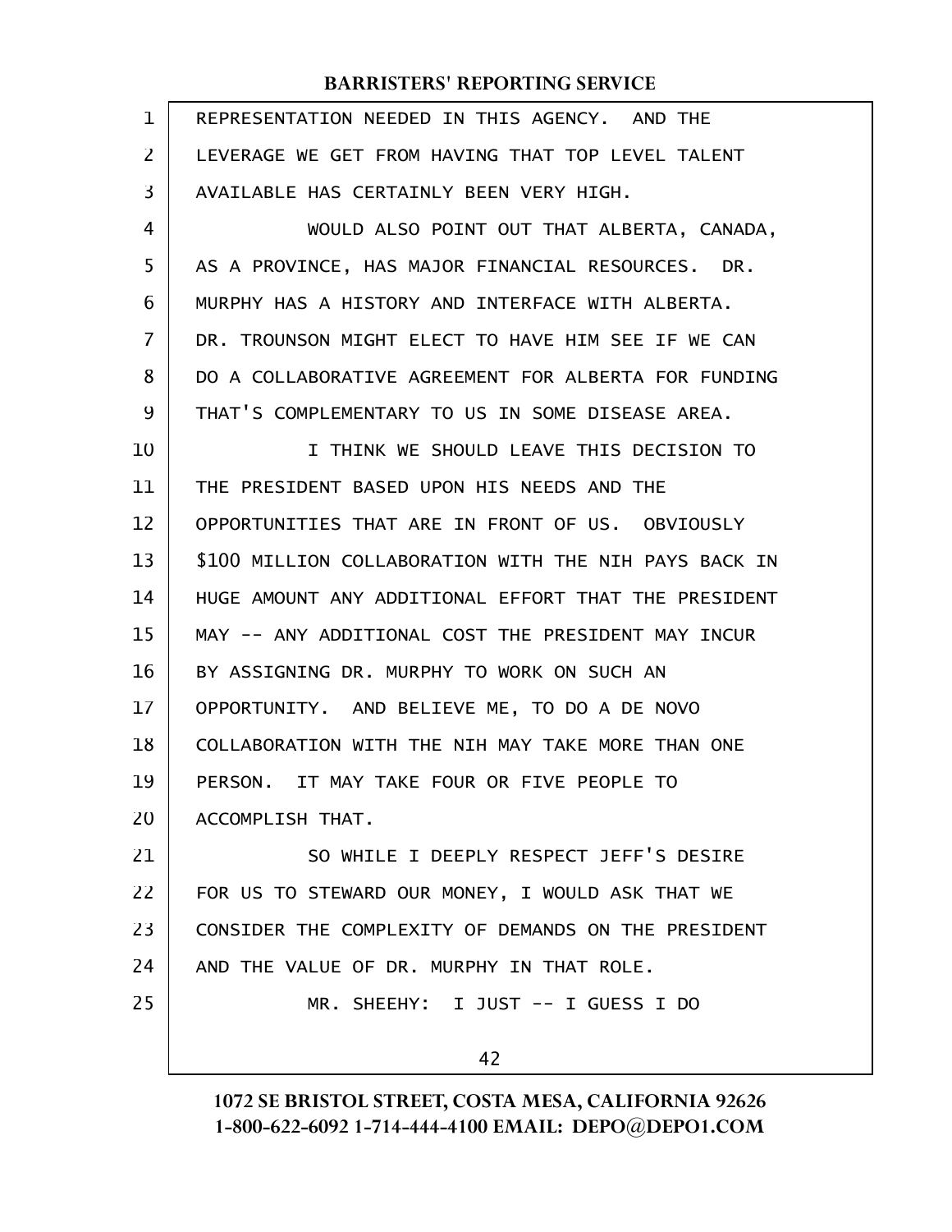REPRESENTATION NEEDED IN THIS AGENCY. AND THE LEVERAGE WE GET FROM HAVING THAT TOP LEVEL TALENT AVAILABLE HAS CERTAINLY BEEN VERY HIGH.

WOULD ALSO POINT OUT THAT ALBERTA, CANADA, AS A PROVINCE, HAS MAJOR FINANCIAL RESOURCES. DR. MURPHY HAS A HISTORY AND INTERFACE WITH ALBERTA. DR. TROUNSON MIGHT ELECT TO HAVE HIM SEE IF WE CAN DO A COLLABORATIVE AGREEMENT FOR ALBERTA FOR FUNDING THAT'S COMPLEMENTARY TO US IN SOME DISEASE AREA.

I THINK WE SHOULD LEAVE THIS DECISION TO THE PRESIDENT BASED UPON HIS NEEDS AND THE OPPORTUNITIES THAT ARE IN FRONT OF US. OBVIOUSLY $100 MILLION COLLABORATION WITH THE NIH PAYS BACK IN HUGE AMOUNT ANY ADDITIONAL EFFORT THAT THE PRESIDENT MAY -- ANY ADDITIONAL COST THE PRESIDENT MAY INCUR BY ASSIGNING DR. MURPHY TO WORK ON SUCH AN OPPORTUNITY. AND BELIEVE ME, TO DO A DE NOVO COLLABORATION WITH THE NIH MAY TAKE MORE THAN ONE PERSON. IT MAY TAKE FOUR OR FIVE PEOPLE TO ACCOMPLISH THAT.

SO WHILE I DEEPLY RESPECT JEFF'S DESIRE FOR US TO STEWARD OUR MONEY, I WOULD ASK THAT WE CONSIDER THE COMPLEXITY OF DEMANDS ON THE PRESIDENT AND THE VALUE OF DR. MURPHY IN THAT ROLE.

MR. SHEEHY: I JUST -- I GUESS I DO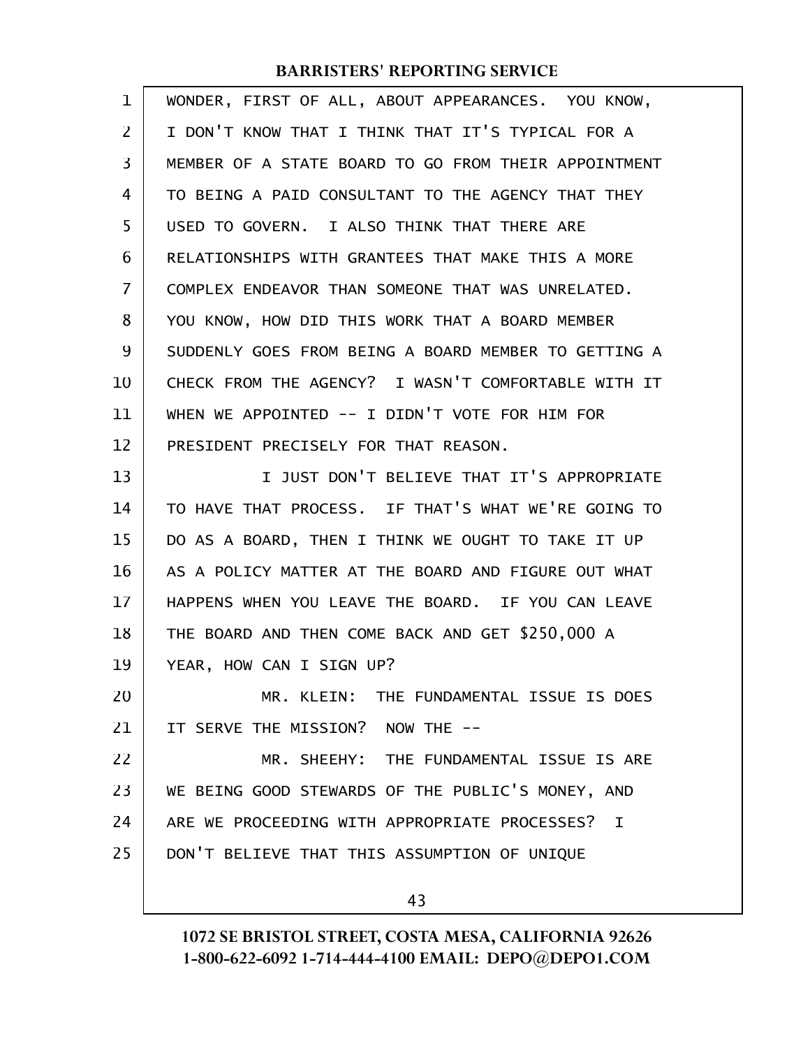WONDER, FIRST OF ALL, ABOUT APPEARANCES. YOU KNOW, I DON'T KNOW THAT I THINK THAT IT'S TYPICAL FOR A MEMBER OF A STATE BOARD TO GO FROM THEIR APPOINTMENT TO BEING A PAID CONSULTANT TO THE AGENCY THAT THEY USED TO GOVERN. I ALSO THINK THAT THERE ARE RELATIONSHIPS WITH GRANTEES THAT MAKE THIS A MORE COMPLEX ENDEAVOR THAN SOMEONE THAT WAS UNRELATED. YOU KNOW, HOW DID THIS WORK THAT A BOARD MEMBER SUDDENLY GOES FROM BEING A BOARD MEMBER TO GETTING A CHECK FROM THE AGENCY? I WASN'T COMFORTABLE WITH IT WHEN WE APPOINTED -- I DIDN'T VOTE FOR HIM FOR PRESIDENT PRECISELY FOR THAT REASON.

I JUST DON'T BELIEVE THAT IT'S APPROPRIATE TO HAVE THAT PROCESS. IF THAT'S WHAT WE'RE GOING TO DO AS A BOARD, THEN I THINK WE OUGHT TO TAKE IT UP AS A POLICY MATTER AT THE BOARD AND FIGURE OUT WHAT HAPPENS WHEN YOU LEAVE THE BOARD. IF YOU CAN LEAVE THE BOARD AND THEN COME BACK AND GET $250,000 A YEAR, HOW CAN I SIGN UP?

MR. KLEIN: THE FUNDAMENTAL ISSUE IS DOES IT SERVE THE MISSION? NOW THE --

MR. SHEEHY: THE FUNDAMENTAL ISSUE IS ARE WE BEING GOOD STEWARDS OF THE PUBLIC'S MONEY, AND ARE WE PROCEEDING WITH APPROPRIATE PROCESSES? I DON'T BELIEVE THAT THIS ASSUMPTION OF UNIQUE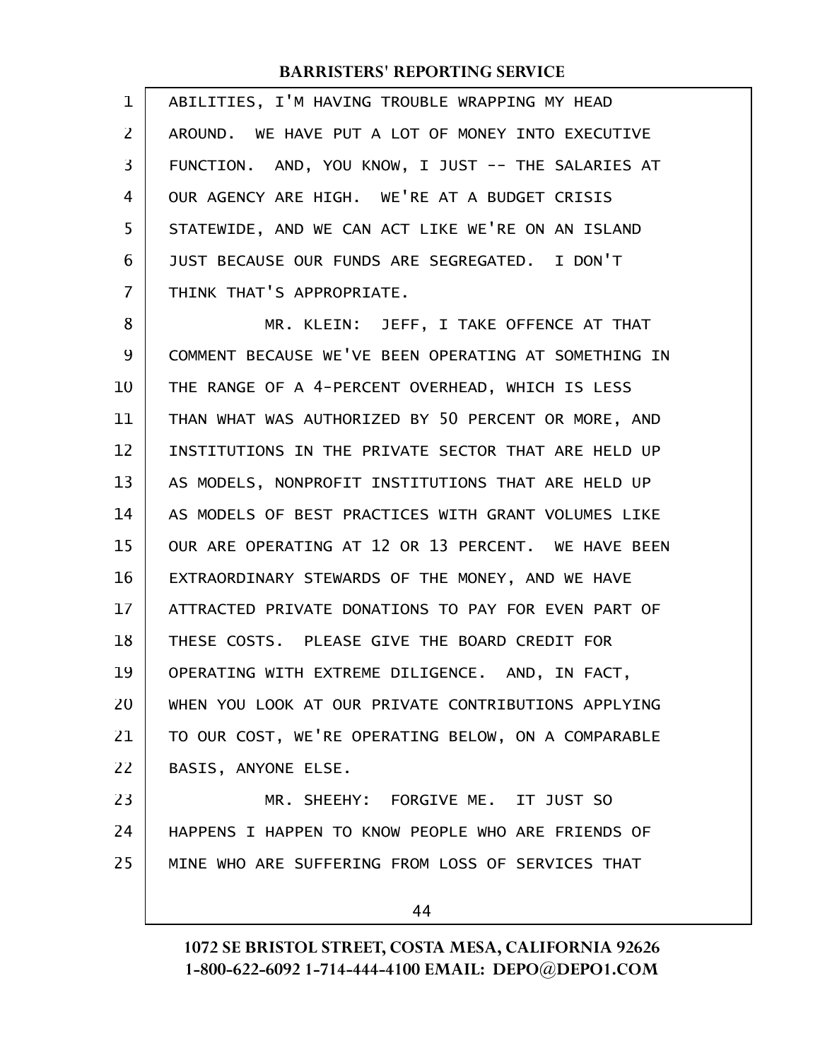ABILITIES, I'M HAVING TROUBLE WRAPPING MY HEAD AROUND. WE HAVE PUT A LOT OF MONEY INTO EXECUTIVE FUNCTION. AND, YOU KNOW, I JUST -- THE SALARIES AT OUR AGENCY ARE HIGH. WE'RE AT A BUDGET CRISIS STATEWIDE, AND WE CAN ACT LIKE WE'RE ON AN ISLAND JUST BECAUSE OUR FUNDS ARE SEGREGATED. I DON'T THINK THAT'S APPROPRIATE.

MR. KLEIN: JEFF, I TAKE OFFENCE AT THAT COMMENT BECAUSE WE'VE BEEN OPERATING AT SOMETHING IN THE RANGE OF A 4-PERCENT OVERHEAD, WHICH IS LESS THAN WHAT WAS AUTHORIZED BY 50 PERCENT OR MORE, AND INSTITUTIONS IN THE PRIVATE SECTOR THAT ARE HELD UP AS MODELS, NONPROFIT INSTITUTIONS THAT ARE HELD UP AS MODELS OF BEST PRACTICES WITH GRANT VOLUMES LIKE OUR ARE OPERATING AT 12 OR 13 PERCENT. WE HAVE BEEN EXTRAORDINARY STEWARDS OF THE MONEY, AND WE HAVE ATTRACTED PRIVATE DONATIONS TO PAY FOR EVEN PART OF THESE COSTS. PLEASE GIVE THE BOARD CREDIT FOR OPERATING WITH EXTREME DILIGENCE. AND, IN FACT, WHEN YOU LOOK AT OUR PRIVATE CONTRIBUTIONS APPLYING TO OUR COST, WE'RE OPERATING BELOW, ON A COMPARABLE BASIS, ANYONE ELSE.

MR. SHEEHY: FORGIVE ME. IT JUST SO HAPPENS I HAPPEN TO KNOW PEOPLE WHO ARE FRIENDS OF MINE WHO ARE SUFFERING FROM LOSS OF SERVICES THAT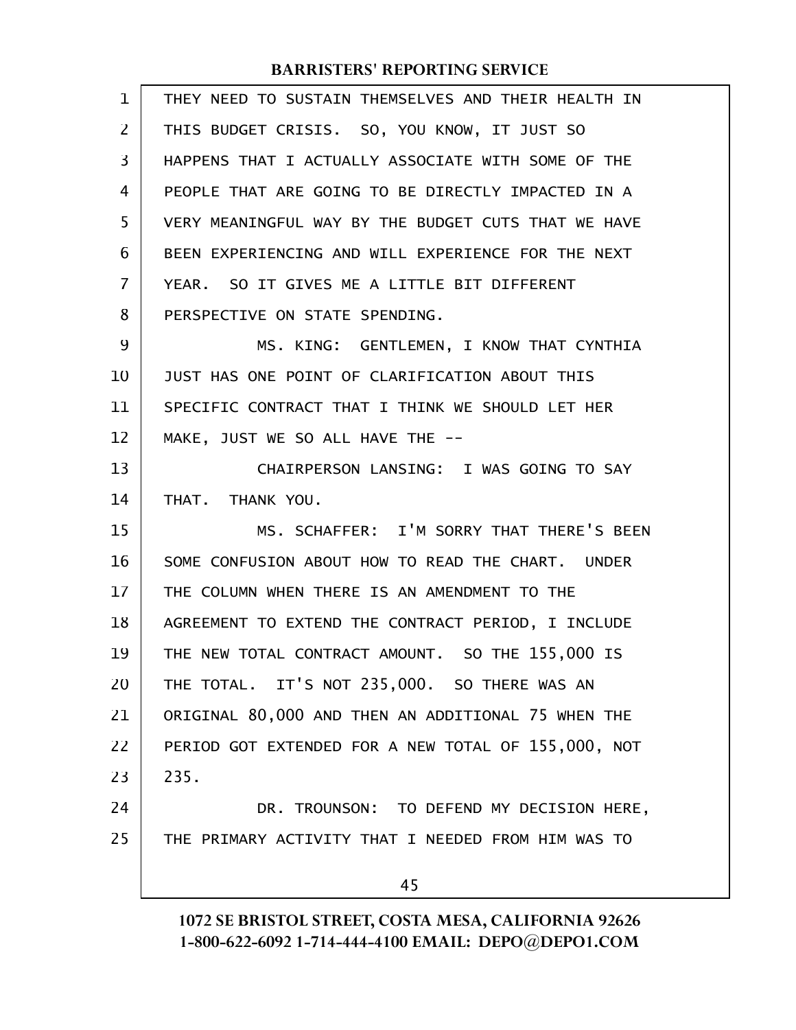THEY NEED TO SUSTAIN THEMSELVES AND THEIR HEALTH IN THIS BUDGET CRISIS. SO, YOU KNOW, IT JUST SO HAPPENS THAT I ACTUALLY ASSOCIATE WITH SOME OF THE PEOPLE THAT ARE GOING TO BE DIRECTLY IMPACTED IN A VERY MEANINGFUL WAY BY THE BUDGET CUTS THAT WE HAVE BEEN EXPERIENCING AND WILL EXPERIENCE FOR THE NEXT YEAR. SO IT GIVES ME A LITTLE BIT DIFFERENT PERSPECTIVE ON STATE SPENDING.

MS. KING: GENTLEMEN, I KNOW THAT CYNTHIA JUST HAS ONE POINT OF CLARIFICATION ABOUT THIS SPECIFIC CONTRACT THAT I THINK WE SHOULD LET HER MAKE, JUST WE SO ALL HAVE THE --

CHAIRPERSON LANSING: I WAS GOING TO SAY THAT. THANK YOU.

MS. SCHAFFER: I'M SORRY THAT THERE'S BEEN SOME CONFUSION ABOUT HOW TO READ THE CHART. UNDER THE COLUMN WHEN THERE IS AN AMENDMENT TO THE AGREEMENT TO EXTEND THE CONTRACT PERIOD, I INCLUDE THE NEW TOTAL CONTRACT AMOUNT. SO THE 155,000 IS THE TOTAL. IT'S NOT 235,000. SO THERE WAS AN ORIGINAL 80,000 AND THEN AN ADDITIONAL 75 WHEN THE PERIOD GOT EXTENDED FOR A NEW TOTAL OF 155,000, NOT 235.

DR. TROUNSON: TO DEFEND MY DECISION HERE, THE PRIMARY ACTIVITY THAT I NEEDED FROM HIM WAS TO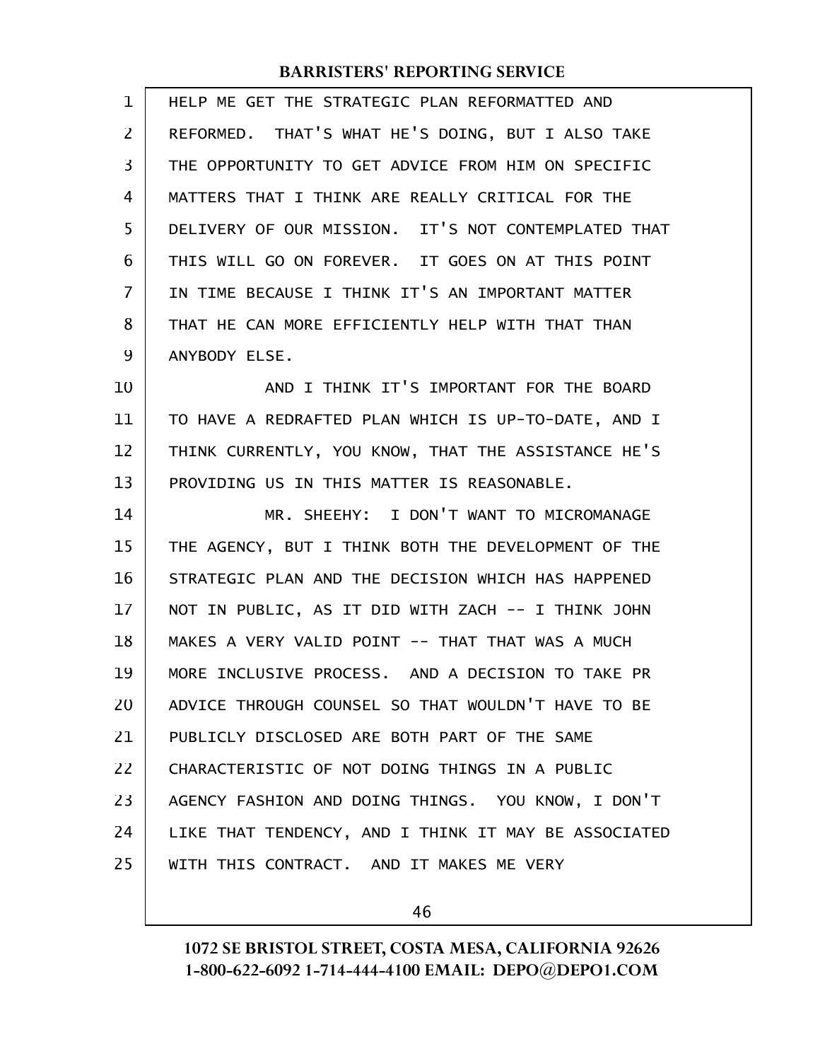HELP ME GET THE STRATEGIC PLAN REFORMATTED AND REFORMED. THAT'S WHAT HE'S DOING, BUT I ALSO TAKE THE OPPORTUNITY TO GET ADVICE FROM HIM ON SPECIFIC MATTERS THAT I THINK ARE REALLY CRITICAL FOR THE DELIVERY OF OUR MISSION. IT'S NOT CONTEMPLATED THAT THIS WILL GO ON FOREVER. IT GOES ON AT THIS POINT IN TIME BECAUSE I THINK IT'S AN IMPORTANT MATTER THAT HE CAN MORE EFFICIENTLY HELP WITH THAT THAN ANYBODY ELSE.

AND I THINK IT'S IMPORTANT FOR THE BOARD TO HAVE A REDRAFTED PLAN WHICH IS UP-TO-DATE, AND I THINK CURRENTLY, YOU KNOW, THAT THE ASSISTANCE HE'S PROVIDING US IN THIS MATTER IS REASONABLE.

MR. SHEEHY: I DON'T WANT TO MICROMANAGE THE AGENCY, BUT I THINK BOTH THE DEVELOPMENT OF THE STRATEGIC PLAN AND THE DECISION WHICH HAS HAPPENED NOT IN PUBLIC, AS IT DID WITH ZACH -- I THINK JOHN MAKES A VERY VALID POINT -- THAT THAT WAS A MUCH MORE INCLUSIVE PROCESS. AND A DECISION TO TAKE PR ADVICE THROUGH COUNSEL SO THAT WOULDN'T HAVE TO BE PUBLICLY DISCLOSED ARE BOTH PART OF THE SAME CHARACTERISTIC OF NOT DOING THINGS IN A PUBLIC AGENCY FASHION AND DOING THINGS. YOU KNOW, I DON'T LIKE THAT TENDENCY, AND I THINK IT MAY BE ASSOCIATED WITH THIS CONTRACT. AND IT MAKES ME VERY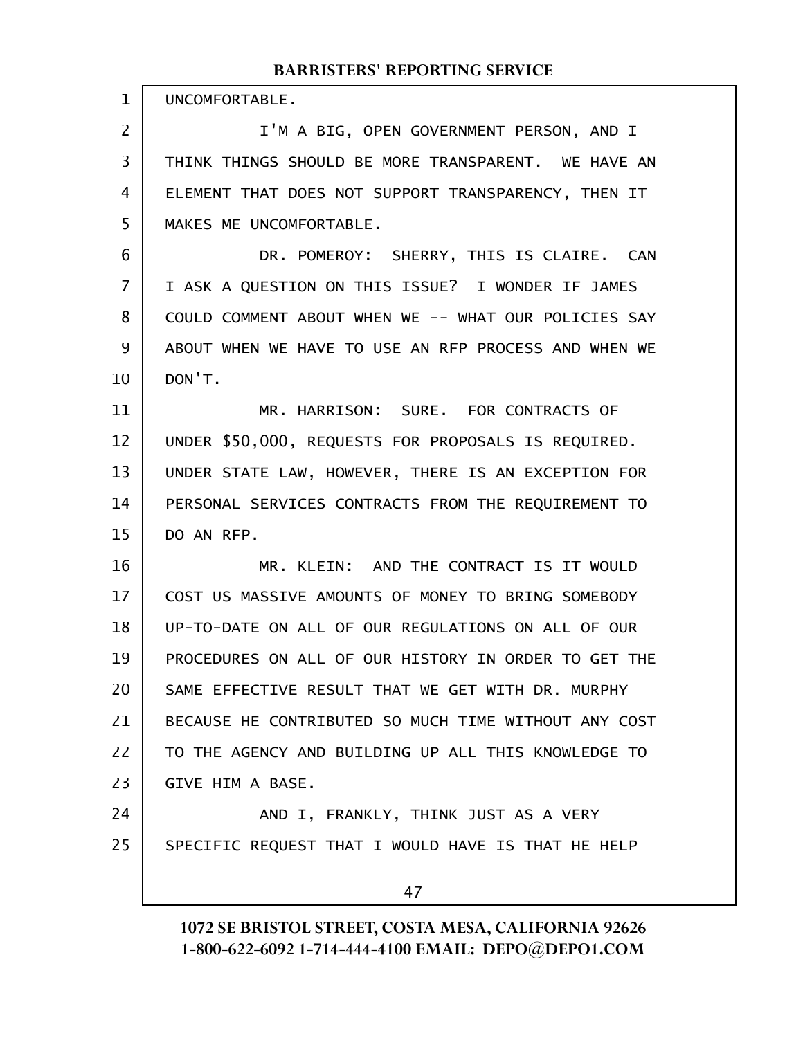UNCOMFORTABLE.

I'M A BIG, OPEN GOVERNMENT PERSON, AND I THINK THINGS SHOULD BE MORE TRANSPARENT. WE HAVE AN ELEMENT THAT DOES NOT SUPPORT TRANSPARENCY, THEN IT MAKES ME UNCOMFORTABLE.

DR. POMEROY: SHERRY, THIS IS CLAIRE. CAN I ASK A QUESTION ON THIS ISSUE? I WONDER IF JAMES COULD COMMENT ABOUT WHEN WE -- WHAT OUR POLICIES SAY ABOUT WHEN WE HAVE TO USE AN RFP PROCESS AND WHEN WE DON'T.

MR. HARRISON: SURE. FOR CONTRACTS OF UNDER $50,000, REQUESTS FOR PROPOSALS IS REQUIRED. UNDER STATE LAW, HOWEVER, THERE IS AN EXCEPTION FOR PERSONAL SERVICES CONTRACTS FROM THE REQUIREMENT TO DO AN RFP.

MR. KLEIN: AND THE CONTRACT IS IT WOULD COST US MASSIVE AMOUNTS OF MONEY TO BRING SOMEBODY UP-TO-DATE ON ALL OF OUR REGULATIONS ON ALL OF OUR PROCEDURES ON ALL OF OUR HISTORY IN ORDER TO GET THE SAME EFFECTIVE RESULT THAT WE GET WITH DR. MURPHY BECAUSE HE CONTRIBUTED SO MUCH TIME WITHOUT ANY COST TO THE AGENCY AND BUILDING UP ALL THIS KNOWLEDGE TO GIVE HIM A BASE.

AND I, FRANKLY, THINK JUST AS A VERY SPECIFIC REQUEST THAT I WOULD HAVE IS THAT HE HELP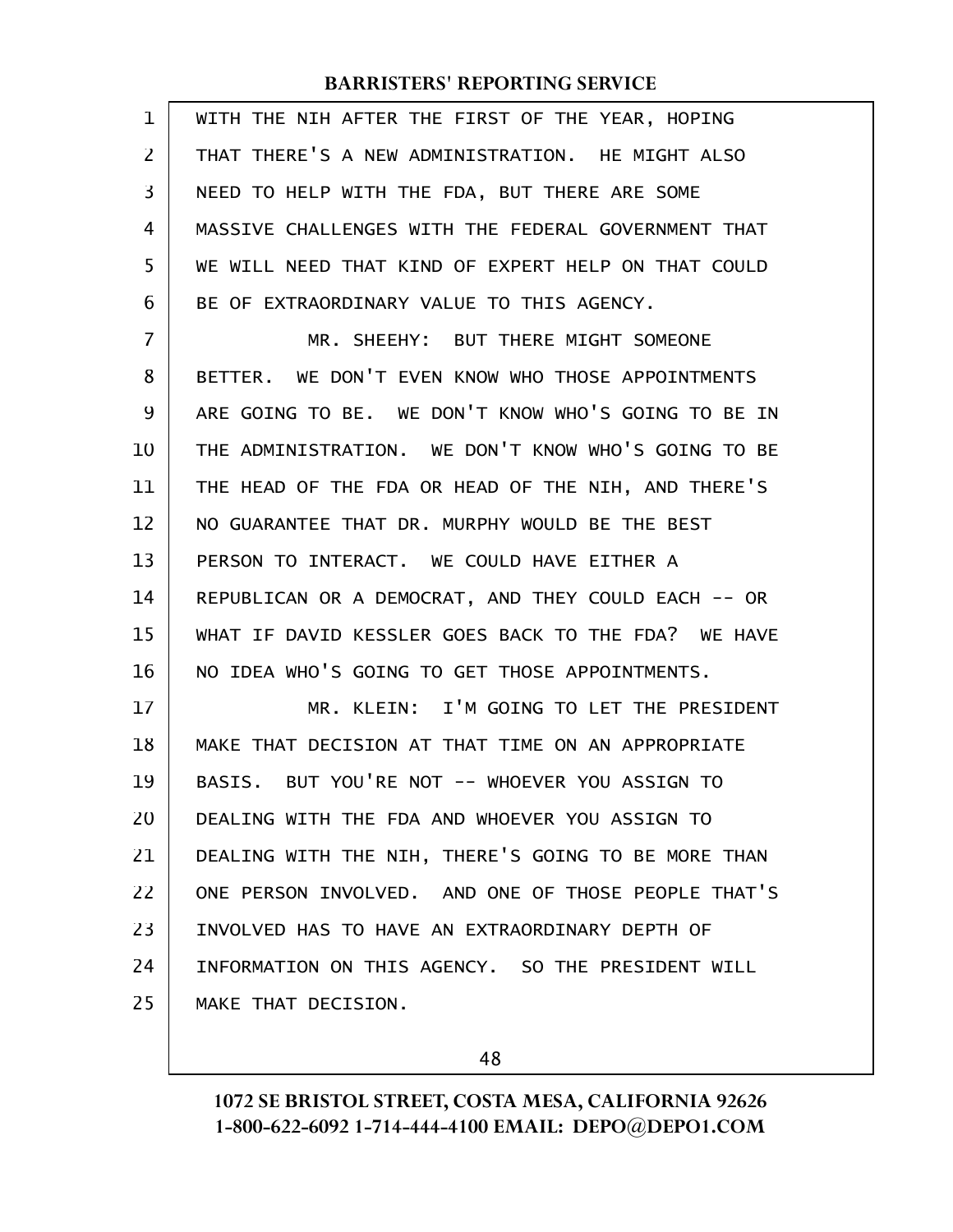WITH THE NIH AFTER THE FIRST OF THE YEAR, HOPING THAT THERE'S A NEW ADMINISTRATION. HE MIGHT ALSO NEED TO HELP WITH THE FDA, BUT THERE ARE SOME MASSIVE CHALLENGES WITH THE FEDERAL GOVERNMENT THAT WE WILL NEED THAT KIND OF EXPERT HELP ON THAT COULD BE OF EXTRAORDINARY VALUE TO THIS AGENCY.

MR. SHEEHY: BUT THERE MIGHT SOMEONE BETTER. WE DON'T EVEN KNOW WHO THOSE APPOINTMENTS ARE GOING TO BE. WE DON'T KNOW WHO'S GOING TO BE IN THE ADMINISTRATION. WE DON'T KNOW WHO'S GOING TO BE THE HEAD OF THE FDA OR HEAD OF THE NIH, AND THERE'S NO GUARANTEE THAT DR. MURPHY WOULD BE THE BEST PERSON TO INTERACT. WE COULD HAVE EITHER A REPUBLICAN OR A DEMOCRAT, AND THEY COULD EACH -- OR WHAT IF DAVID KESSLER GOES BACK TO THE FDA? WE HAVE NO IDEA WHO'S GOING TO GET THOSE APPOINTMENTS.

MR. KLEIN: I'M GOING TO LET THE PRESIDENT MAKE THAT DECISION AT THAT TIME ON AN APPROPRIATE BASIS. BUT YOU'RE NOT -- WHOEVER YOU ASSIGN TO DEALING WITH THE FDA AND WHOEVER YOU ASSIGN TO DEALING WITH THE NIH, THERE'S GOING TO BE MORE THAN ONE PERSON INVOLVED. AND ONE OF THOSE PEOPLE THAT'S INVOLVED HAS TO HAVE AN EXTRAORDINARY DEPTH OF INFORMATION ON THIS AGENCY. SO THE PRESIDENT WILL MAKE THAT DECISION.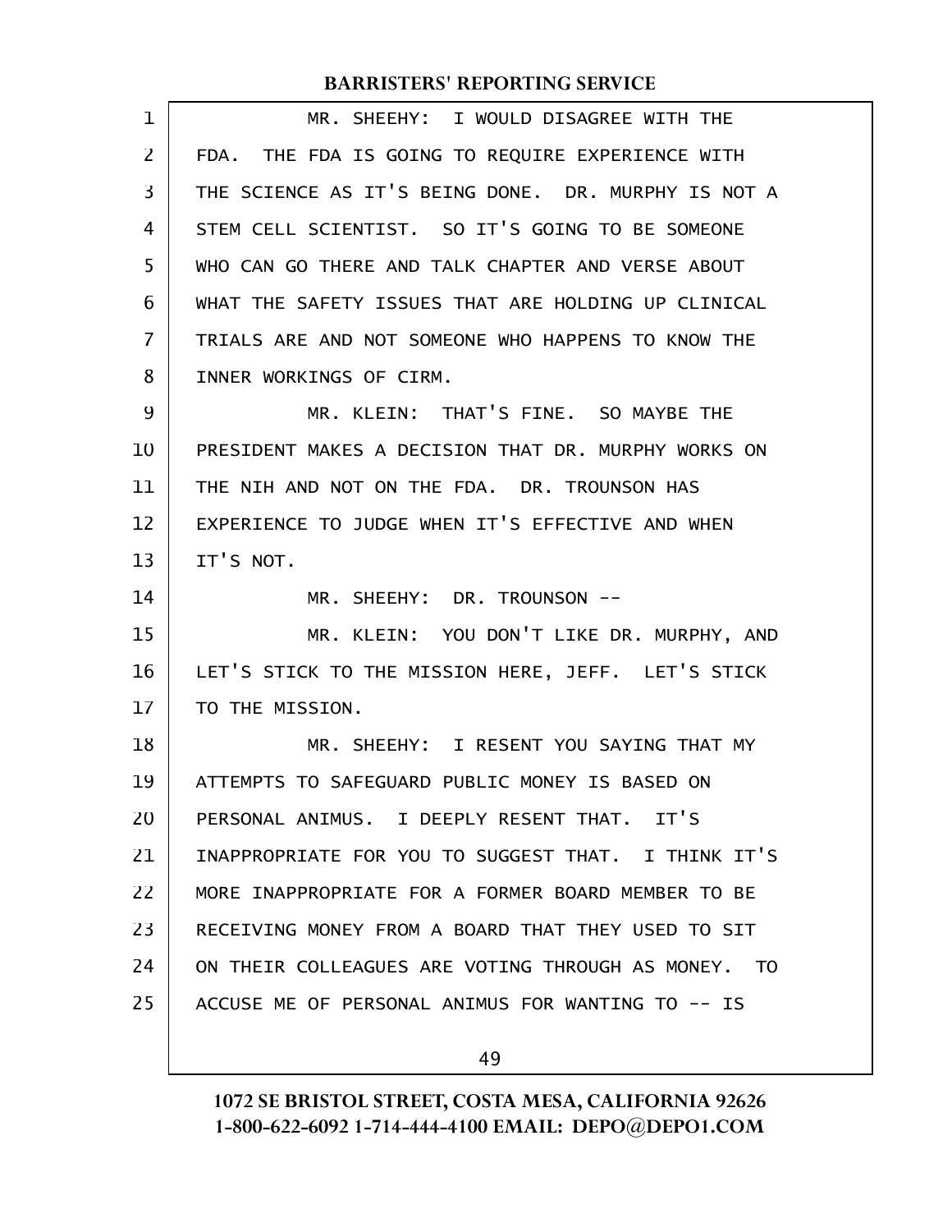MR. SHEEHY: I WOULD DISAGREE WITH THE FDA. THE FDA IS GOING TO REQUIRE EXPERIENCE WITH THE SCIENCE AS IT'S BEING DONE. DR. MURPHY IS NOT A STEM CELL SCIENTIST. SO IT'S GOING TO BE SOMEONE WHO CAN GO THERE AND TALK CHAPTER AND VERSE ABOUT WHAT THE SAFETY ISSUES THAT ARE HOLDING UP CLINICAL TRIALS ARE AND NOT SOMEONE WHO HAPPENS TO KNOW THE INNER WORKINGS OF CIRM.

MR. KLEIN: THAT'S FINE. SO MAYBE THE PRESIDENT MAKES A DECISION THAT DR. MURPHY WORKS ON THE NIH AND NOT ON THE FDA. DR. TROUNSON HAS EXPERIENCE TO JUDGE WHEN IT'S EFFECTIVE AND WHEN IT'S NOT.

MR. SHEEHY: DR. TROUNSON --

MR. KLEIN: YOU DON'T LIKE DR. MURPHY, AND LET'S STICK TO THE MISSION HERE, JEFF. LET'S STICK TO THE MISSION.

MR. SHEEHY: I RESENT YOU SAYING THAT MY ATTEMPTS TO SAFEGUARD PUBLIC MONEY IS BASED ON PERSONAL ANIMUS. I DEEPLY RESENT THAT. IT'S INAPPROPRIATE FOR YOU TO SUGGEST THAT. I THINK IT'S MORE INAPPROPRIATE FOR A FORMER BOARD MEMBER TO BE RECEIVING MONEY FROM A BOARD THAT THEY USED TO SIT ON THEIR COLLEAGUES ARE VOTING THROUGH AS MONEY. TO ACCUSE ME OF PERSONAL ANIMUS FOR WANTING TO -- IS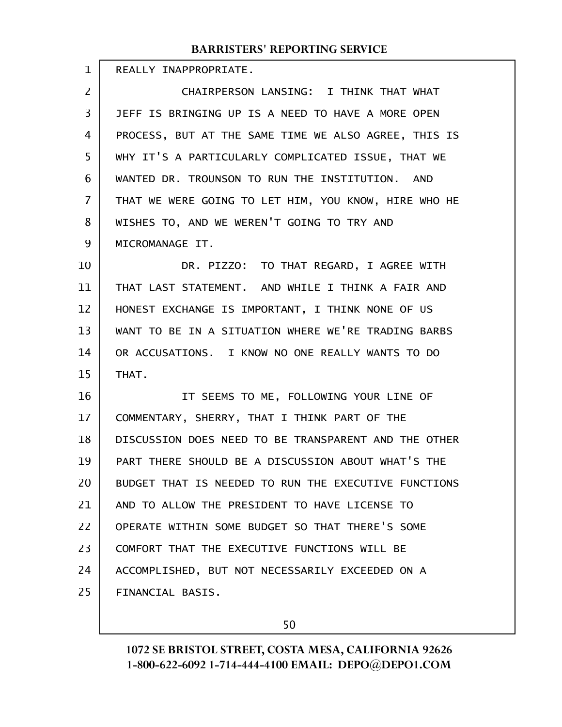REALLY INAPPROPRIATE.

CHAIRPERSON LANSING: I THINK THAT WHAT JEFF IS BRINGING UP IS A NEED TO HAVE A MORE OPEN PROCESS, BUT AT THE SAME TIME WE ALSO AGREE, THIS IS WHY IT'S A PARTICULARLY COMPLICATED ISSUE, THAT WE WANTED DR. TROUNSON TO RUN THE INSTITUTION. AND THAT WE WERE GOING TO LET HIM, YOU KNOW, HIRE WHO HE WISHES TO, AND WE WEREN'T GOING TO TRY AND MICROMANAGE IT.

DR. PIZZO: TO THAT REGARD, I AGREE WITH THAT LAST STATEMENT. AND WHILE I THINK A FAIR AND HONEST EXCHANGE IS IMPORTANT, I THINK NONE OF US WANT TO BE IN A SITUATION WHERE WE'RE TRADING BARBS OR ACCUSATIONS. I KNOW NO ONE REALLY WANTS TO DO THAT.

IT SEEMS TO ME, FOLLOWING YOUR LINE OF COMMENTARY, SHERRY, THAT I THINK PART OF THE DISCUSSION DOES NEED TO BE TRANSPARENT AND THE OTHER PART THERE SHOULD BE A DISCUSSION ABOUT WHAT'S THE BUDGET THAT IS NEEDED TO RUN THE EXECUTIVE FUNCTIONS AND TO ALLOW THE PRESIDENT TO HAVE LICENSE TO OPERATE WITHIN SOME BUDGET SO THAT THERE'S SOME COMFORT THAT THE EXECUTIVE FUNCTIONS WILL BE ACCOMPLISHED, BUT NOT NECESSARILY EXCEEDED ON A FINANCIAL BASIS.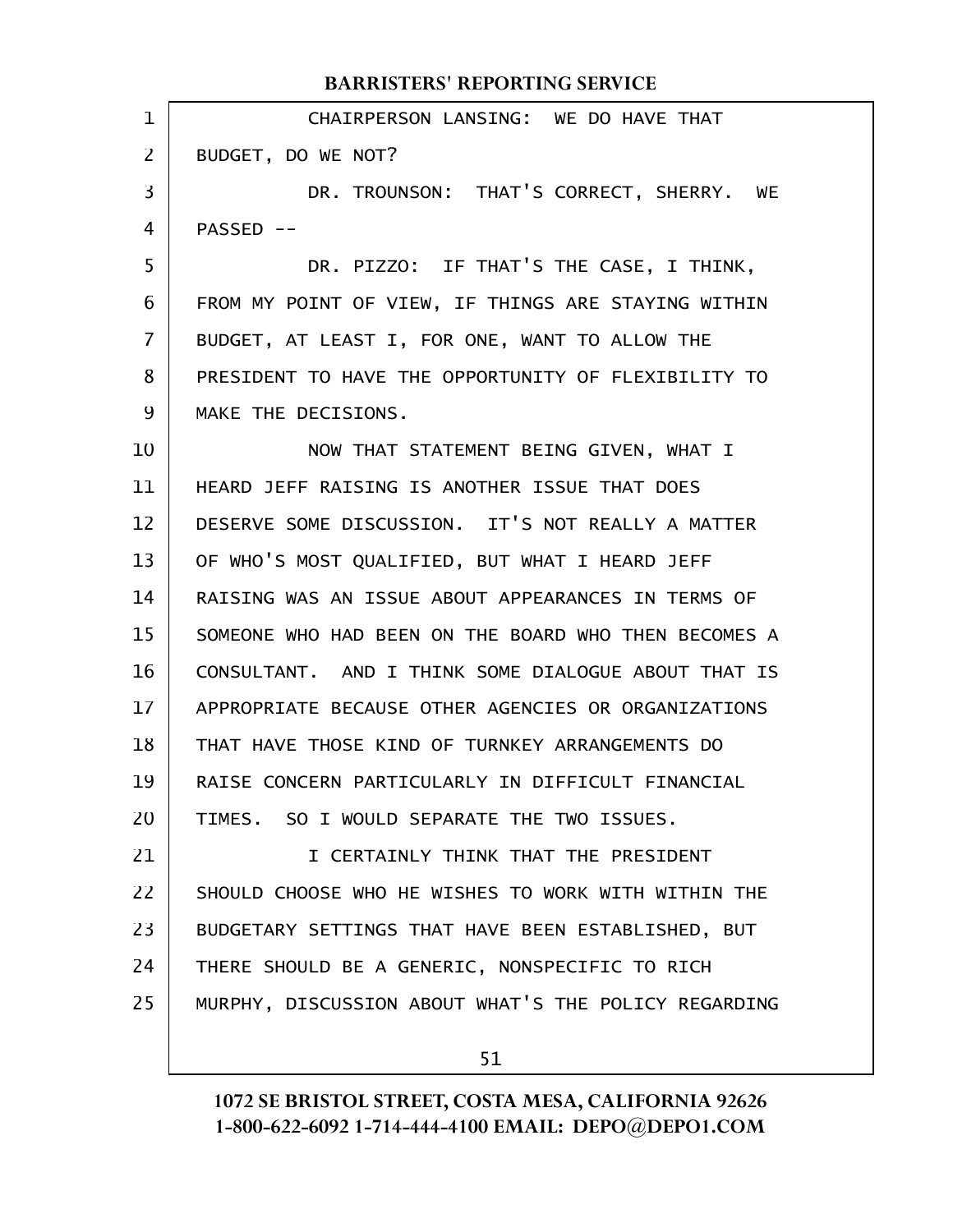CHAIRPERSON LANSING: WE DO HAVE THAT BUDGET, DO WE NOT?

DR. TROUNSON: THAT'S CORRECT, SHERRY. WE PASSED --

DR. PIZZO: IF THAT'S THE CASE, I THINK, FROM MY POINT OF VIEW, IF THINGS ARE STAYING WITHIN BUDGET, AT LEAST I, FOR ONE, WANT TO ALLOW THE PRESIDENT TO HAVE THE OPPORTUNITY OF FLEXIBILITY TO MAKE THE DECISIONS.

NOW THAT STATEMENT BEING GIVEN, WHAT I HEARD JEFF RAISING IS ANOTHER ISSUE THAT DOES DESERVE SOME DISCUSSION. IT'S NOT REALLY A MATTER OF WHO'S MOST QUALIFIED, BUT WHAT I HEARD JEFF RAISING WAS AN ISSUE ABOUT APPEARANCES IN TERMS OF SOMEONE WHO HAD BEEN ON THE BOARD WHO THEN BECOMES A CONSULTANT. AND I THINK SOME DIALOGUE ABOUT THAT IS APPROPRIATE BECAUSE OTHER AGENCIES OR ORGANIZATIONS THAT HAVE THOSE KIND OF TURNKEY ARRANGEMENTS DO RAISE CONCERN PARTICULARLY IN DIFFICULT FINANCIAL TIMES. SO I WOULD SEPARATE THE TWO ISSUES.

I CERTAINLY THINK THAT THE PRESIDENT SHOULD CHOOSE WHO HE WISHES TO WORK WITH WITHIN THE BUDGETARY SETTINGS THAT HAVE BEEN ESTABLISHED, BUT THERE SHOULD BE A GENERIC, NONSPECIFIC TO RICH MURPHY, DISCUSSION ABOUT WHAT'S THE POLICY REGARDING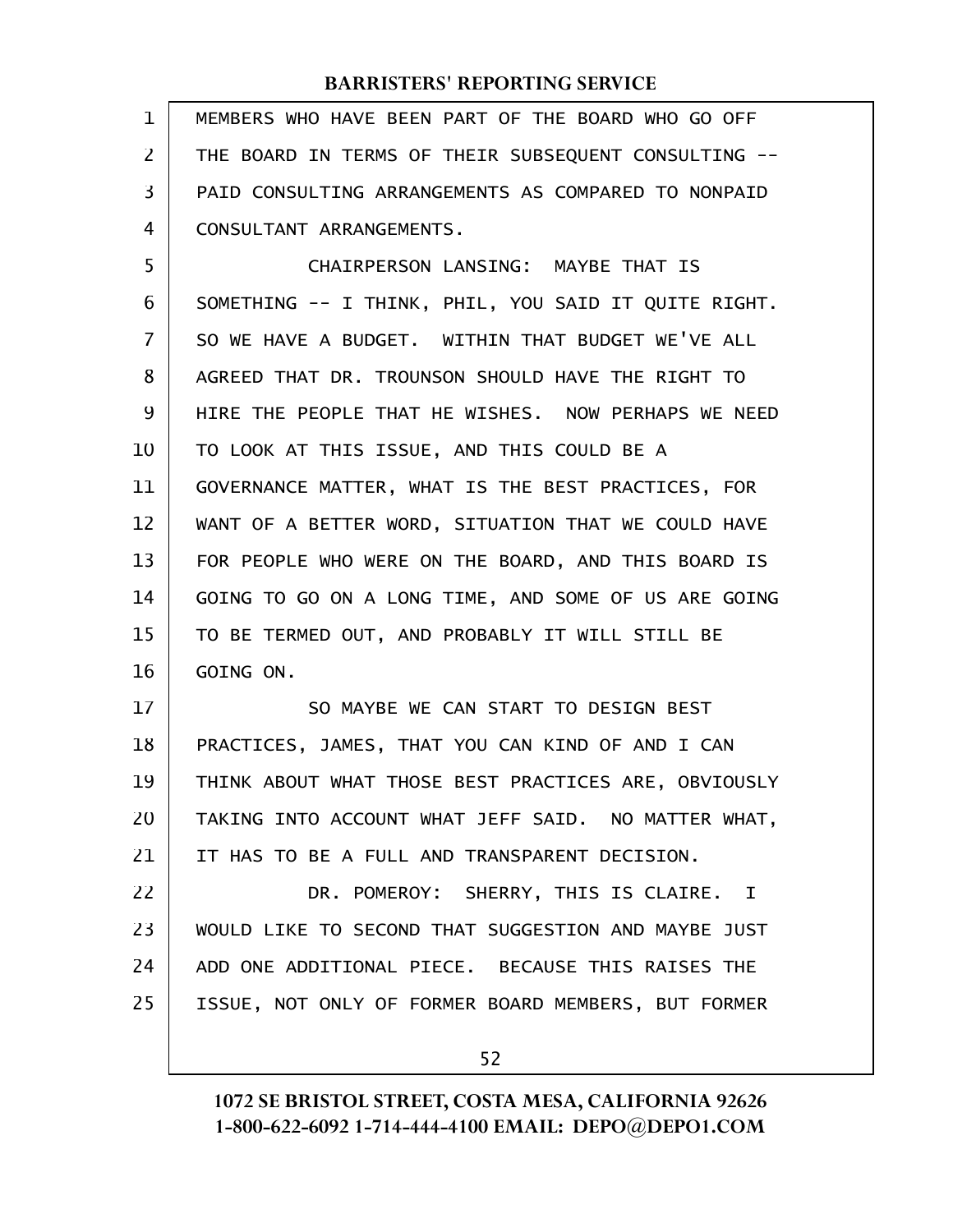MEMBERS WHO HAVE BEEN PART OF THE BOARD WHO GO OFF THE BOARD IN TERMS OF THEIR SUBSEQUENT CONSULTING -- PAID CONSULTING ARRANGEMENTS AS COMPARED TO NONPAID CONSULTANT ARRANGEMENTS.

CHAIRPERSON LANSING: MAYBE THAT IS SOMETHING -- I THINK, PHIL, YOU SAID IT QUITE RIGHT. SO WE HAVE A BUDGET. WITHIN THAT BUDGET WE'VE ALL AGREED THAT DR. TROUNSON SHOULD HAVE THE RIGHT TO HIRE THE PEOPLE THAT HE WISHES. NOW PERHAPS WE NEED TO LOOK AT THIS ISSUE, AND THIS COULD BE A GOVERNANCE MATTER, WHAT IS THE BEST PRACTICES, FOR WANT OF A BETTER WORD, SITUATION THAT WE COULD HAVE FOR PEOPLE WHO WERE ON THE BOARD, AND THIS BOARD IS GOING TO GO ON A LONG TIME, AND SOME OF US ARE GOING TO BE TERMED OUT, AND PROBABLY IT WILL STILL BE GOING ON.

SO MAYBE WE CAN START TO DESIGN BEST PRACTICES, JAMES, THAT YOU CAN KIND OF AND I CAN THINK ABOUT WHAT THOSE BEST PRACTICES ARE, OBVIOUSLY TAKING INTO ACCOUNT WHAT JEFF SAID. NO MATTER WHAT, IT HAS TO BE A FULL AND TRANSPARENT DECISION.

DR. POMEROY: SHERRY, THIS IS CLAIRE. I WOULD LIKE TO SECOND THAT SUGGESTION AND MAYBE JUST ADD ONE ADDITIONAL PIECE. BECAUSE THIS RAISES THE ISSUE, NOT ONLY OF FORMER BOARD MEMBERS, BUT FORMER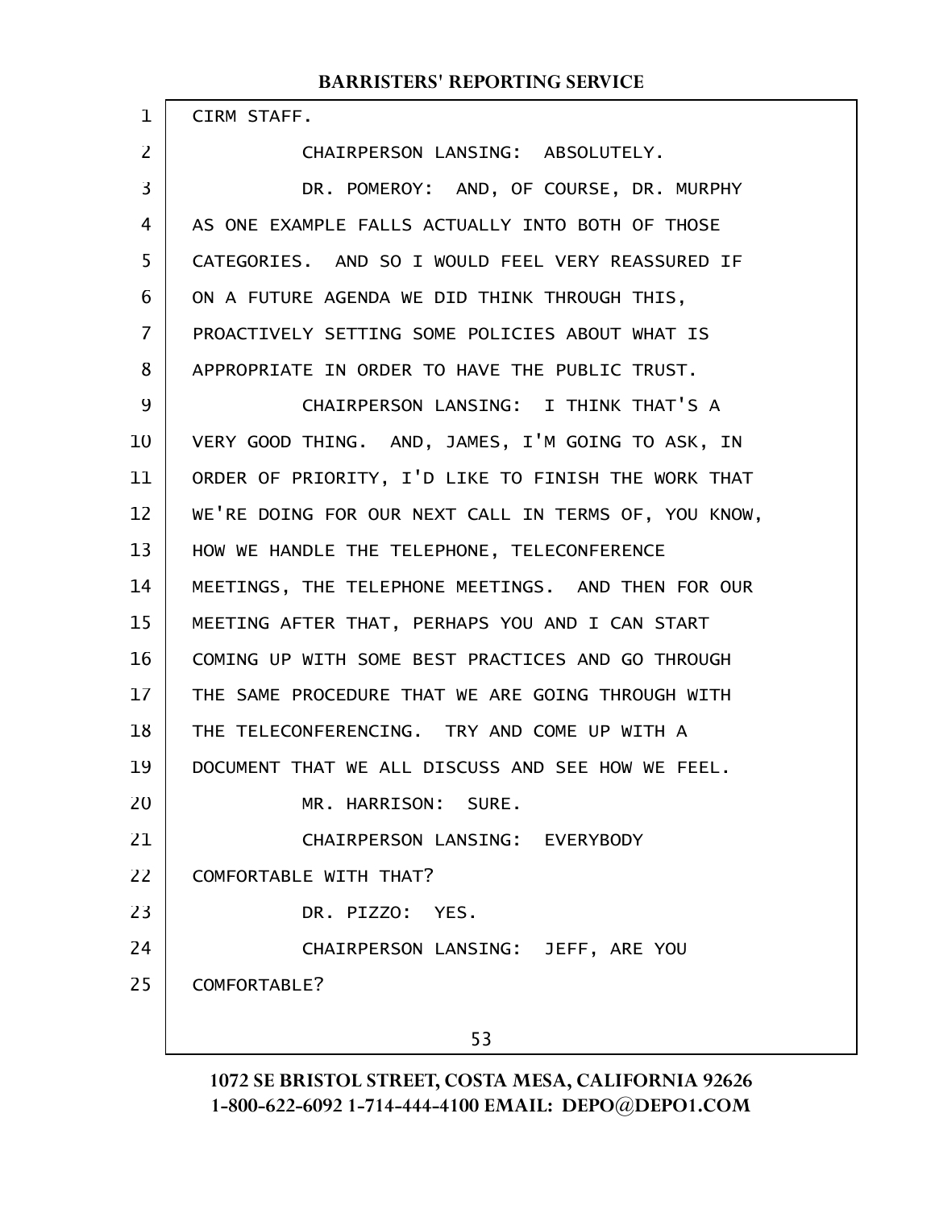CIRM STAFF.

CHAIRPERSON LANSING: ABSOLUTELY.

DR. POMEROY: AND, OF COURSE, DR. MURPHY AS ONE EXAMPLE FALLS ACTUALLY INTO BOTH OF THOSE CATEGORIES. AND SO I WOULD FEEL VERY REASSURED IF ON A FUTURE AGENDA WE DID THINK THROUGH THIS, PROACTIVELY SETTING SOME POLICIES ABOUT WHAT IS APPROPRIATE IN ORDER TO HAVE THE PUBLIC TRUST.

CHAIRPERSON LANSING: I THINK THAT'S A VERY GOOD THING. AND, JAMES, I'M GOING TO ASK, IN ORDER OF PRIORITY, I'D LIKE TO FINISH THE WORK THAT WE'RE DOING FOR OUR NEXT CALL IN TERMS OF, YOU KNOW, HOW WE HANDLE THE TELEPHONE, TELECONFERENCE MEETINGS, THE TELEPHONE MEETINGS. AND THEN FOR OUR MEETING AFTER THAT, PERHAPS YOU AND I CAN START COMING UP WITH SOME BEST PRACTICES AND GO THROUGH THE SAME PROCEDURE THAT WE ARE GOING THROUGH WITH THE TELECONFERENCING. TRY AND COME UP WITH A DOCUMENT THAT WE ALL DISCUSS AND SEE HOW WE FEEL.

MR. HARRISON: SURE.

CHAIRPERSON LANSING: EVERYBODY COMFORTABLE WITH THAT?

DR. PIZZO: YES.

CHAIRPERSON LANSING: JEFF, ARE YOU COMFORTABLE?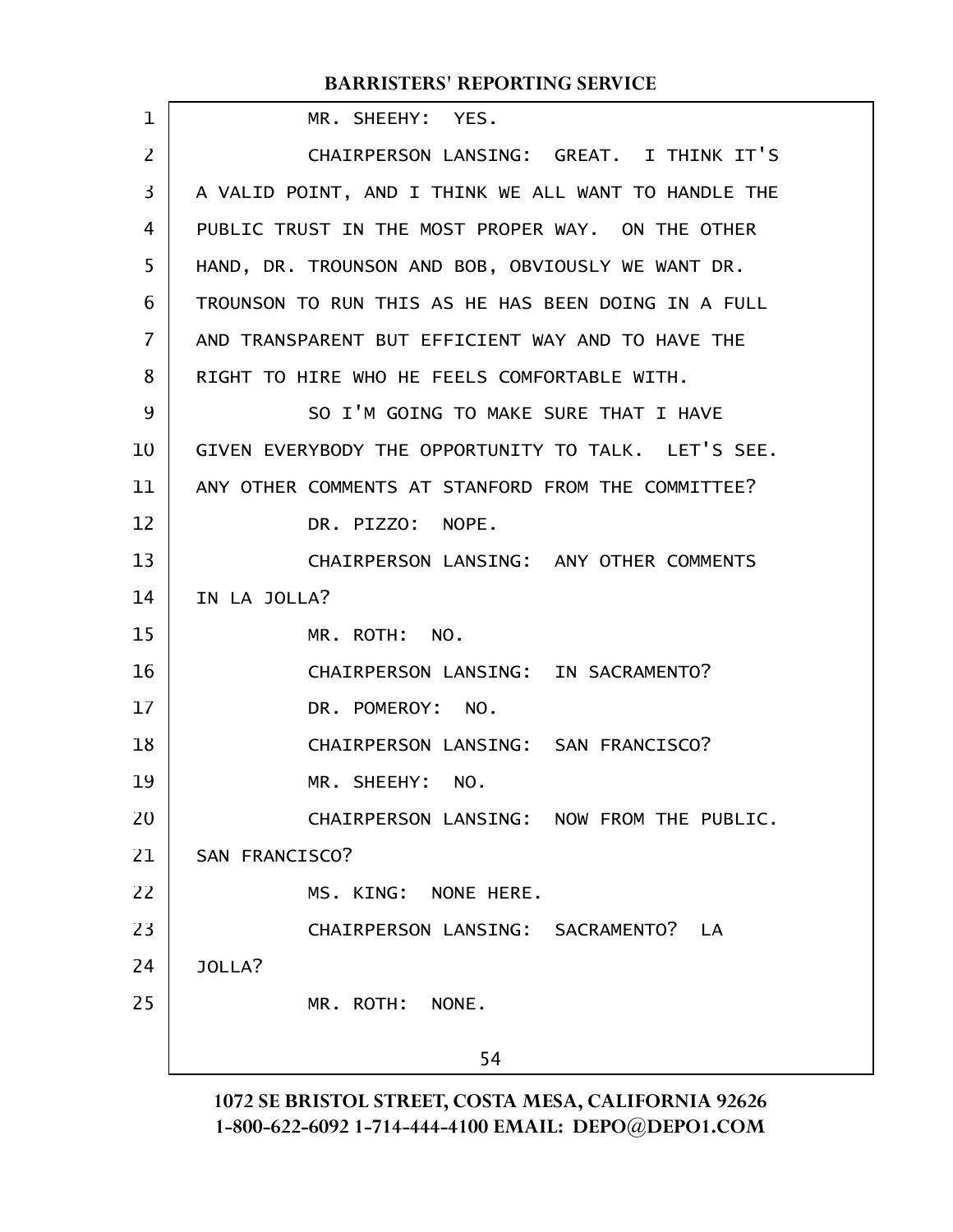MR. SHEEHY: YES.

CHAIRPERSON LANSING: GREAT. I THINK IT'S A VALID POINT, AND I THINK WE ALL WANT TO HANDLE THE PUBLIC TRUST IN THE MOST PROPER WAY. ON THE OTHER HAND, DR. TROUNSON AND BOB, OBVIOUSLY WE WANT DR. TROUNSON TO RUN THIS AS HE HAS BEEN DOING IN A FULL AND TRANSPARENT BUT EFFICIENT WAY AND TO HAVE THE RIGHT TO HIRE WHO HE FEELS COMFORTABLE WITH.

SO I'M GOING TO MAKE SURE THAT I HAVE GIVEN EVERYBODY THE OPPORTUNITY TO TALK. LET'S SEE. ANY OTHER COMMENTS AT STANFORD FROM THE COMMITTEE?

DR. PIZZO: NOPE.

CHAIRPERSON LANSING: ANY OTHER COMMENTS IN LA JOLLA?

MR. ROTH: NO.

CHAIRPERSON LANSING: IN SACRAMENTO?

DR. POMEROY: NO.

CHAIRPERSON LANSING: SAN FRANCISCO?

MR. SHEEHY: NO.

CHAIRPERSON LANSING: NOW FROM THE PUBLIC. SAN FRANCISCO?

MS. KING: NONE HERE.

CHAIRPERSON LANSING: SACRAMENTO? LA JOLLA?

MR. ROTH: NONE.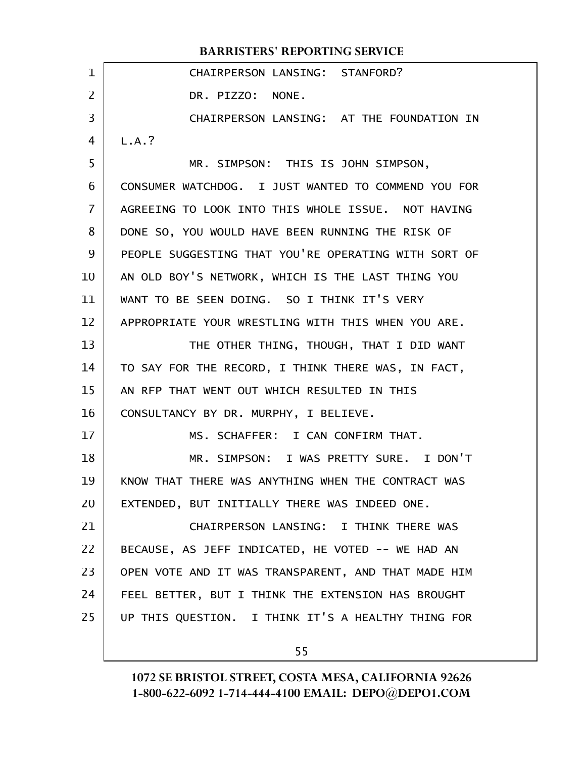CHAIRPERSON LANSING: STANFORD?

DR. PIZZO: NONE.

CHAIRPERSON LANSING: AT THE FOUNDATION IN L.A.?

MR. SIMPSON: THIS IS JOHN SIMPSON, CONSUMER WATCHDOG. I JUST WANTED TO COMMEND YOU FOR AGREEING TO LOOK INTO THIS WHOLE ISSUE. NOT HAVING DONE SO, YOU WOULD HAVE BEEN RUNNING THE RISK OF PEOPLE SUGGESTING THAT YOU'RE OPERATING WITH SORT OF AN OLD BOY'S NETWORK, WHICH IS THE LAST THING YOU WANT TO BE SEEN DOING. SO I THINK IT'S VERY APPROPRIATE YOUR WRESTLING WITH THIS WHEN YOU ARE.

THE OTHER THING, THOUGH, THAT I DID WANT TO SAY FOR THE RECORD, I THINK THERE WAS, IN FACT, AN RFP THAT WENT OUT WHICH RESULTED IN THIS CONSULTANCY BY DR. MURPHY, I BELIEVE.

MS. SCHAFFER: I CAN CONFIRM THAT.

MR. SIMPSON: I WAS PRETTY SURE. I DON'T KNOW THAT THERE WAS ANYTHING WHEN THE CONTRACT WAS EXTENDED, BUT INITIALLY THERE WAS INDEED ONE.

CHAIRPERSON LANSING: I THINK THERE WAS BECAUSE, AS JEFF INDICATED, HE VOTED -- WE HAD AN OPEN VOTE AND IT WAS TRANSPARENT, AND THAT MADE HIM FEEL BETTER, BUT I THINK THE EXTENSION HAS BROUGHT UP THIS QUESTION. I THINK IT'S A HEALTHY THING FOR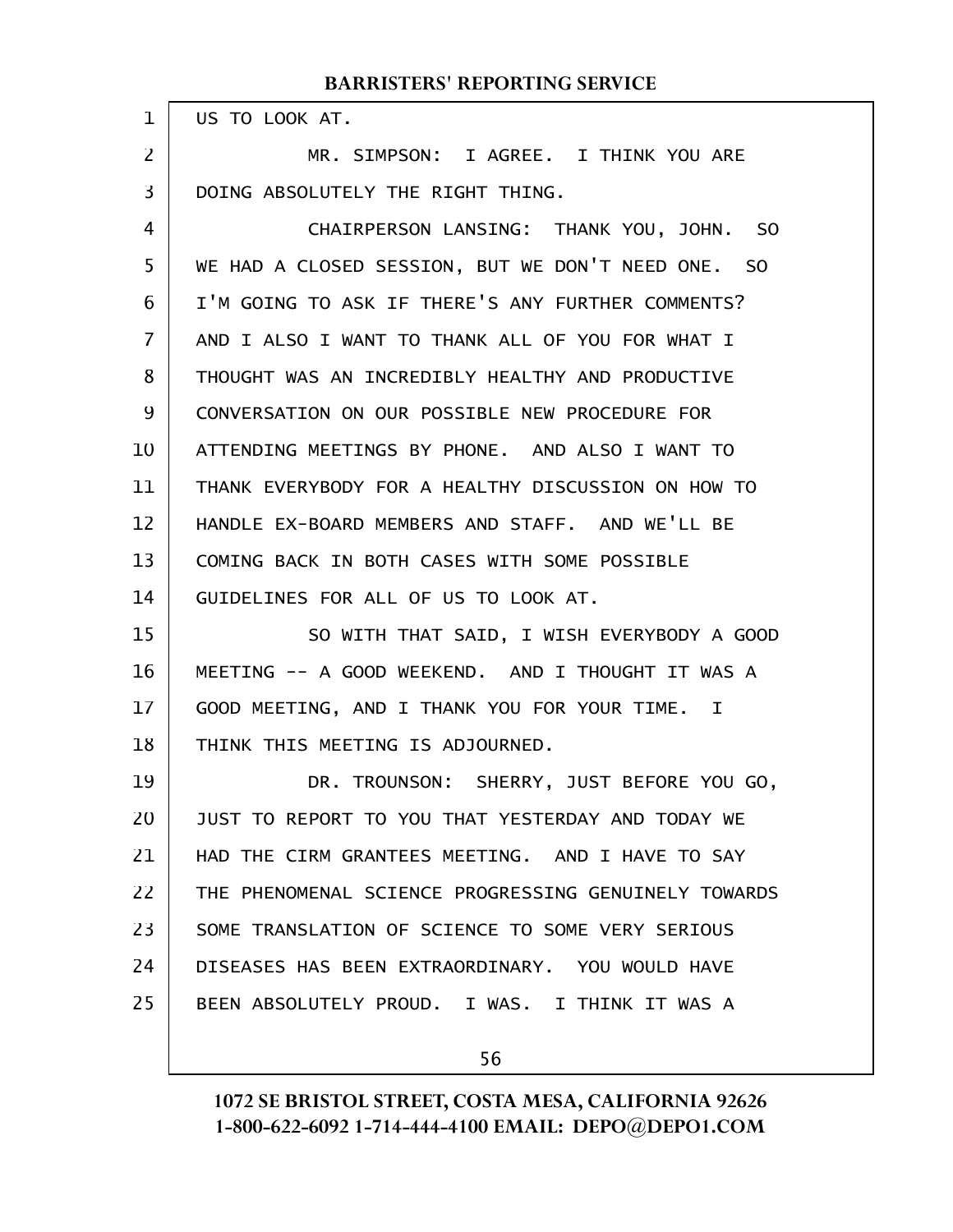US TO LOOK AT.

MR. SIMPSON: I AGREE. I THINK YOU ARE DOING ABSOLUTELY THE RIGHT THING.

CHAIRPERSON LANSING: THANK YOU, JOHN. SO WE HAD A CLOSED SESSION, BUT WE DON'T NEED ONE. SO I'M GOING TO ASK IF THERE'S ANY FURTHER COMMENTS? AND I ALSO I WANT TO THANK ALL OF YOU FOR WHAT I THOUGHT WAS AN INCREDIBLY HEALTHY AND PRODUCTIVE CONVERSATION ON OUR POSSIBLE NEW PROCEDURE FOR ATTENDING MEETINGS BY PHONE. AND ALSO I WANT TO THANK EVERYBODY FOR A HEALTHY DISCUSSION ON HOW TO HANDLE EX-BOARD MEMBERS AND STAFF. AND WE'LL BE COMING BACK IN BOTH CASES WITH SOME POSSIBLE GUIDELINES FOR ALL OF US TO LOOK AT.

SO WITH THAT SAID, I WISH EVERYBODY A GOOD MEETING -- A GOOD WEEKEND. AND I THOUGHT IT WAS A GOOD MEETING, AND I THANK YOU FOR YOUR TIME. I THINK THIS MEETING IS ADJOURNED.

DR. TROUNSON: SHERRY, JUST BEFORE YOU GO, JUST TO REPORT TO YOU THAT YESTERDAY AND TODAY WE HAD THE CIRM GRANTEES MEETING. AND I HAVE TO SAY THE PHENOMENAL SCIENCE PROGRESSING GENUINELY TOWARDS SOME TRANSLATION OF SCIENCE TO SOME VERY SERIOUS DISEASES HAS BEEN EXTRAORDINARY. YOU WOULD HAVE BEEN ABSOLUTELY PROUD. I WAS. I THINK IT WAS A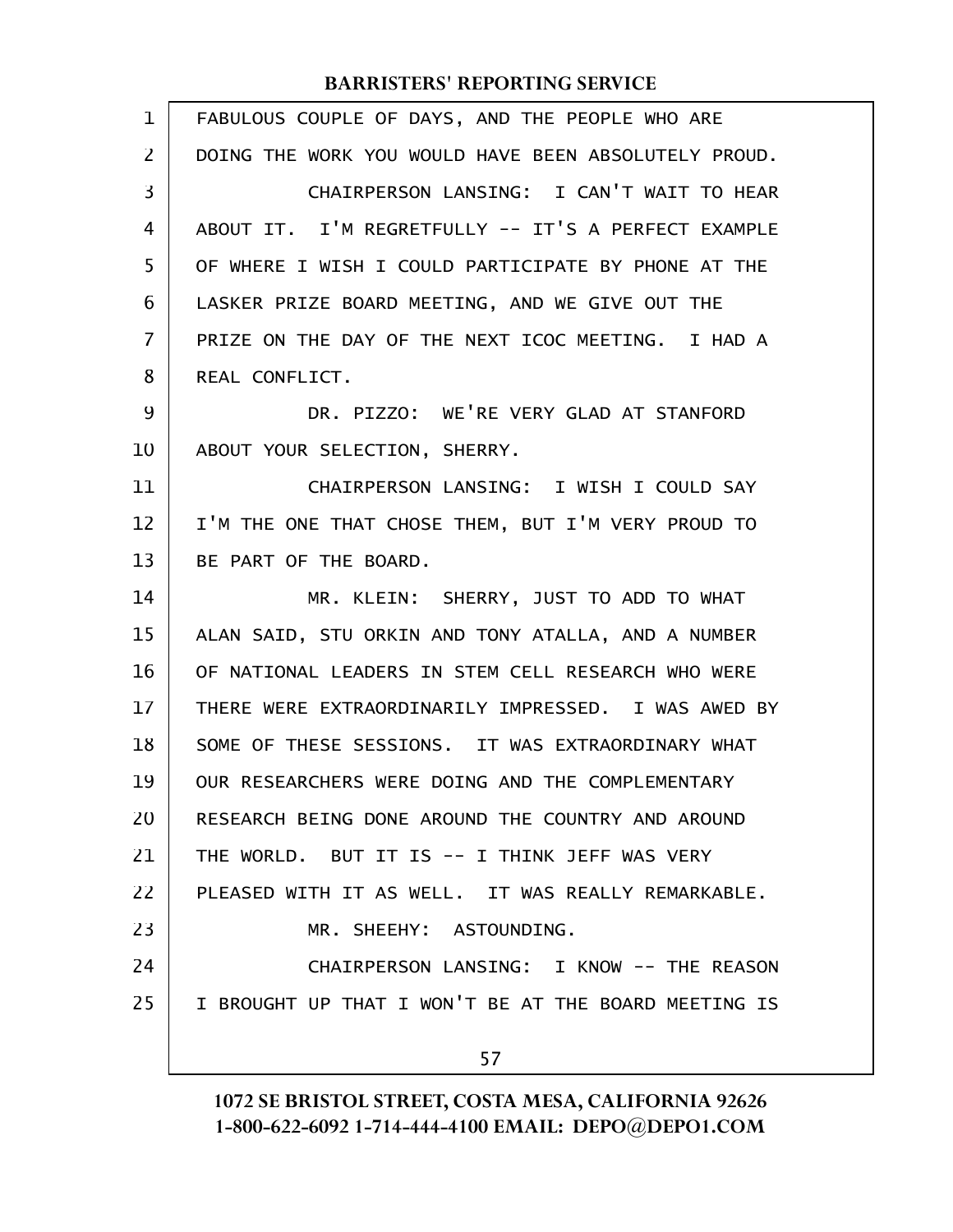FABULOUS COUPLE OF DAYS, AND THE PEOPLE WHO ARE DOING THE WORK YOU WOULD HAVE BEEN ABSOLUTELY PROUD.

CHAIRPERSON LANSING: I CAN'T WAIT TO HEAR ABOUT IT. I'M REGRETFULLY -- IT'S A PERFECT EXAMPLE OF WHERE I WISH I COULD PARTICIPATE BY PHONE AT THE LASKER PRIZE BOARD MEETING, AND WE GIVE OUT THE PRIZE ON THE DAY OF THE NEXT ICOC MEETING. I HAD A REAL CONFLICT.

DR. PIZZO: WE'RE VERY GLAD AT STANFORD ABOUT YOUR SELECTION, SHERRY.

CHAIRPERSON LANSING: I WISH I COULD SAY I'M THE ONE THAT CHOSE THEM, BUT I'M VERY PROUD TO BE PART OF THE BOARD.

MR. KLEIN: SHERRY, JUST TO ADD TO WHAT ALAN SAID, STU ORKIN AND TONY ATALLA, AND A NUMBER OF NATIONAL LEADERS IN STEM CELL RESEARCH WHO WERE THERE WERE EXTRAORDINARILY IMPRESSED. I WAS AWED BY SOME OF THESE SESSIONS. IT WAS EXTRAORDINARY WHAT OUR RESEARCHERS WERE DOING AND THE COMPLEMENTARY RESEARCH BEING DONE AROUND THE COUNTRY AND AROUND THE WORLD. BUT IT IS -- I THINK JEFF WAS VERY PLEASED WITH IT AS WELL. IT WAS REALLY REMARKABLE.

MR. SHEEHY: ASTOUNDING.

CHAIRPERSON LANSING: I KNOW -- THE REASON I BROUGHT UP THAT I WON'T BE AT THE BOARD MEETING IS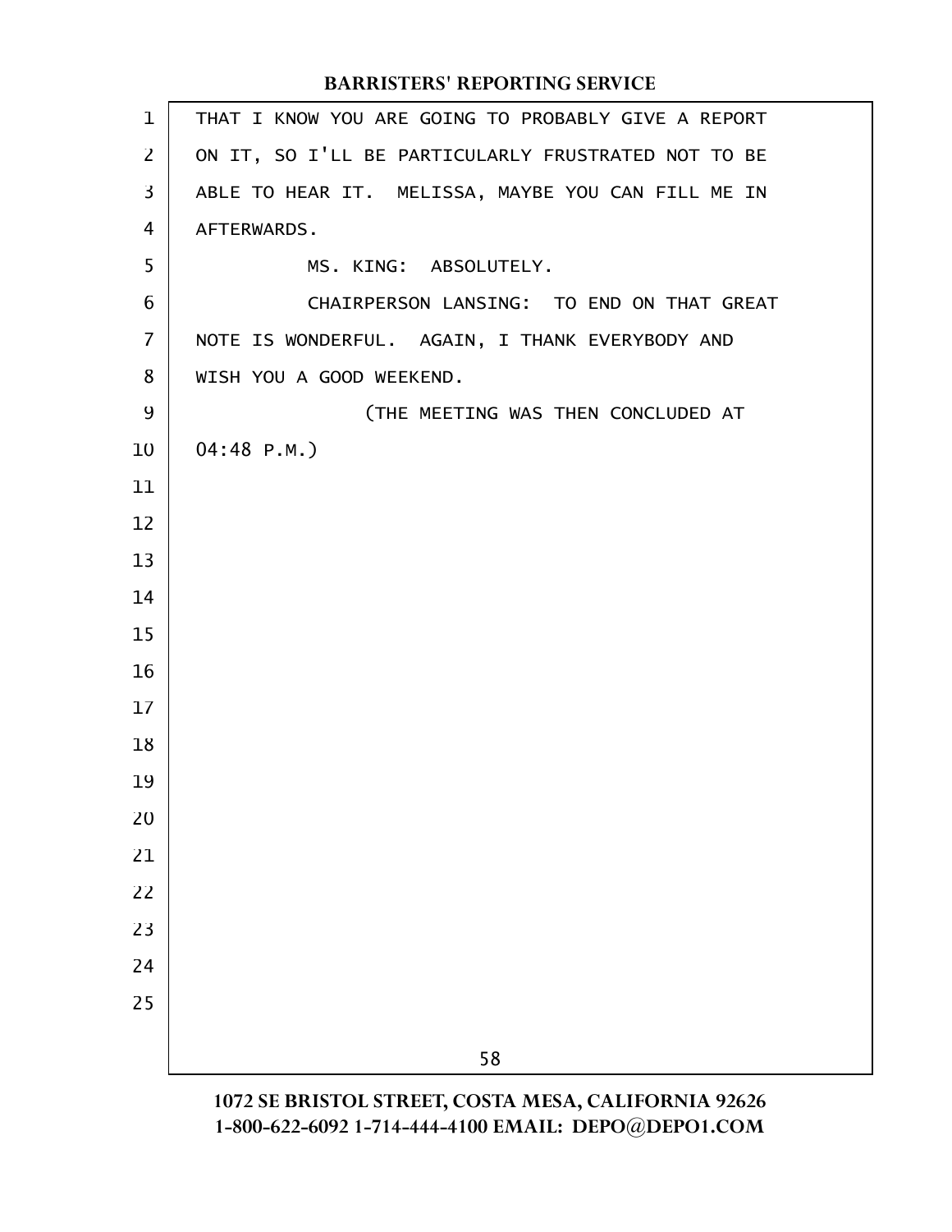THAT I KNOW YOU ARE GOING TO PROBABLY GIVE A REPORT ON IT, SO I'LL BE PARTICULARLY FRUSTRATED NOT TO BE ABLE TO HEAR IT. MELISSA, MAYBE YOU CAN FILL ME IN AFTERWARDS.

MS. KING: ABSOLUTELY.

CHAIRPERSON LANSING: TO END ON THAT GREAT NOTE IS WONDERFUL. AGAIN, I THANK EVERYBODY AND WISH YOU A GOOD WEEKEND.

(THE MEETING WAS THEN CONCLUDED AT 04:48 P.M.)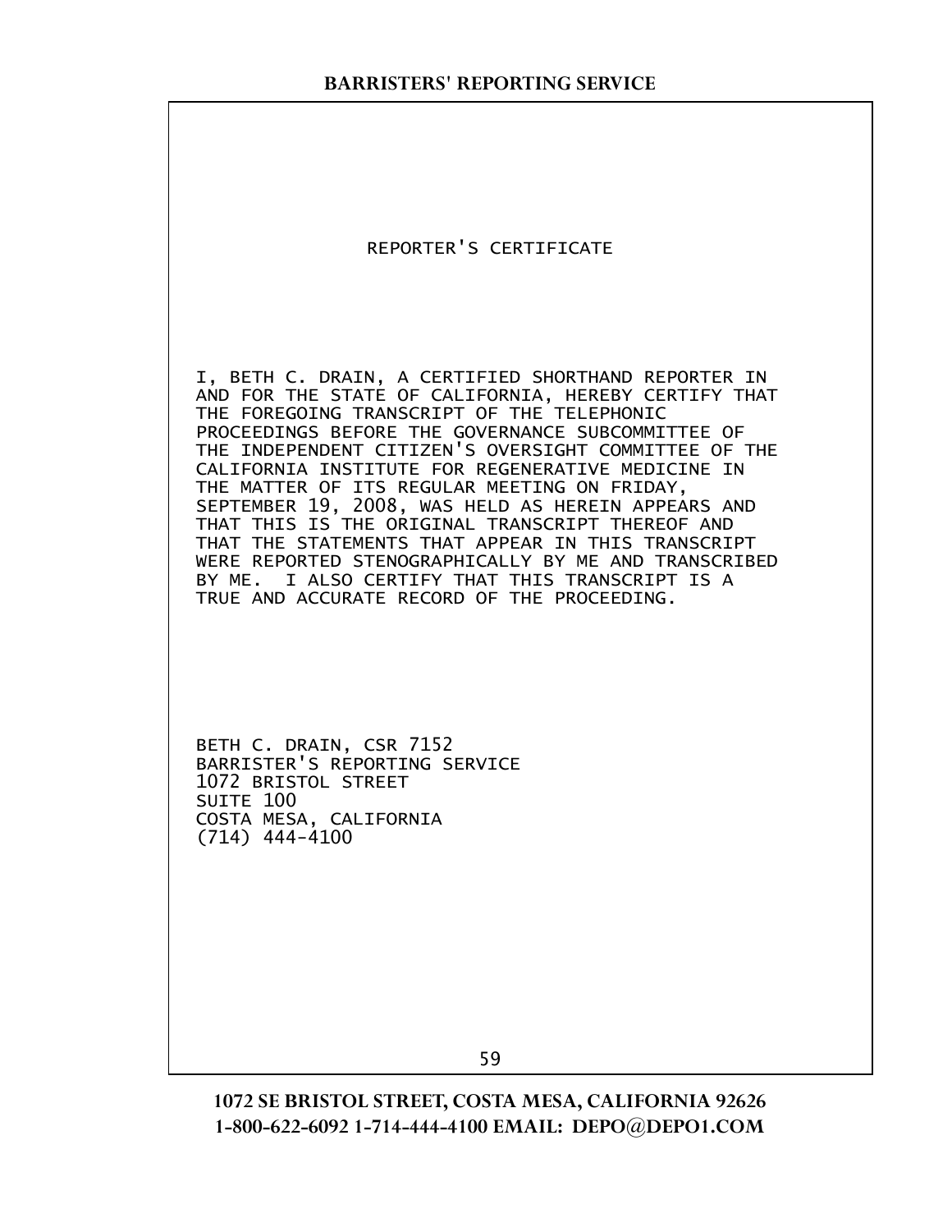# REPORTER'S CERTIFICATE

I, BETH C. DRAIN, A CERTIFIED SHORTHAND REPORTER IN AND FOR THE STATE OF CALIFORNIA, HEREBY CERTIFY THAT THE FOREGOING TRANSCRIPT OF THE TELEPHONIC PROCEEDINGS BEFORE THE GOVERNANCE SUBCOMMITTEE OF THE INDEPENDENT CITIZEN'S OVERSIGHT COMMITTEE OF THE CALIFORNIA INSTITUTE FOR REGENERATIVE MEDICINE IN THE MATTER OF ITS REGULAR MEETING ON FRIDAY, SEPTEMBER 19, 2008, WAS HELD AS HEREIN APPEARS AND THAT THIS IS THE ORIGINAL TRANSCRIPT THEREOF AND THAT THE STATEMENTS THAT APPEAR IN THIS TRANSCRIPT WERE REPORTED STENOGRAPHICALLY BY ME AND TRANSCRIBED BY ME. I ALSO CERTIFY THAT THIS TRANSCRIPT IS A TRUE AND ACCURATE RECORD OF THE PROCEEDING.

BETH C. DRAIN, CSR 7152
BARRISTER'S REPORTING SERVICE
1072 BRISTOL STREET
SUITE 100
COSTA MESA, CALIFORNIA
(714) 444-4100